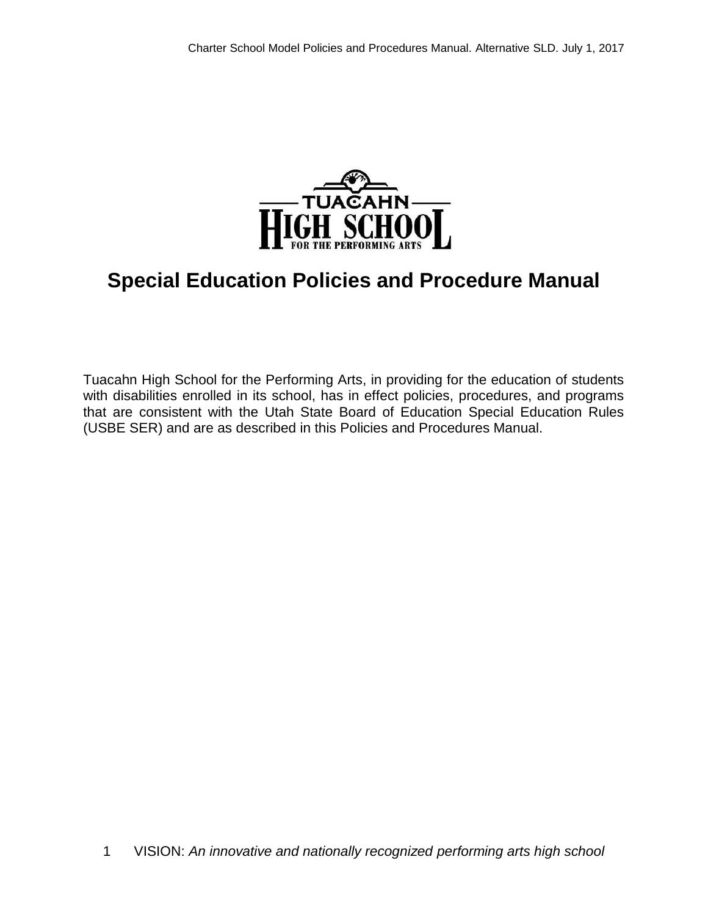# Special Education Policies and Procedure Manual

Tuacahn High School for the Performing Arts, in providing for the education of students with disabilities enrolled in its school, has in effect policies, procedures, and programs that are consistent with the Utah State Board of Education Special Education Rules (USBE SER) and are as described in this Policies and Procedures Manual.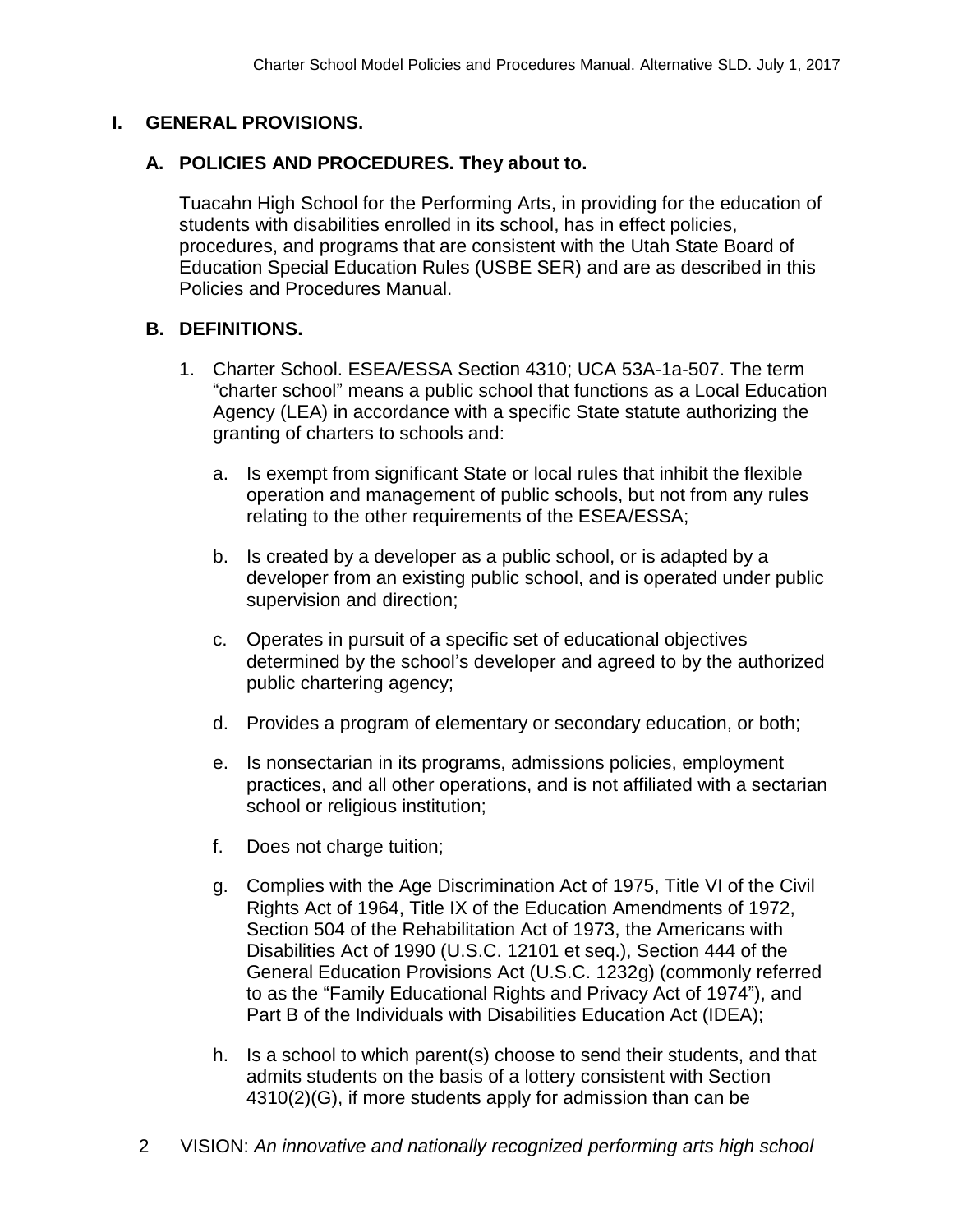# I. GENERAL PROVISIONS.

## A. POLICIES AND PROCEDURES. They about to.

Tuacahn High School for the Performing Arts, in providing for the education of students with disabilities enrolled in its school, has in effect policies, procedures, and programs that are consistent with the Utah State Board of Education Special Education Rules (USBE SER) and are as described in this Policies and Procedures Manual.

## B. DEFINITIONS.

1. Charter School. ESEA/ESSA Section 4310; UCA 53A-1a-507. The term "charter school" means a public school that functions as a Local Education Agency (LEA) in accordance with a specific State statute authorizing the granting of charters to schools and:

   a. Is exempt from significant State or local rules that inhibit the flexible operation and management of public schools, but not from any rules relating to the other requirements of the ESEA/ESSA;

   b. Is created by a developer as a public school, or is adapted by a developer from an existing public school, and is operated under public supervision and direction;

   c. Operates in pursuit of a specific set of educational objectives determined by the school's developer and agreed to by the authorized public chartering agency;

   d. Provides a program of elementary or secondary education, or both;

   e. Is nonsectarian in its programs, admissions policies, employment practices, and all other operations, and is not affiliated with a sectarian school or religious institution;

   f. Does not charge tuition;

   g. Complies with the Age Discrimination Act of 1975, Title VI of the Civil Rights Act of 1964, Title IX of the Education Amendments of 1972, Section 504 of the Rehabilitation Act of 1973, the Americans with Disabilities Act of 1990 (U.S.C. 12101 et seq.), Section 444 of the General Education Provisions Act (U.S.C. 1232g) (commonly referred to as the "Family Educational Rights and Privacy Act of 1974"), and Part B of the Individuals with Disabilities Education Act (IDEA);

   h. Is a school to which parent(s) choose to send their students, and that admits students on the basis of a lottery consistent with Section 4310(2)(G), if more students apply for admission than can be

VISION: *An innovative and nationally recognized performing arts high school*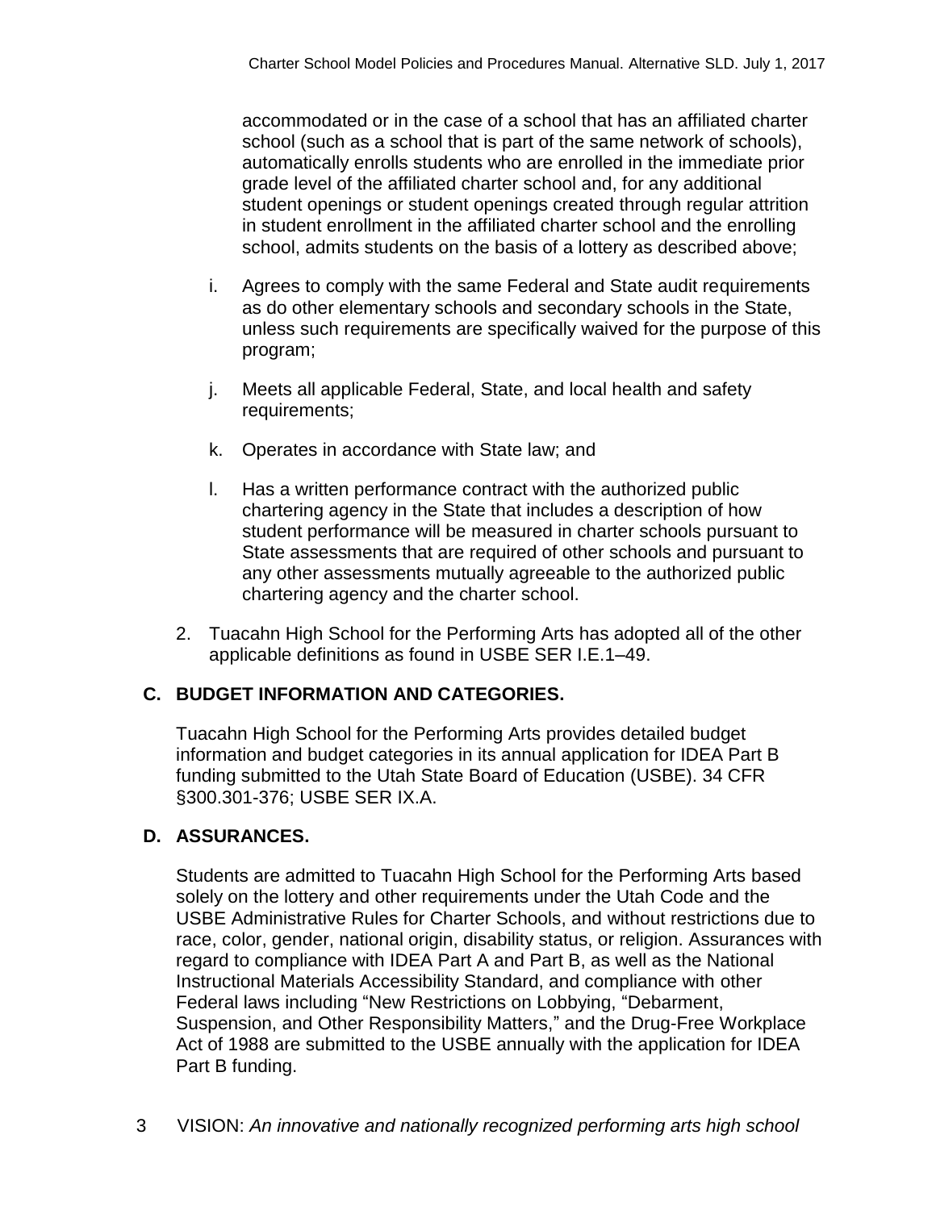accommodated or in the case of a school that has an affiliated charter school (such as a school that is part of the same network of schools), automatically enrolls students who are enrolled in the immediate prior grade level of the affiliated charter school and, for any additional student openings or student openings created through regular attrition in student enrollment in the affiliated charter school and the enrolling school, admits students on the basis of a lottery as described above;

i. Agrees to comply with the same Federal and State audit requirements as do other elementary schools and secondary schools in the State, unless such requirements are specifically waived for the purpose of this program;

j. Meets all applicable Federal, State, and local health and safety requirements;

k. Operates in accordance with State law; and

l. Has a written performance contract with the authorized public chartering agency in the State that includes a description of how student performance will be measured in charter schools pursuant to State assessments that are required of other schools and pursuant to any other assessments mutually agreeable to the authorized public chartering agency and the charter school.

2. Tuacahn High School for the Performing Arts has adopted all of the other applicable definitions as found in USBE SER I.E.1–49.

## C. BUDGET INFORMATION AND CATEGORIES.

Tuacahn High School for the Performing Arts provides detailed budget information and budget categories in its annual application for IDEA Part B funding submitted to the Utah State Board of Education (USBE). 34 CFR §300.301-376; USBE SER IX.A.

## D. ASSURANCES.

Students are admitted to Tuacahn High School for the Performing Arts based solely on the lottery and other requirements under the Utah Code and the USBE Administrative Rules for Charter Schools, and without restrictions due to race, color, gender, national origin, disability status, or religion. Assurances with regard to compliance with IDEA Part A and Part B, as well as the National Instructional Materials Accessibility Standard, and compliance with other Federal laws including "New Restrictions on Lobbying, "Debarment, Suspension, and Other Responsibility Matters," and the Drug-Free Workplace Act of 1988 are submitted to the USBE annually with the application for IDEA Part B funding.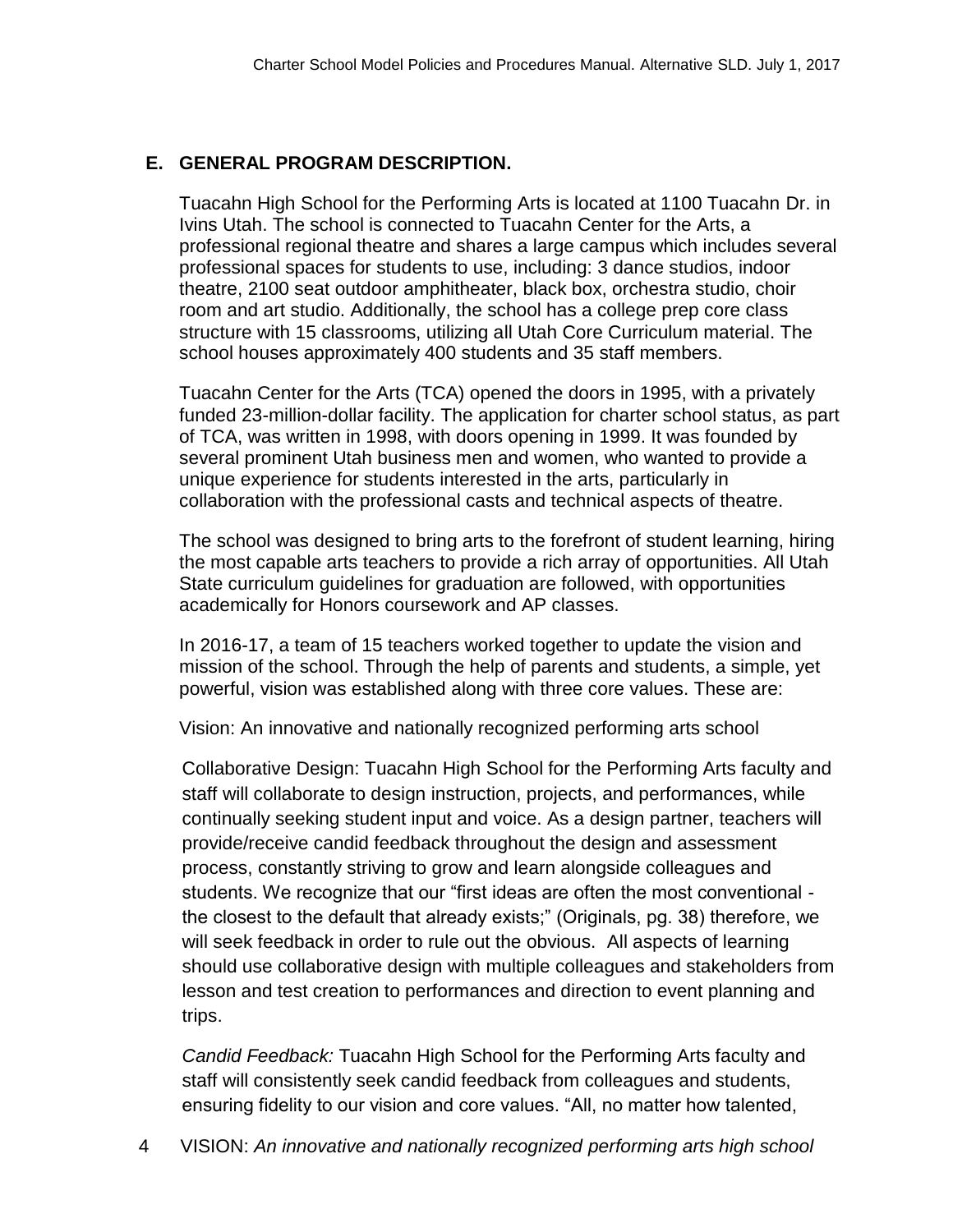## E. GENERAL PROGRAM DESCRIPTION.

Tuacahn High School for the Performing Arts is located at 1100 Tuacahn Dr. in Ivins Utah. The school is connected to Tuacahn Center for the Arts, a professional regional theatre and shares a large campus which includes several professional spaces for students to use, including: 3 dance studios, indoor theatre, 2100 seat outdoor amphitheater, black box, orchestra studio, choir room and art studio. Additionally, the school has a college prep core class structure with 15 classrooms, utilizing all Utah Core Curriculum material. The school houses approximately 400 students and 35 staff members.

Tuacahn Center for the Arts (TCA) opened the doors in 1995, with a privately funded 23-million-dollar facility. The application for charter school status, as part of TCA, was written in 1998, with doors opening in 1999. It was founded by several prominent Utah business men and women, who wanted to provide a unique experience for students interested in the arts, particularly in collaboration with the professional casts and technical aspects of theatre.

The school was designed to bring arts to the forefront of student learning, hiring the most capable arts teachers to provide a rich array of opportunities. All Utah State curriculum guidelines for graduation are followed, with opportunities academically for Honors coursework and AP classes.

In 2016-17, a team of 15 teachers worked together to update the vision and mission of the school. Through the help of parents and students, a simple, yet powerful, vision was established along with three core values. These are:

Vision: An innovative and nationally recognized performing arts school

Collaborative Design: Tuacahn High School for the Performing Arts faculty and staff will collaborate to design instruction, projects, and performances, while continually seeking student input and voice. As a design partner, teachers will provide/receive candid feedback throughout the design and assessment process, constantly striving to grow and learn alongside colleagues and students. We recognize that our "first ideas are often the most conventional - the closest to the default that already exists;" (Originals, pg. 38) therefore, we will seek feedback in order to rule out the obvious. All aspects of learning should use collaborative design with multiple colleagues and stakeholders from lesson and test creation to performances and direction to event planning and trips.

*Candid Feedback:* Tuacahn High School for the Performing Arts faculty and staff will consistently seek candid feedback from colleagues and students, ensuring fidelity to our vision and core values. "All, no matter how talented,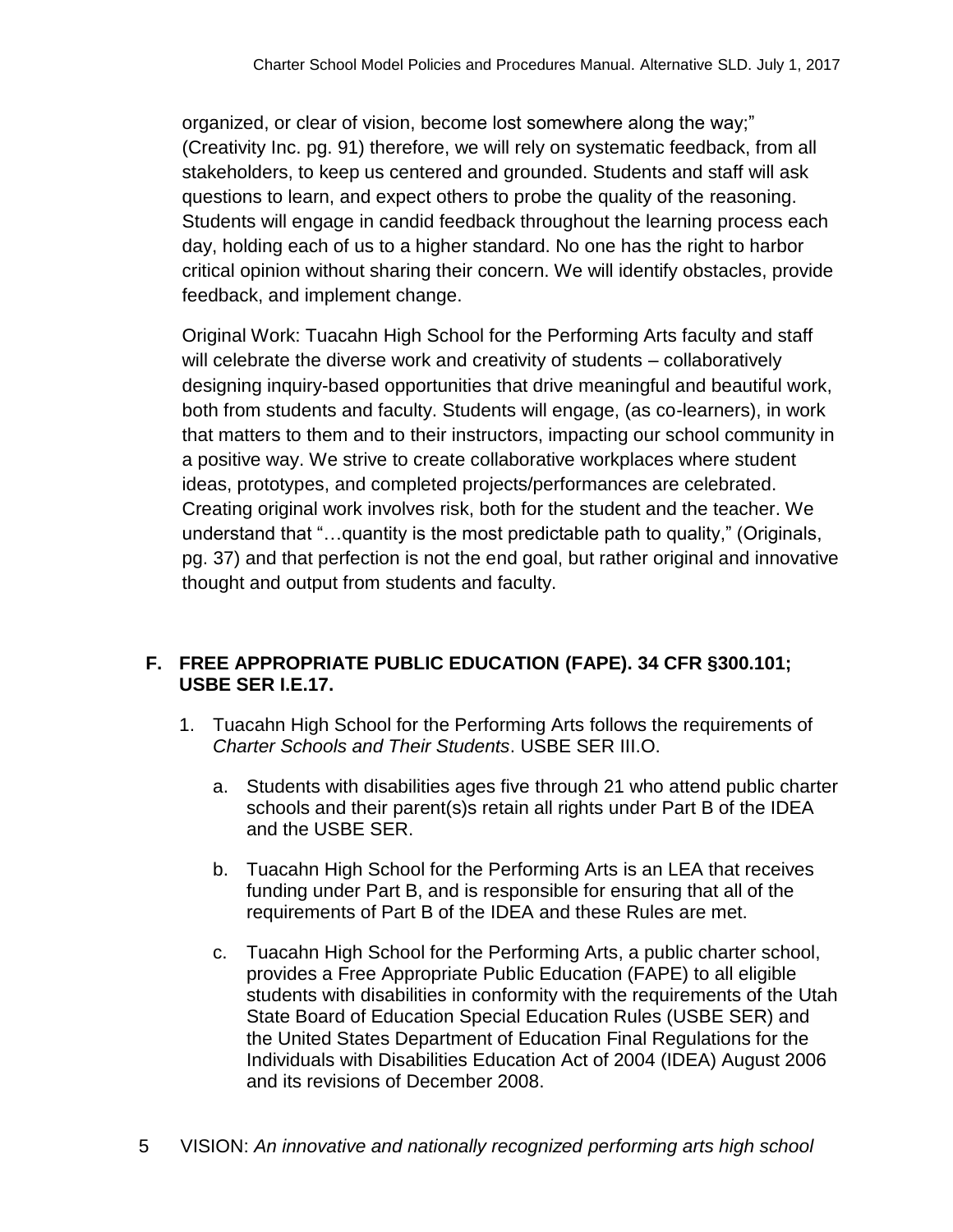organized, or clear of vision, become lost somewhere along the way;" (Creativity Inc. pg. 91) therefore, we will rely on systematic feedback, from all stakeholders, to keep us centered and grounded. Students and staff will ask questions to learn, and expect others to probe the quality of the reasoning. Students will engage in candid feedback throughout the learning process each day, holding each of us to a higher standard. No one has the right to harbor critical opinion without sharing their concern. We will identify obstacles, provide feedback, and implement change.

Original Work: Tuacahn High School for the Performing Arts faculty and staff will celebrate the diverse work and creativity of students – collaboratively designing inquiry-based opportunities that drive meaningful and beautiful work, both from students and faculty. Students will engage, (as co-learners), in work that matters to them and to their instructors, impacting our school community in a positive way. We strive to create collaborative workplaces where student ideas, prototypes, and completed projects/performances are celebrated. Creating original work involves risk, both for the student and the teacher. We understand that "…quantity is the most predictable path to quality," (Originals, pg. 37) and that perfection is not the end goal, but rather original and innovative thought and output from students and faculty.

## F. FREE APPROPRIATE PUBLIC EDUCATION (FAPE). 34 CFR §300.101; USBE SER I.E.17.

1. Tuacahn High School for the Performing Arts follows the requirements of *Charter Schools and Their Students*. USBE SER III.O.

   a. Students with disabilities ages five through 21 who attend public charter schools and their parent(s)s retain all rights under Part B of the IDEA and the USBE SER.

   b. Tuacahn High School for the Performing Arts is an LEA that receives funding under Part B, and is responsible for ensuring that all of the requirements of Part B of the IDEA and these Rules are met.

   c. Tuacahn High School for the Performing Arts, a public charter school, provides a Free Appropriate Public Education (FAPE) to all eligible students with disabilities in conformity with the requirements of the Utah State Board of Education Special Education Rules (USBE SER) and the United States Department of Education Final Regulations for the Individuals with Disabilities Education Act of 2004 (IDEA) August 2006 and its revisions of December 2008.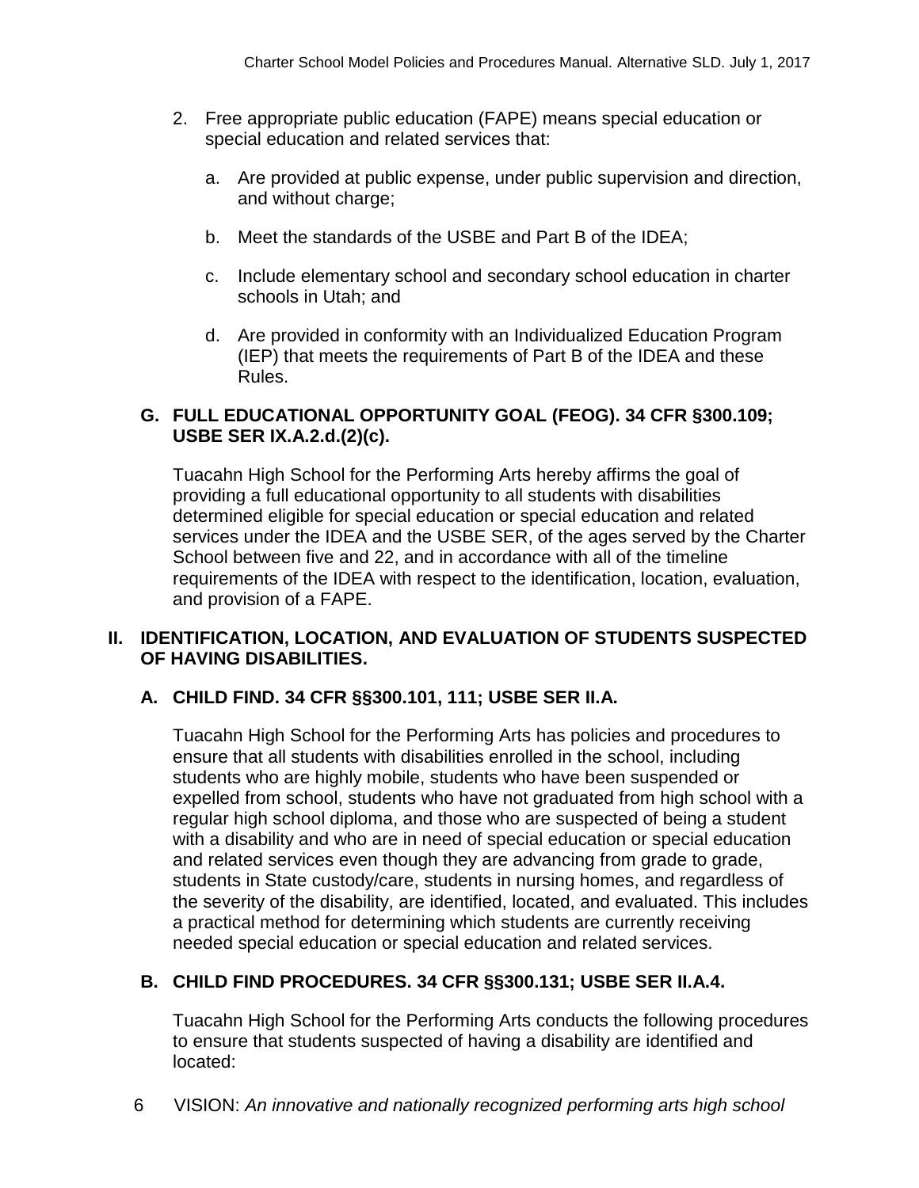2. Free appropriate public education (FAPE) means special education or special education and related services that:

    a. Are provided at public expense, under public supervision and direction, and without charge;

    b. Meet the standards of the USBE and Part B of the IDEA;

    c. Include elementary school and secondary school education in charter schools in Utah; and

    d. Are provided in conformity with an Individualized Education Program (IEP) that meets the requirements of Part B of the IDEA and these Rules.

### G. FULL EDUCATIONAL OPPORTUNITY GOAL (FEOG). 34 CFR §300.109; USBE SER IX.A.2.d.(2)(c).

Tuacahn High School for the Performing Arts hereby affirms the goal of providing a full educational opportunity to all students with disabilities determined eligible for special education or special education and related services under the IDEA and the USBE SER, of the ages served by the Charter School between five and 22, and in accordance with all of the timeline requirements of the IDEA with respect to the identification, location, evaluation, and provision of a FAPE.

## II. IDENTIFICATION, LOCATION, AND EVALUATION OF STUDENTS SUSPECTED OF HAVING DISABILITIES.

### A. CHILD FIND. 34 CFR §§300.101, 111; USBE SER II.A.

Tuacahn High School for the Performing Arts has policies and procedures to ensure that all students with disabilities enrolled in the school, including students who are highly mobile, students who have been suspended or expelled from school, students who have not graduated from high school with a regular high school diploma, and those who are suspected of being a student with a disability and who are in need of special education or special education and related services even though they are advancing from grade to grade, students in State custody/care, students in nursing homes, and regardless of the severity of the disability, are identified, located, and evaluated. This includes a practical method for determining which students are currently receiving needed special education or special education and related services.

### B. CHILD FIND PROCEDURES. 34 CFR §§300.131; USBE SER II.A.4.

Tuacahn High School for the Performing Arts conducts the following procedures to ensure that students suspected of having a disability are identified and located: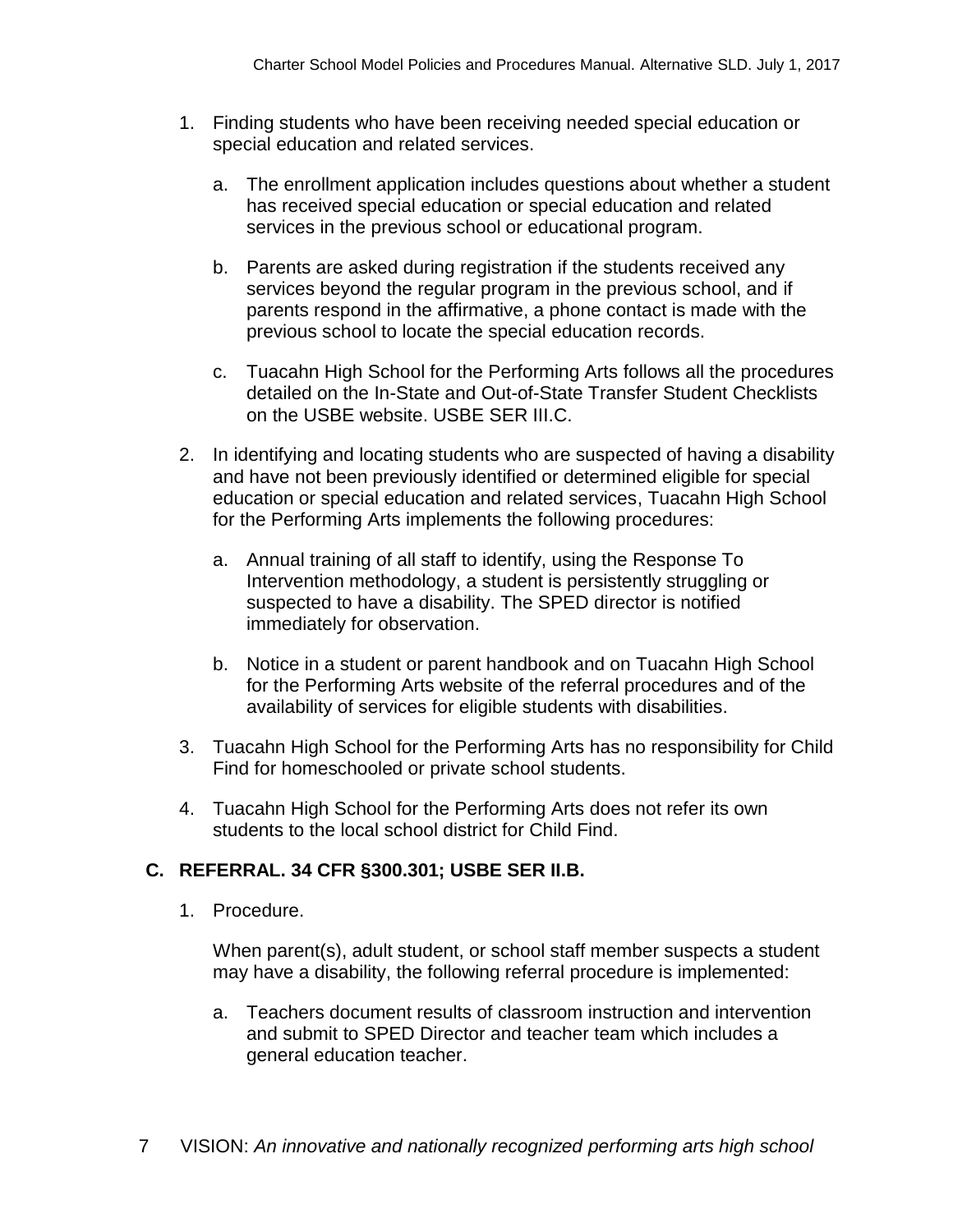1. Finding students who have been receiving needed special education or special education and related services.

   a. The enrollment application includes questions about whether a student has received special education or special education and related services in the previous school or educational program.

   b. Parents are asked during registration if the students received any services beyond the regular program in the previous school, and if parents respond in the affirmative, a phone contact is made with the previous school to locate the special education records.

   c. Tuacahn High School for the Performing Arts follows all the procedures detailed on the In-State and Out-of-State Transfer Student Checklists on the USBE website. USBE SER III.C.

2. In identifying and locating students who are suspected of having a disability and have not been previously identified or determined eligible for special education or special education and related services, Tuacahn High School for the Performing Arts implements the following procedures:

   a. Annual training of all staff to identify, using the Response To Intervention methodology, a student is persistently struggling or suspected to have a disability. The SPED director is notified immediately for observation.

   b. Notice in a student or parent handbook and on Tuacahn High School for the Performing Arts website of the referral procedures and of the availability of services for eligible students with disabilities.

3. Tuacahn High School for the Performing Arts has no responsibility for Child Find for homeschooled or private school students.

4. Tuacahn High School for the Performing Arts does not refer its own students to the local school district for Child Find.

## C. REFERRAL. 34 CFR §300.301; USBE SER II.B.

1. Procedure.

   When parent(s), adult student, or school staff member suspects a student may have a disability, the following referral procedure is implemented:

   a. Teachers document results of classroom instruction and intervention and submit to SPED Director and teacher team which includes a general education teacher.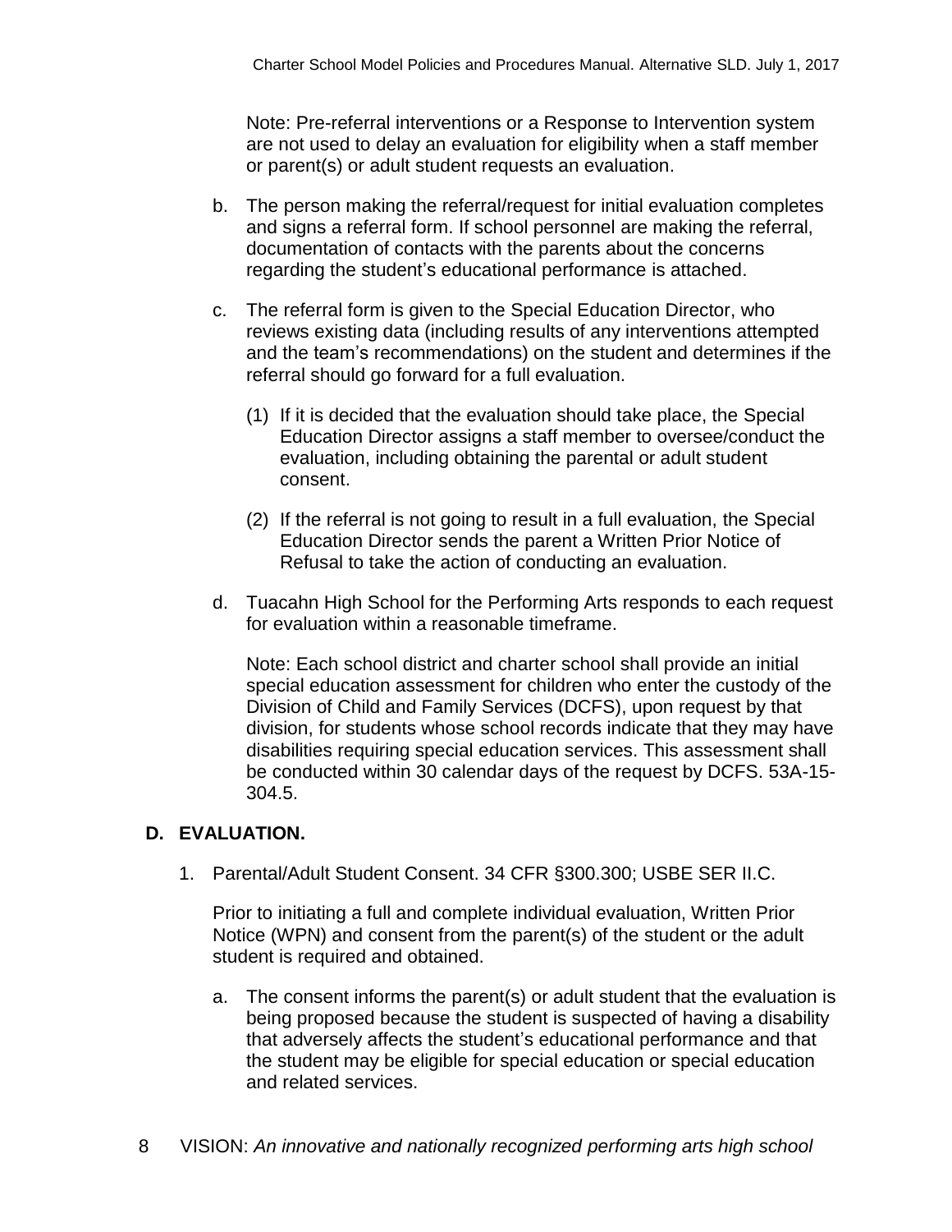Note: Pre-referral interventions or a Response to Intervention system are not used to delay an evaluation for eligibility when a staff member or parent(s) or adult student requests an evaluation.

b. The person making the referral/request for initial evaluation completes and signs a referral form. If school personnel are making the referral, documentation of contacts with the parents about the concerns regarding the student's educational performance is attached.

c. The referral form is given to the Special Education Director, who reviews existing data (including results of any interventions attempted and the team's recommendations) on the student and determines if the referral should go forward for a full evaluation.

   (1) If it is decided that the evaluation should take place, the Special Education Director assigns a staff member to oversee/conduct the evaluation, including obtaining the parental or adult student consent.

   (2) If the referral is not going to result in a full evaluation, the Special Education Director sends the parent a Written Prior Notice of Refusal to take the action of conducting an evaluation.

d. Tuacahn High School for the Performing Arts responds to each request for evaluation within a reasonable timeframe.

   Note: Each school district and charter school shall provide an initial special education assessment for children who enter the custody of the Division of Child and Family Services (DCFS), upon request by that division, for students whose school records indicate that they may have disabilities requiring special education services. This assessment shall be conducted within 30 calendar days of the request by DCFS. 53A-15-304.5.

## D. EVALUATION.

1. Parental/Adult Student Consent. 34 CFR §300.300; USBE SER II.C.

   Prior to initiating a full and complete individual evaluation, Written Prior Notice (WPN) and consent from the parent(s) of the student or the adult student is required and obtained.

   a. The consent informs the parent(s) or adult student that the evaluation is being proposed because the student is suspected of having a disability that adversely affects the student's educational performance and that the student may be eligible for special education or special education and related services.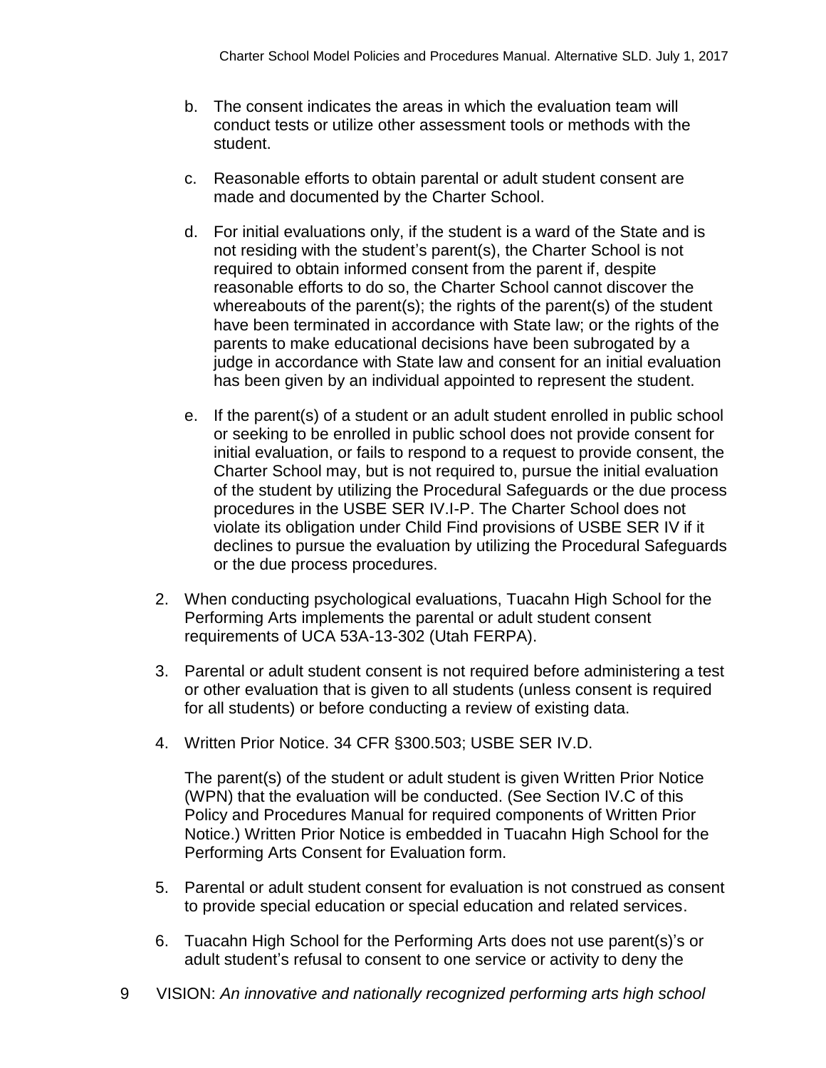b. The consent indicates the areas in which the evaluation team will conduct tests or utilize other assessment tools or methods with the student.

c. Reasonable efforts to obtain parental or adult student consent are made and documented by the Charter School.

d. For initial evaluations only, if the student is a ward of the State and is not residing with the student's parent(s), the Charter School is not required to obtain informed consent from the parent if, despite reasonable efforts to do so, the Charter School cannot discover the whereabouts of the parent(s); the rights of the parent(s) of the student have been terminated in accordance with State law; or the rights of the parents to make educational decisions have been subrogated by a judge in accordance with State law and consent for an initial evaluation has been given by an individual appointed to represent the student.

e. If the parent(s) of a student or an adult student enrolled in public school or seeking to be enrolled in public school does not provide consent for initial evaluation, or fails to respond to a request to provide consent, the Charter School may, but is not required to, pursue the initial evaluation of the student by utilizing the Procedural Safeguards or the due process procedures in the USBE SER IV.I-P. The Charter School does not violate its obligation under Child Find provisions of USBE SER IV if it declines to pursue the evaluation by utilizing the Procedural Safeguards or the due process procedures.

2. When conducting psychological evaluations, Tuacahn High School for the Performing Arts implements the parental or adult student consent requirements of UCA 53A-13-302 (Utah FERPA).

3. Parental or adult student consent is not required before administering a test or other evaluation that is given to all students (unless consent is required for all students) or before conducting a review of existing data.

4. Written Prior Notice. 34 CFR §300.503; USBE SER IV.D.

   The parent(s) of the student or adult student is given Written Prior Notice (WPN) that the evaluation will be conducted. (See Section IV.C of this Policy and Procedures Manual for required components of Written Prior Notice.) Written Prior Notice is embedded in Tuacahn High School for the Performing Arts Consent for Evaluation form.

5. Parental or adult student consent for evaluation is not construed as consent to provide special education or special education and related services.

6. Tuacahn High School for the Performing Arts does not use parent(s)'s or adult student's refusal to consent to one service or activity to deny the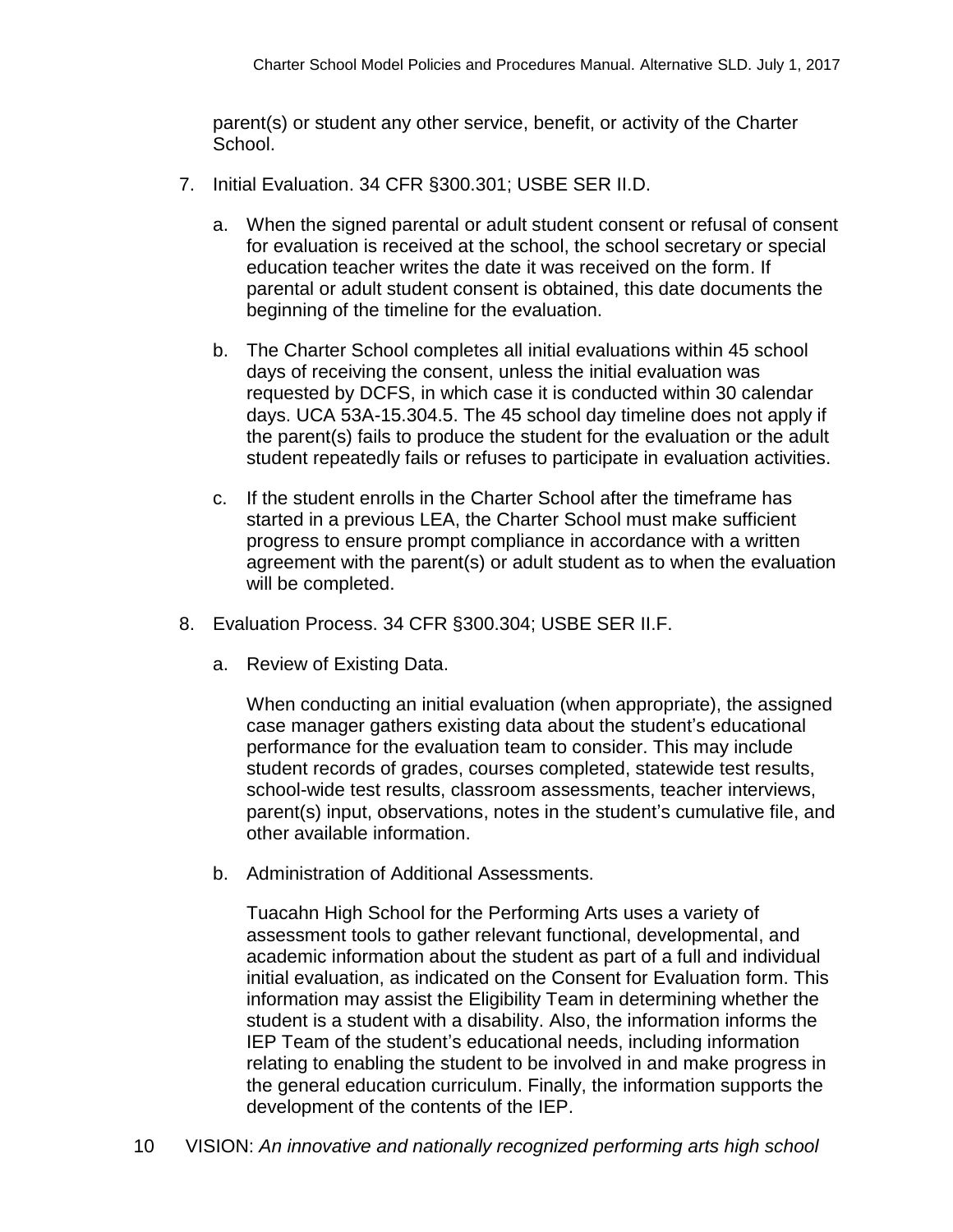parent(s) or student any other service, benefit, or activity of the Charter School.

7. Initial Evaluation. 34 CFR §300.301; USBE SER II.D.

   a. When the signed parental or adult student consent or refusal of consent for evaluation is received at the school, the school secretary or special education teacher writes the date it was received on the form. If parental or adult student consent is obtained, this date documents the beginning of the timeline for the evaluation.

   b. The Charter School completes all initial evaluations within 45 school days of receiving the consent, unless the initial evaluation was requested by DCFS, in which case it is conducted within 30 calendar days. UCA 53A-15.304.5. The 45 school day timeline does not apply if the parent(s) fails to produce the student for the evaluation or the adult student repeatedly fails or refuses to participate in evaluation activities.

   c. If the student enrolls in the Charter School after the timeframe has started in a previous LEA, the Charter School must make sufficient progress to ensure prompt compliance in accordance with a written agreement with the parent(s) or adult student as to when the evaluation will be completed.

8. Evaluation Process. 34 CFR §300.304; USBE SER II.F.

   a. Review of Existing Data.

      When conducting an initial evaluation (when appropriate), the assigned case manager gathers existing data about the student's educational performance for the evaluation team to consider. This may include student records of grades, courses completed, statewide test results, school-wide test results, classroom assessments, teacher interviews, parent(s) input, observations, notes in the student's cumulative file, and other available information.

   b. Administration of Additional Assessments.

      Tuacahn High School for the Performing Arts uses a variety of assessment tools to gather relevant functional, developmental, and academic information about the student as part of a full and individual initial evaluation, as indicated on the Consent for Evaluation form. This information may assist the Eligibility Team in determining whether the student is a student with a disability. Also, the information informs the IEP Team of the student's educational needs, including information relating to enabling the student to be involved in and make progress in the general education curriculum. Finally, the information supports the development of the contents of the IEP.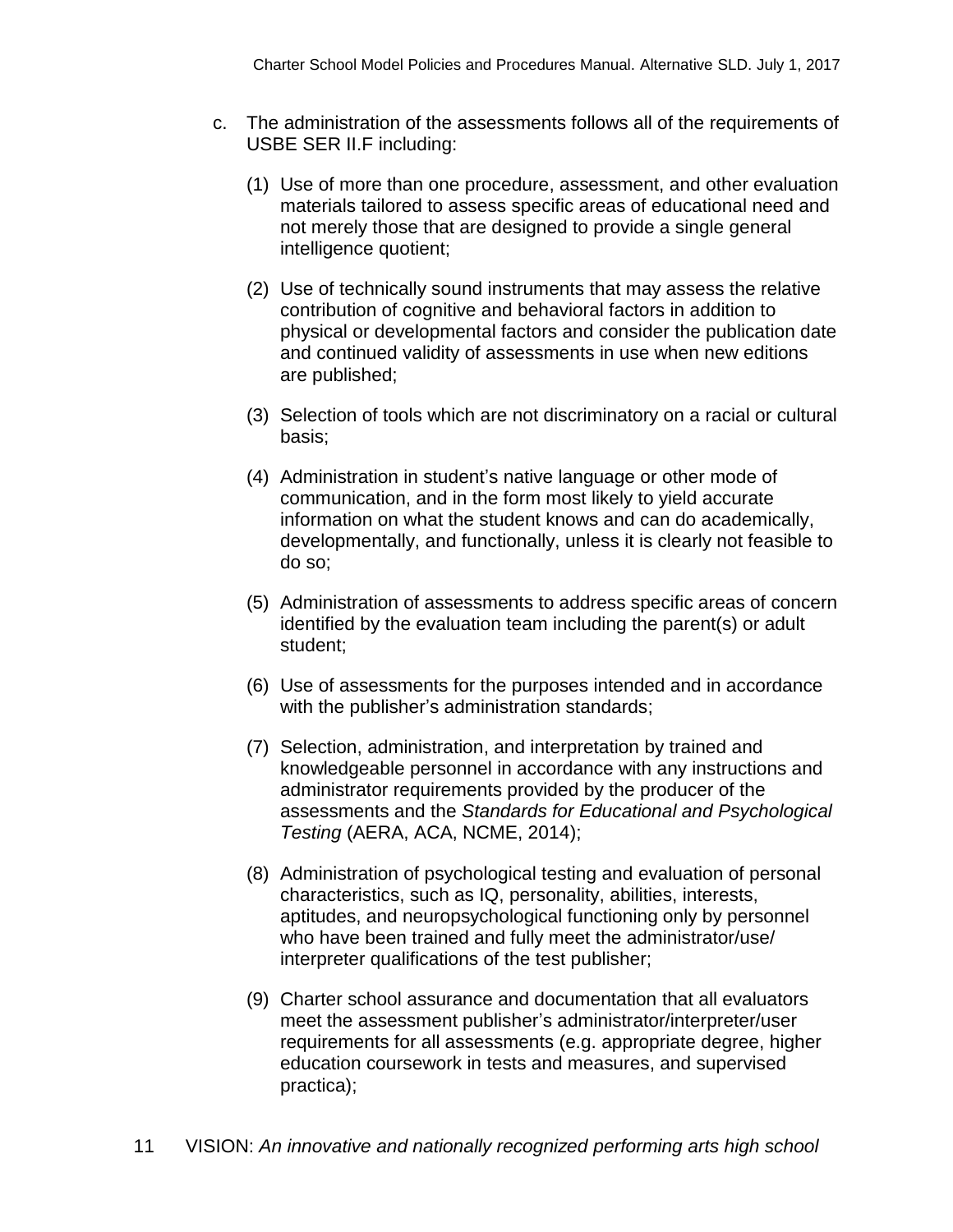c. The administration of the assessments follows all of the requirements of USBE SER II.F including:

   (1) Use of more than one procedure, assessment, and other evaluation materials tailored to assess specific areas of educational need and not merely those that are designed to provide a single general intelligence quotient;

   (2) Use of technically sound instruments that may assess the relative contribution of cognitive and behavioral factors in addition to physical or developmental factors and consider the publication date and continued validity of assessments in use when new editions are published;

   (3) Selection of tools which are not discriminatory on a racial or cultural basis;

   (4) Administration in student's native language or other mode of communication, and in the form most likely to yield accurate information on what the student knows and can do academically, developmentally, and functionally, unless it is clearly not feasible to do so;

   (5) Administration of assessments to address specific areas of concern identified by the evaluation team including the parent(s) or adult student;

   (6) Use of assessments for the purposes intended and in accordance with the publisher's administration standards;

   (7) Selection, administration, and interpretation by trained and knowledgeable personnel in accordance with any instructions and administrator requirements provided by the producer of the assessments and the *Standards for Educational and Psychological Testing* (AERA, ACA, NCME, 2014);

   (8) Administration of psychological testing and evaluation of personal characteristics, such as IQ, personality, abilities, interests, aptitudes, and neuropsychological functioning only by personnel who have been trained and fully meet the administrator/use/interpreter qualifications of the test publisher;

   (9) Charter school assurance and documentation that all evaluators meet the assessment publisher's administrator/interpreter/user requirements for all assessments (e.g. appropriate degree, higher education coursework in tests and measures, and supervised practica);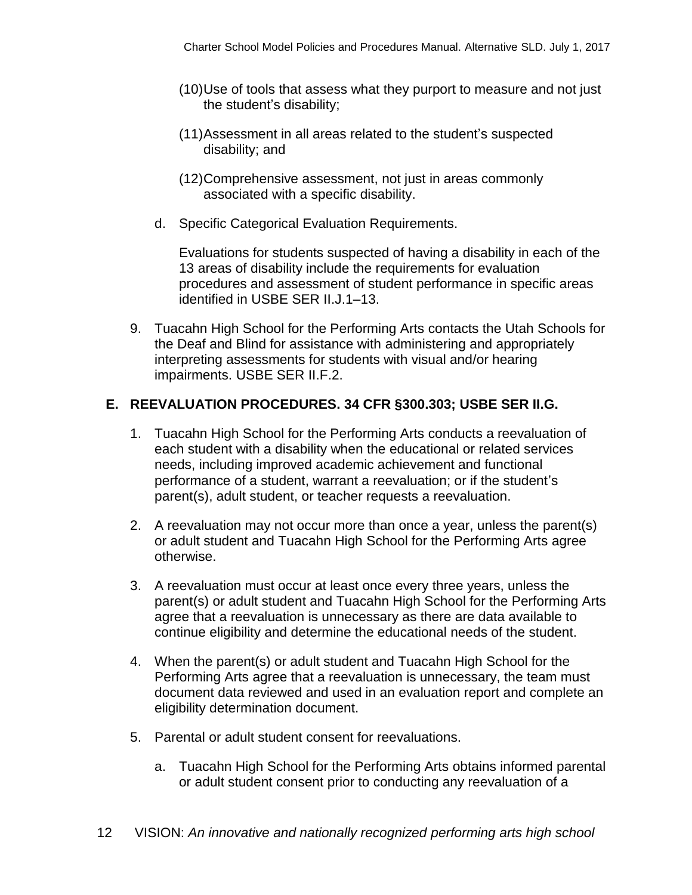(10) Use of tools that assess what they purport to measure and not just the student's disability;

(11) Assessment in all areas related to the student's suspected disability; and

(12) Comprehensive assessment, not just in areas commonly associated with a specific disability.

d. Specific Categorical Evaluation Requirements.

Evaluations for students suspected of having a disability in each of the 13 areas of disability include the requirements for evaluation procedures and assessment of student performance in specific areas identified in USBE SER II.J.1–13.

9. Tuacahn High School for the Performing Arts contacts the Utah Schools for the Deaf and Blind for assistance with administering and appropriately interpreting assessments for students with visual and/or hearing impairments. USBE SER II.F.2.

## E. REEVALUATION PROCEDURES. 34 CFR §300.303; USBE SER II.G.

1. Tuacahn High School for the Performing Arts conducts a reevaluation of each student with a disability when the educational or related services needs, including improved academic achievement and functional performance of a student, warrant a reevaluation; or if the student's parent(s), adult student, or teacher requests a reevaluation.

2. A reevaluation may not occur more than once a year, unless the parent(s) or adult student and Tuacahn High School for the Performing Arts agree otherwise.

3. A reevaluation must occur at least once every three years, unless the parent(s) or adult student and Tuacahn High School for the Performing Arts agree that a reevaluation is unnecessary as there are data available to continue eligibility and determine the educational needs of the student.

4. When the parent(s) or adult student and Tuacahn High School for the Performing Arts agree that a reevaluation is unnecessary, the team must document data reviewed and used in an evaluation report and complete an eligibility determination document.

5. Parental or adult student consent for reevaluations.

   a. Tuacahn High School for the Performing Arts obtains informed parental or adult student consent prior to conducting any reevaluation of a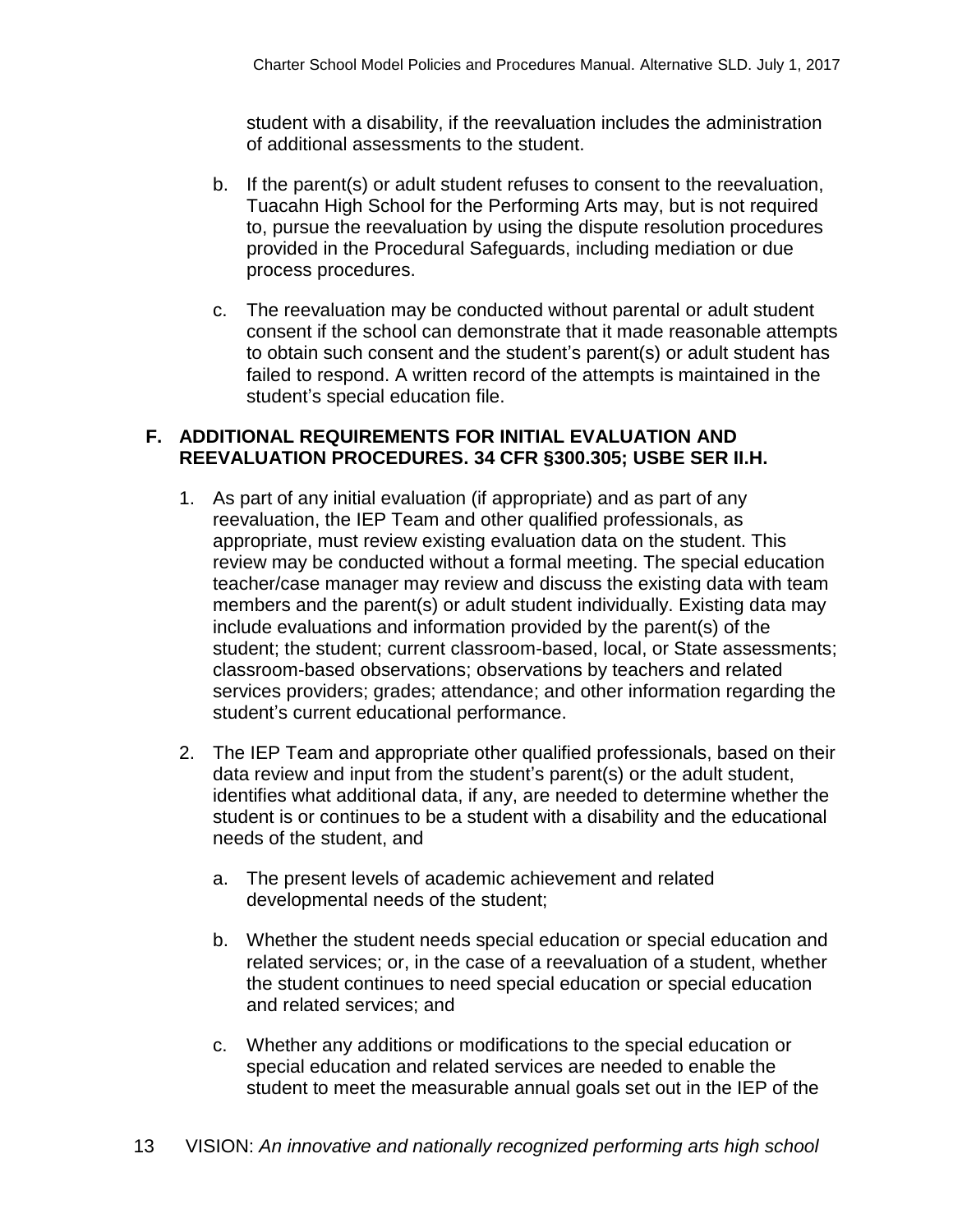student with a disability, if the reevaluation includes the administration of additional assessments to the student.

b. If the parent(s) or adult student refuses to consent to the reevaluation, Tuacahn High School for the Performing Arts may, but is not required to, pursue the reevaluation by using the dispute resolution procedures provided in the Procedural Safeguards, including mediation or due process procedures.

c. The reevaluation may be conducted without parental or adult student consent if the school can demonstrate that it made reasonable attempts to obtain such consent and the student's parent(s) or adult student has failed to respond. A written record of the attempts is maintained in the student's special education file.

### F. ADDITIONAL REQUIREMENTS FOR INITIAL EVALUATION AND REEVALUATION PROCEDURES. 34 CFR §300.305; USBE SER II.H.

1. As part of any initial evaluation (if appropriate) and as part of any reevaluation, the IEP Team and other qualified professionals, as appropriate, must review existing evaluation data on the student. This review may be conducted without a formal meeting. The special education teacher/case manager may review and discuss the existing data with team members and the parent(s) or adult student individually. Existing data may include evaluations and information provided by the parent(s) of the student; the student; current classroom-based, local, or State assessments; classroom-based observations; observations by teachers and related services providers; grades; attendance; and other information regarding the student's current educational performance.

2. The IEP Team and appropriate other qualified professionals, based on their data review and input from the student's parent(s) or the adult student, identifies what additional data, if any, are needed to determine whether the student is or continues to be a student with a disability and the educational needs of the student, and

   a. The present levels of academic achievement and related developmental needs of the student;

   b. Whether the student needs special education or special education and related services; or, in the case of a reevaluation of a student, whether the student continues to need special education or special education and related services; and

   c. Whether any additions or modifications to the special education or special education and related services are needed to enable the student to meet the measurable annual goals set out in the IEP of the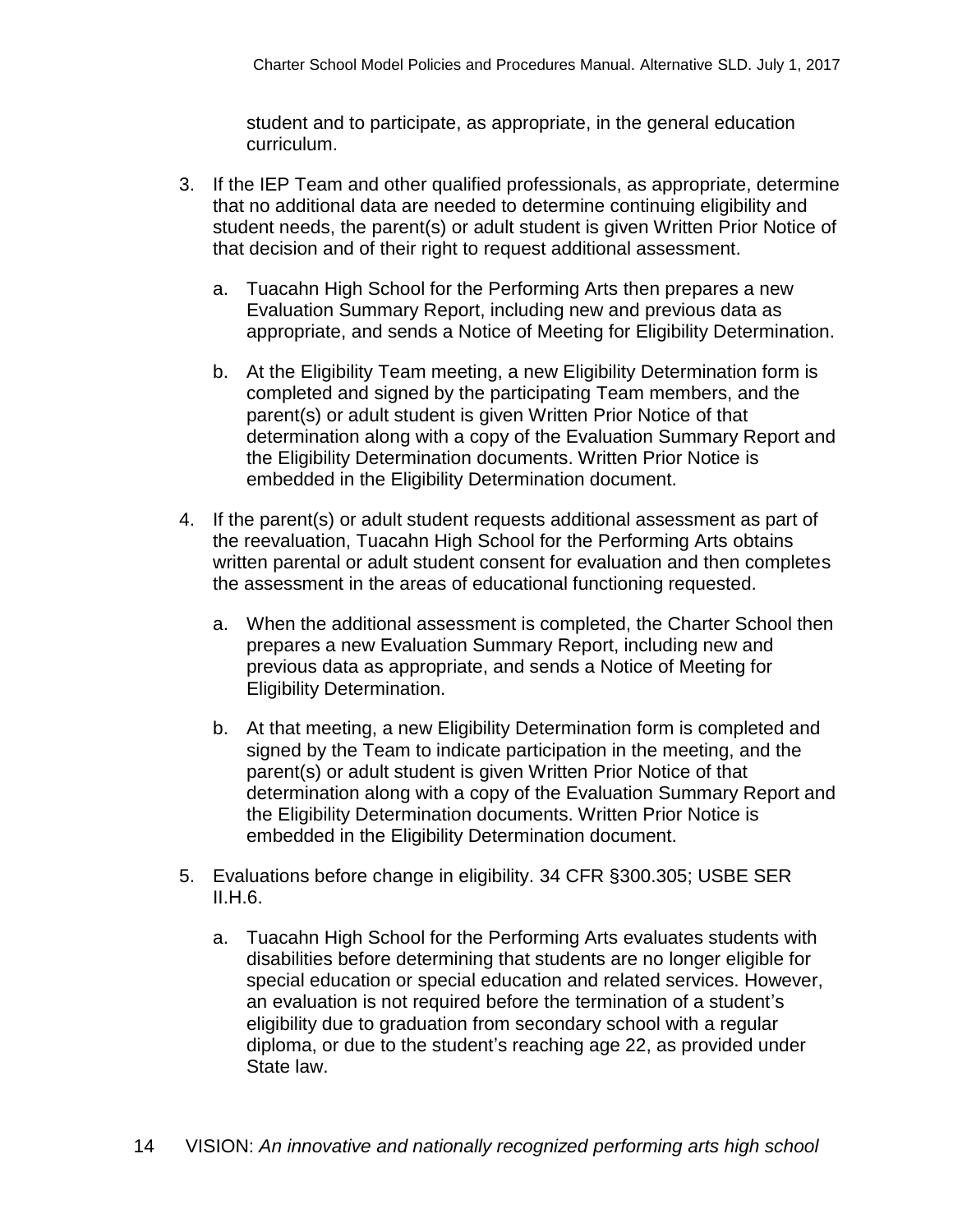student and to participate, as appropriate, in the general education curriculum.

3. If the IEP Team and other qualified professionals, as appropriate, determine that no additional data are needed to determine continuing eligibility and student needs, the parent(s) or adult student is given Written Prior Notice of that decision and of their right to request additional assessment.

   a. Tuacahn High School for the Performing Arts then prepares a new Evaluation Summary Report, including new and previous data as appropriate, and sends a Notice of Meeting for Eligibility Determination.

   b. At the Eligibility Team meeting, a new Eligibility Determination form is completed and signed by the participating Team members, and the parent(s) or adult student is given Written Prior Notice of that determination along with a copy of the Evaluation Summary Report and the Eligibility Determination documents. Written Prior Notice is embedded in the Eligibility Determination document.

4. If the parent(s) or adult student requests additional assessment as part of the reevaluation, Tuacahn High School for the Performing Arts obtains written parental or adult student consent for evaluation and then completes the assessment in the areas of educational functioning requested.

   a. When the additional assessment is completed, the Charter School then prepares a new Evaluation Summary Report, including new and previous data as appropriate, and sends a Notice of Meeting for Eligibility Determination.

   b. At that meeting, a new Eligibility Determination form is completed and signed by the Team to indicate participation in the meeting, and the parent(s) or adult student is given Written Prior Notice of that determination along with a copy of the Evaluation Summary Report and the Eligibility Determination documents. Written Prior Notice is embedded in the Eligibility Determination document.

5. Evaluations before change in eligibility. 34 CFR §300.305; USBE SER II.H.6.

   a. Tuacahn High School for the Performing Arts evaluates students with disabilities before determining that students are no longer eligible for special education or special education and related services. However, an evaluation is not required before the termination of a student's eligibility due to graduation from secondary school with a regular diploma, or due to the student's reaching age 22, as provided under State law.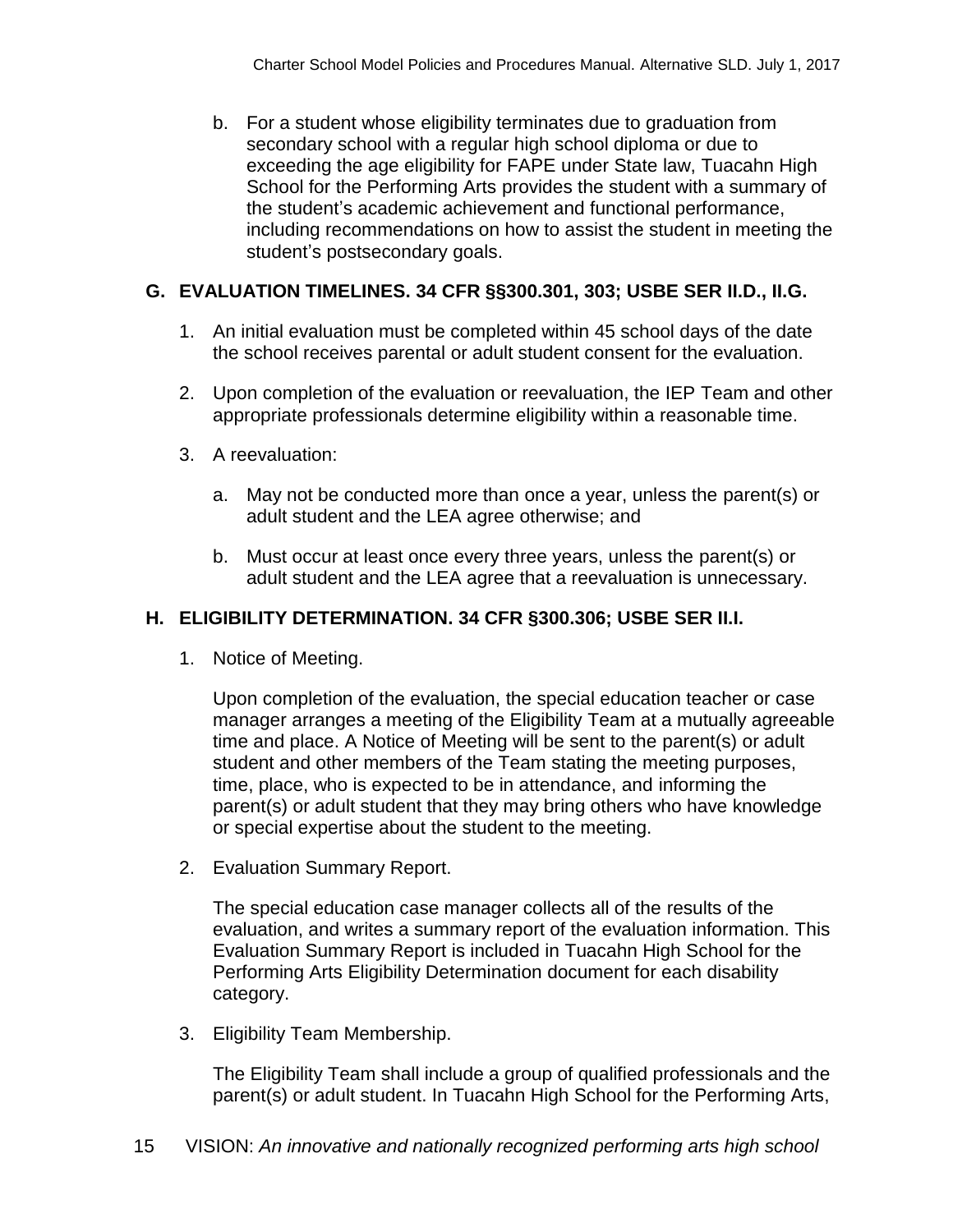b. For a student whose eligibility terminates due to graduation from secondary school with a regular high school diploma or due to exceeding the age eligibility for FAPE under State law, Tuacahn High School for the Performing Arts provides the student with a summary of the student's academic achievement and functional performance, including recommendations on how to assist the student in meeting the student's postsecondary goals.

## G. EVALUATION TIMELINES. 34 CFR §§300.301, 303; USBE SER II.D., II.G.

1. An initial evaluation must be completed within 45 school days of the date the school receives parental or adult student consent for the evaluation.

2. Upon completion of the evaluation or reevaluation, the IEP Team and other appropriate professionals determine eligibility within a reasonable time.

3. A reevaluation:

   a. May not be conducted more than once a year, unless the parent(s) or adult student and the LEA agree otherwise; and

   b. Must occur at least once every three years, unless the parent(s) or adult student and the LEA agree that a reevaluation is unnecessary.

## H. ELIGIBILITY DETERMINATION. 34 CFR §300.306; USBE SER II.I.

1. Notice of Meeting.

   Upon completion of the evaluation, the special education teacher or case manager arranges a meeting of the Eligibility Team at a mutually agreeable time and place. A Notice of Meeting will be sent to the parent(s) or adult student and other members of the Team stating the meeting purposes, time, place, who is expected to be in attendance, and informing the parent(s) or adult student that they may bring others who have knowledge or special expertise about the student to the meeting.

2. Evaluation Summary Report.

   The special education case manager collects all of the results of the evaluation, and writes a summary report of the evaluation information. This Evaluation Summary Report is included in Tuacahn High School for the Performing Arts Eligibility Determination document for each disability category.

3. Eligibility Team Membership.

   The Eligibility Team shall include a group of qualified professionals and the parent(s) or adult student. In Tuacahn High School for the Performing Arts,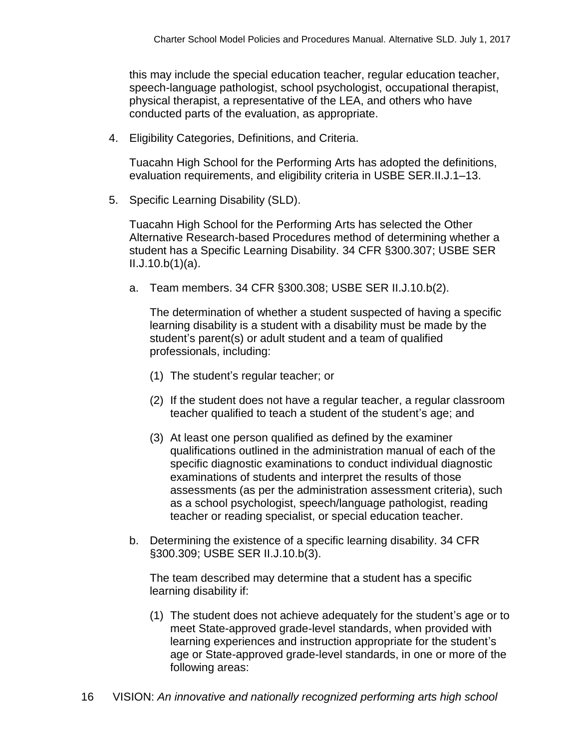this may include the special education teacher, regular education teacher, speech-language pathologist, school psychologist, occupational therapist, physical therapist, a representative of the LEA, and others who have conducted parts of the evaluation, as appropriate.

4. Eligibility Categories, Definitions, and Criteria.

   Tuacahn High School for the Performing Arts has adopted the definitions, evaluation requirements, and eligibility criteria in USBE SER.II.J.1–13.

5. Specific Learning Disability (SLD).

   Tuacahn High School for the Performing Arts has selected the Other Alternative Research-based Procedures method of determining whether a student has a Specific Learning Disability. 34 CFR §300.307; USBE SER II.J.10.b(1)(a).

   a. Team members. 34 CFR §300.308; USBE SER II.J.10.b(2).

      The determination of whether a student suspected of having a specific learning disability is a student with a disability must be made by the student's parent(s) or adult student and a team of qualified professionals, including:

      (1) The student's regular teacher; or

      (2) If the student does not have a regular teacher, a regular classroom teacher qualified to teach a student of the student's age; and

      (3) At least one person qualified as defined by the examiner qualifications outlined in the administration manual of each of the specific diagnostic examinations to conduct individual diagnostic examinations of students and interpret the results of those assessments (as per the administration assessment criteria), such as a school psychologist, speech/language pathologist, reading teacher or reading specialist, or special education teacher.

   b. Determining the existence of a specific learning disability. 34 CFR §300.309; USBE SER II.J.10.b(3).

      The team described may determine that a student has a specific learning disability if:

      (1) The student does not achieve adequately for the student's age or to meet State-approved grade-level standards, when provided with learning experiences and instruction appropriate for the student's age or State-approved grade-level standards, in one or more of the following areas: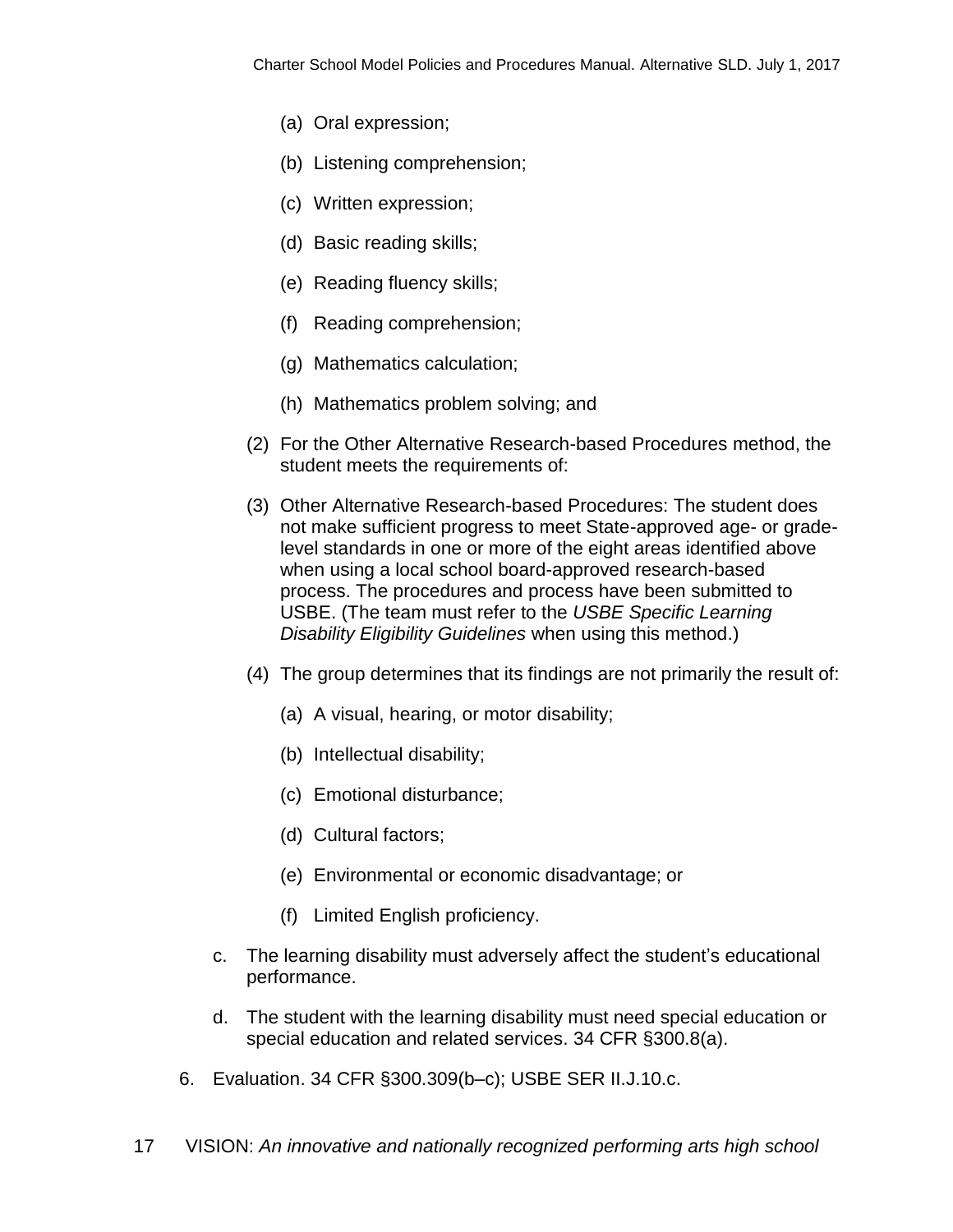(a) Oral expression;

(b) Listening comprehension;

(c) Written expression;

(d) Basic reading skills;

(e) Reading fluency skills;

(f) Reading comprehension;

(g) Mathematics calculation;

(h) Mathematics problem solving; and

(2) For the Other Alternative Research-based Procedures method, the student meets the requirements of:

(3) Other Alternative Research-based Procedures: The student does not make sufficient progress to meet State-approved age- or grade-level standards in one or more of the eight areas identified above when using a local school board-approved research-based process. The procedures and process have been submitted to USBE. (The team must refer to the *USBE Specific Learning Disability Eligibility Guidelines* when using this method.)

(4) The group determines that its findings are not primarily the result of:

(a) A visual, hearing, or motor disability;

(b) Intellectual disability;

(c) Emotional disturbance;

(d) Cultural factors;

(e) Environmental or economic disadvantage; or

(f) Limited English proficiency.

c. The learning disability must adversely affect the student's educational performance.

d. The student with the learning disability must need special education or special education and related services. 34 CFR §300.8(a).

6. Evaluation. 34 CFR §300.309(b–c); USBE SER II.J.10.c.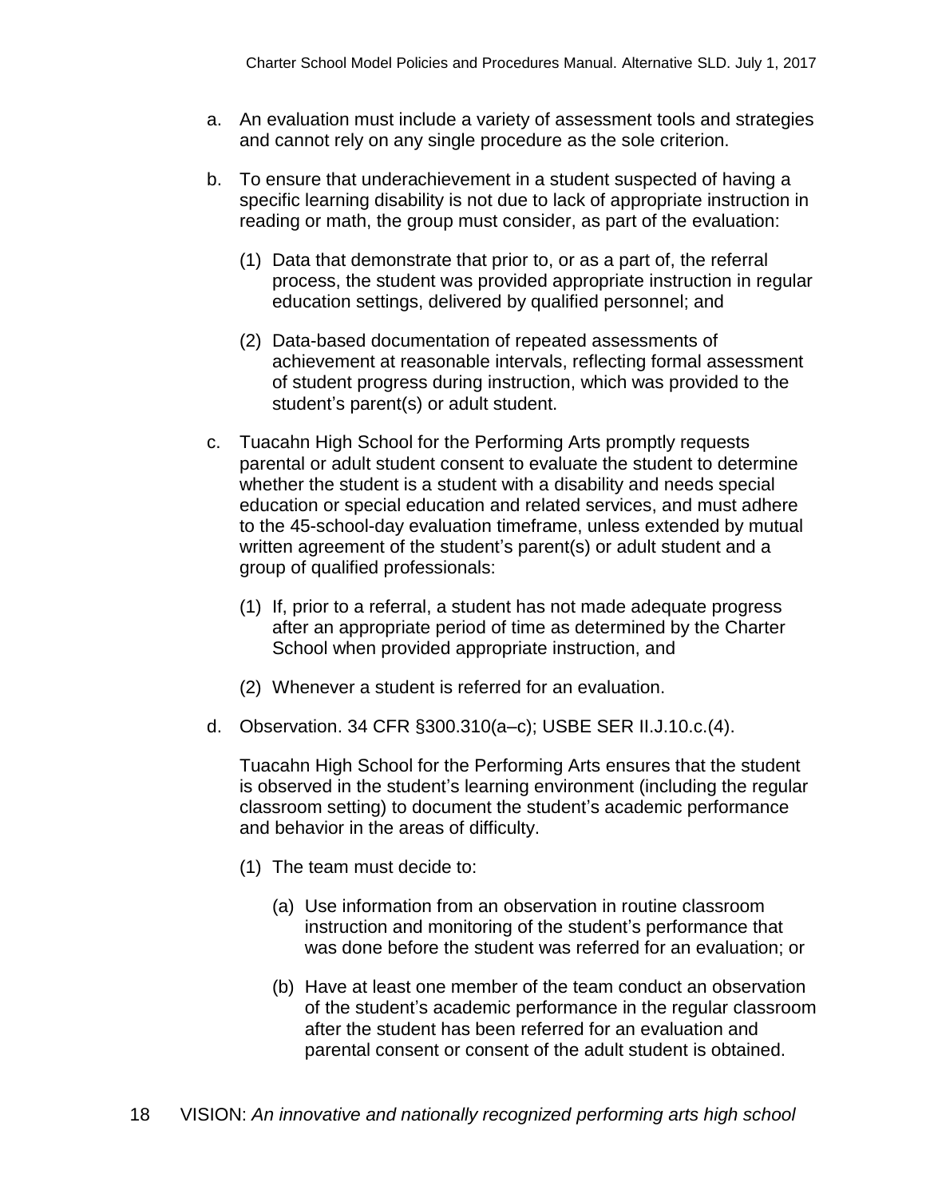a. An evaluation must include a variety of assessment tools and strategies and cannot rely on any single procedure as the sole criterion.

b. To ensure that underachievement in a student suspected of having a specific learning disability is not due to lack of appropriate instruction in reading or math, the group must consider, as part of the evaluation:

   (1) Data that demonstrate that prior to, or as a part of, the referral process, the student was provided appropriate instruction in regular education settings, delivered by qualified personnel; and

   (2) Data-based documentation of repeated assessments of achievement at reasonable intervals, reflecting formal assessment of student progress during instruction, which was provided to the student's parent(s) or adult student.

c. Tuacahn High School for the Performing Arts promptly requests parental or adult student consent to evaluate the student to determine whether the student is a student with a disability and needs special education or special education and related services, and must adhere to the 45-school-day evaluation timeframe, unless extended by mutual written agreement of the student's parent(s) or adult student and a group of qualified professionals:

   (1) If, prior to a referral, a student has not made adequate progress after an appropriate period of time as determined by the Charter School when provided appropriate instruction, and

   (2) Whenever a student is referred for an evaluation.

d. Observation. 34 CFR §300.310(a–c); USBE SER II.J.10.c.(4).

   Tuacahn High School for the Performing Arts ensures that the student is observed in the student's learning environment (including the regular classroom setting) to document the student's academic performance and behavior in the areas of difficulty.

   (1) The team must decide to:

      (a) Use information from an observation in routine classroom instruction and monitoring of the student's performance that was done before the student was referred for an evaluation; or

      (b) Have at least one member of the team conduct an observation of the student's academic performance in the regular classroom after the student has been referred for an evaluation and parental consent or consent of the adult student is obtained.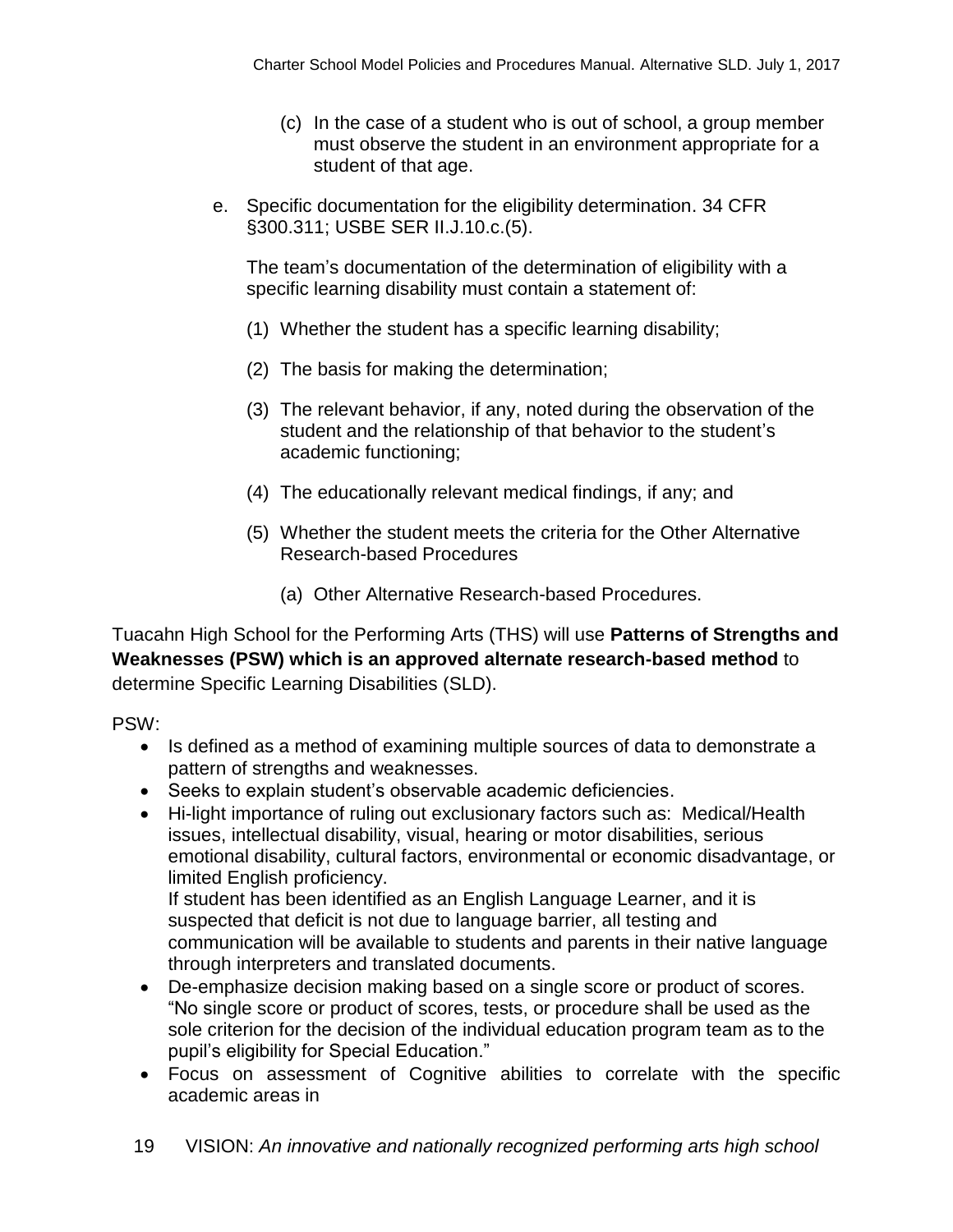(c) In the case of a student who is out of school, a group member must observe the student in an environment appropriate for a student of that age.

e. Specific documentation for the eligibility determination. 34 CFR §300.311; USBE SER II.J.10.c.(5).

   The team's documentation of the determination of eligibility with a specific learning disability must contain a statement of:

   (1) Whether the student has a specific learning disability;

   (2) The basis for making the determination;

   (3) The relevant behavior, if any, noted during the observation of the student and the relationship of that behavior to the student's academic functioning;

   (4) The educationally relevant medical findings, if any; and

   (5) Whether the student meets the criteria for the Other Alternative Research-based Procedures

      (a) Other Alternative Research-based Procedures.

Tuacahn High School for the Performing Arts (THS) will use **Patterns of Strengths and Weaknesses (PSW) which is an approved alternate research-based method** to determine Specific Learning Disabilities (SLD).

PSW:

- Is defined as a method of examining multiple sources of data to demonstrate a pattern of strengths and weaknesses.
- Seeks to explain student's observable academic deficiencies.
- Hi-light importance of ruling out exclusionary factors such as: Medical/Health issues, intellectual disability, visual, hearing or motor disabilities, serious emotional disability, cultural factors, environmental or economic disadvantage, or limited English proficiency.
  If student has been identified as an English Language Learner, and it is suspected that deficit is not due to language barrier, all testing and communication will be available to students and parents in their native language through interpreters and translated documents.
- De-emphasize decision making based on a single score or product of scores. "No single score or product of scores, tests, or procedure shall be used as the sole criterion for the decision of the individual education program team as to the pupil's eligibility for Special Education."
- Focus on assessment of Cognitive abilities to correlate with the specific academic areas in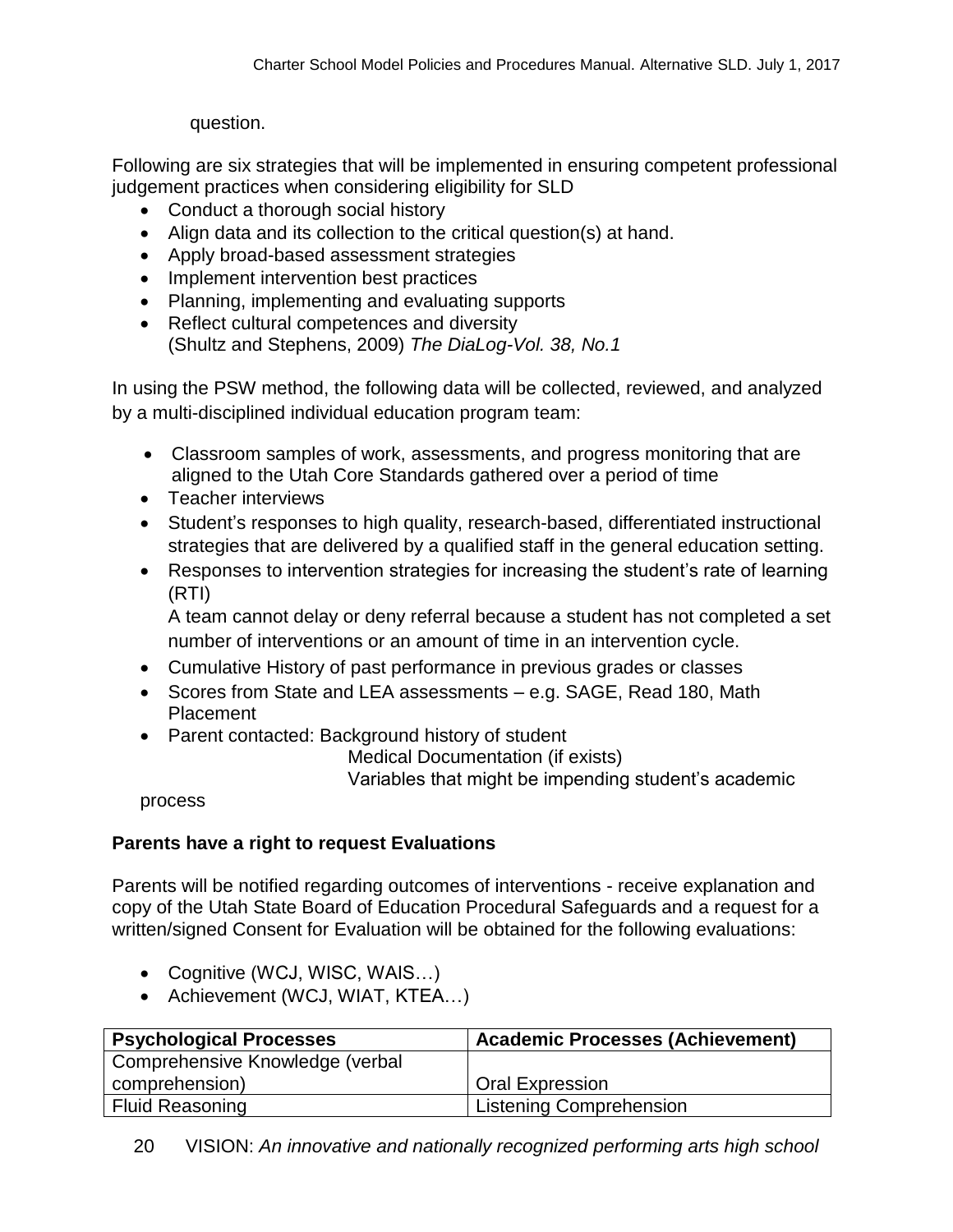question.

Following are six strategies that will be implemented in ensuring competent professional judgement practices when considering eligibility for SLD

- Conduct a thorough social history
- Align data and its collection to the critical question(s) at hand.
- Apply broad-based assessment strategies
- Implement intervention best practices
- Planning, implementing and evaluating supports
- Reflect cultural competences and diversity
  (Shultz and Stephens, 2009) *The DiaLog-Vol. 38, No.1*

In using the PSW method, the following data will be collected, reviewed, and analyzed by a multi-disciplined individual education program team:

- Classroom samples of work, assessments, and progress monitoring that are aligned to the Utah Core Standards gathered over a period of time
- Teacher interviews
- Student's responses to high quality, research-based, differentiated instructional strategies that are delivered by a qualified staff in the general education setting.
- Responses to intervention strategies for increasing the student's rate of learning (RTI)
  A team cannot delay or deny referral because a student has not completed a set number of interventions or an amount of time in an intervention cycle.
- Cumulative History of past performance in previous grades or classes
- Scores from State and LEA assessments – e.g. SAGE, Read 180, Math Placement
- Parent contacted: Background history of student
  Medical Documentation (if exists)
  Variables that might be impending student's academic process

**Parents have a right to request Evaluations**

Parents will be notified regarding outcomes of interventions - receive explanation and copy of the Utah State Board of Education Procedural Safeguards and a request for a written/signed Consent for Evaluation will be obtained for the following evaluations:

- Cognitive (WCJ, WISC, WAIS…)
- Achievement (WCJ, WIAT, KTEA…)

| **Psychological Processes** | **Academic Processes (Achievement)** |
| --- | --- |
| Comprehensive Knowledge (verbal comprehension) | Oral Expression |
| Fluid Reasoning | Listening Comprehension |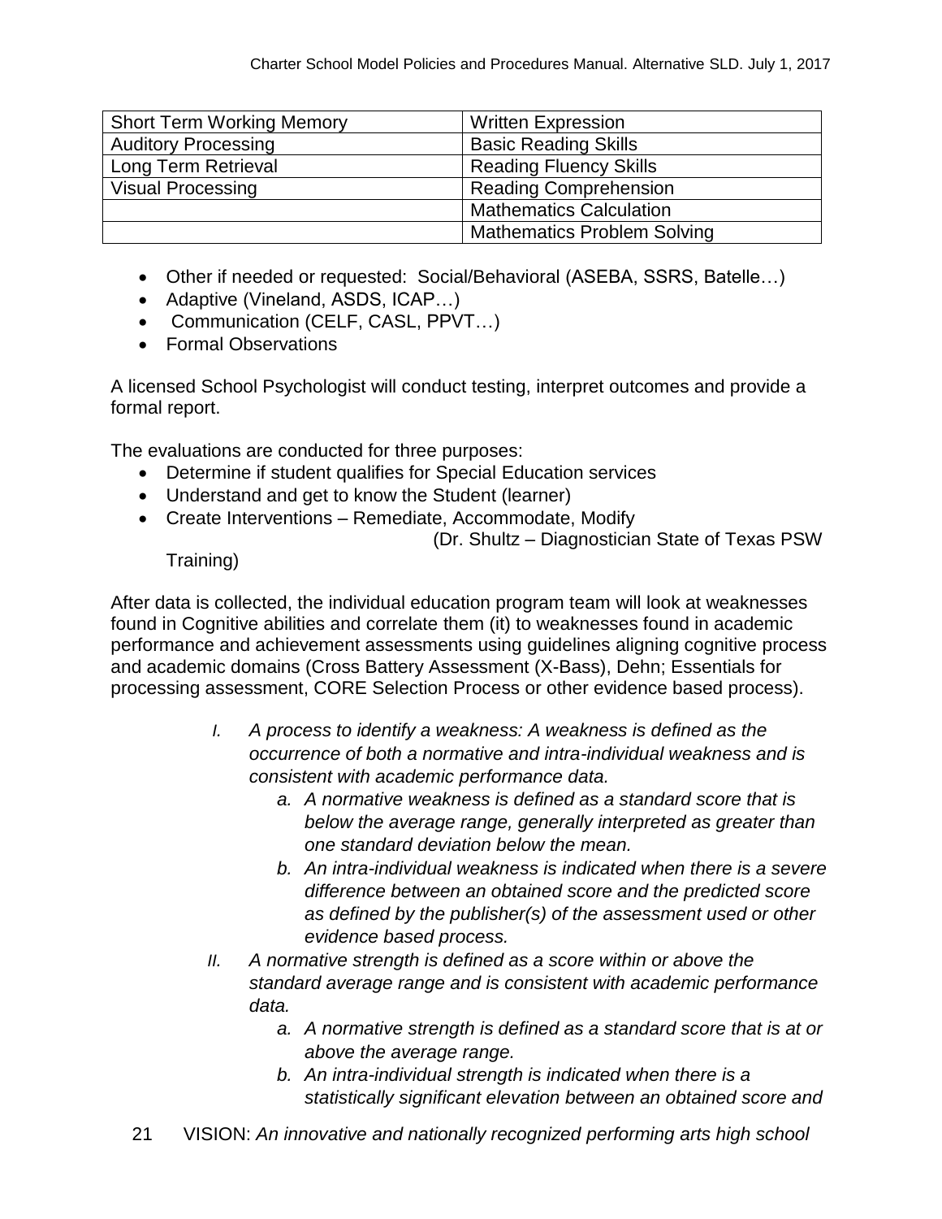| Short Term Working Memory | Written Expression |
|---|---|
| Auditory Processing | Basic Reading Skills |
| Long Term Retrieval | Reading Fluency Skills |
| Visual Processing | Reading Comprehension |
| | Mathematics Calculation |
| | Mathematics Problem Solving |

- Other if needed or requested: Social/Behavioral (ASEBA, SSRS, Batelle…)
- Adaptive (Vineland, ASDS, ICAP…)
- Communication (CELF, CASL, PPVT…)
- Formal Observations

A licensed School Psychologist will conduct testing, interpret outcomes and provide a formal report.

The evaluations are conducted for three purposes:

- Determine if student qualifies for Special Education services
- Understand and get to know the Student (learner)
- Create Interventions – Remediate, Accommodate, Modify (Dr. Shultz – Diagnostician State of Texas PSW Training)

After data is collected, the individual education program team will look at weaknesses found in Cognitive abilities and correlate them (it) to weaknesses found in academic performance and achievement assessments using guidelines aligning cognitive process and academic domains (Cross Battery Assessment (X-Bass), Dehn; Essentials for processing assessment, CORE Selection Process or other evidence based process).

I. *A process to identify a weakness: A weakness is defined as the occurrence of both a normative and intra-individual weakness and is consistent with academic performance data.*
   a. *A normative weakness is defined as a standard score that is below the average range, generally interpreted as greater than one standard deviation below the mean.*
   b. *An intra-individual weakness is indicated when there is a severe difference between an obtained score and the predicted score as defined by the publisher(s) of the assessment used or other evidence based process.*

II. *A normative strength is defined as a score within or above the standard average range and is consistent with academic performance data.*
   a. *A normative strength is defined as a standard score that is at or above the average range.*
   b. *An intra-individual strength is indicated when there is a statistically significant elevation between an obtained score and*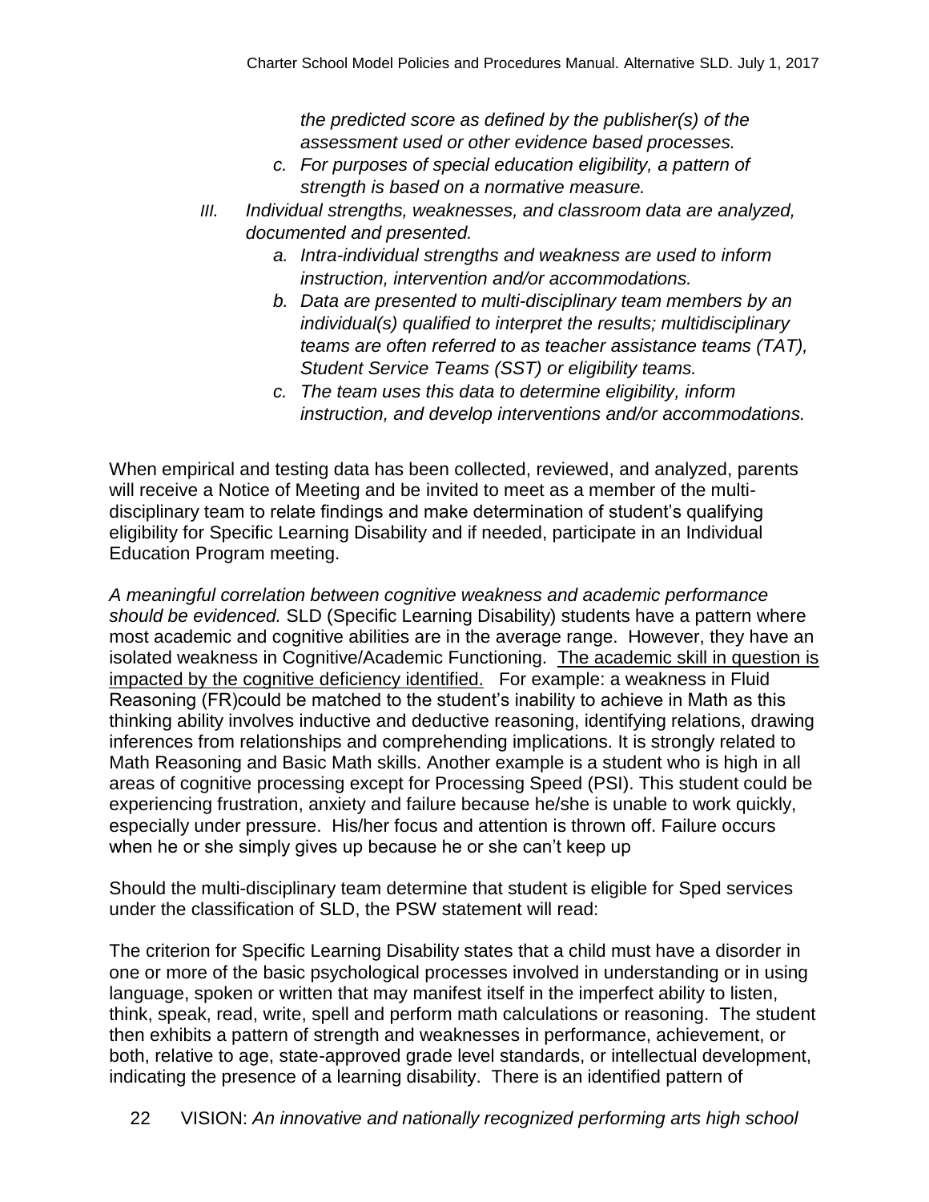*the predicted score as defined by the publisher(s) of the assessment used or other evidence based processes.*

  c. *For purposes of special education eligibility, a pattern of strength is based on a normative measure.*

III. *Individual strengths, weaknesses, and classroom data are analyzed, documented and presented.*

  a. *Intra-individual strengths and weakness are used to inform instruction, intervention and/or accommodations.*
  b. *Data are presented to multi-disciplinary team members by an individual(s) qualified to interpret the results; multidisciplinary teams are often referred to as teacher assistance teams (TAT), Student Service Teams (SST) or eligibility teams.*
  c. *The team uses this data to determine eligibility, inform instruction, and develop interventions and/or accommodations.*

When empirical and testing data has been collected, reviewed, and analyzed, parents will receive a Notice of Meeting and be invited to meet as a member of the multi-disciplinary team to relate findings and make determination of student's qualifying eligibility for Specific Learning Disability and if needed, participate in an Individual Education Program meeting.

*A meaningful correlation between cognitive weakness and academic performance should be evidenced.* SLD (Specific Learning Disability) students have a pattern where most academic and cognitive abilities are in the average range. However, they have an isolated weakness in Cognitive/Academic Functioning. <u>The academic skill in question is impacted by the cognitive deficiency identified.</u> For example: a weakness in Fluid Reasoning (FR)could be matched to the student's inability to achieve in Math as this thinking ability involves inductive and deductive reasoning, identifying relations, drawing inferences from relationships and comprehending implications. It is strongly related to Math Reasoning and Basic Math skills. Another example is a student who is high in all areas of cognitive processing except for Processing Speed (PSI). This student could be experiencing frustration, anxiety and failure because he/she is unable to work quickly, especially under pressure. His/her focus and attention is thrown off. Failure occurs when he or she simply gives up because he or she can't keep up

Should the multi-disciplinary team determine that student is eligible for Sped services under the classification of SLD, the PSW statement will read:

The criterion for Specific Learning Disability states that a child must have a disorder in one or more of the basic psychological processes involved in understanding or in using language, spoken or written that may manifest itself in the imperfect ability to listen, think, speak, read, write, spell and perform math calculations or reasoning. The student then exhibits a pattern of strength and weaknesses in performance, achievement, or both, relative to age, state-approved grade level standards, or intellectual development, indicating the presence of a learning disability. There is an identified pattern of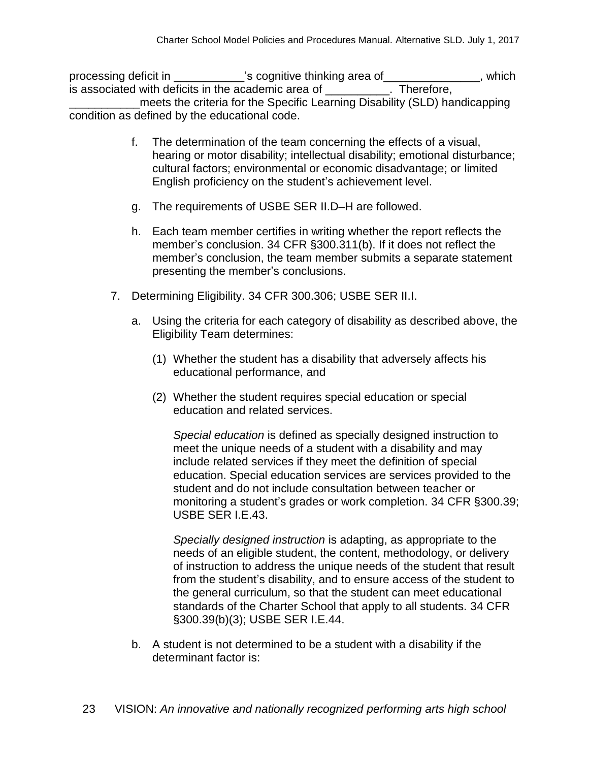processing deficit in ___________'s cognitive thinking area of_______________, which is associated with deficits in the academic area of __________. Therefore, ___________meets the criteria for the Specific Learning Disability (SLD) handicapping condition as defined by the educational code.

f. The determination of the team concerning the effects of a visual, hearing or motor disability; intellectual disability; emotional disturbance; cultural factors; environmental or economic disadvantage; or limited English proficiency on the student's achievement level.

g. The requirements of USBE SER II.D–H are followed.

h. Each team member certifies in writing whether the report reflects the member's conclusion. 34 CFR §300.311(b). If it does not reflect the member's conclusion, the team member submits a separate statement presenting the member's conclusions.

7. Determining Eligibility. 34 CFR 300.306; USBE SER II.I.

   a. Using the criteria for each category of disability as described above, the Eligibility Team determines:

      (1) Whether the student has a disability that adversely affects his educational performance, and

      (2) Whether the student requires special education or special education and related services.

      *Special education* is defined as specially designed instruction to meet the unique needs of a student with a disability and may include related services if they meet the definition of special education. Special education services are services provided to the student and do not include consultation between teacher or monitoring a student's grades or work completion. 34 CFR §300.39; USBE SER I.E.43.

      *Specially designed instruction* is adapting, as appropriate to the needs of an eligible student, the content, methodology, or delivery of instruction to address the unique needs of the student that result from the student's disability, and to ensure access of the student to the general curriculum, so that the student can meet educational standards of the Charter School that apply to all students. 34 CFR §300.39(b)(3); USBE SER I.E.44.

   b. A student is not determined to be a student with a disability if the determinant factor is: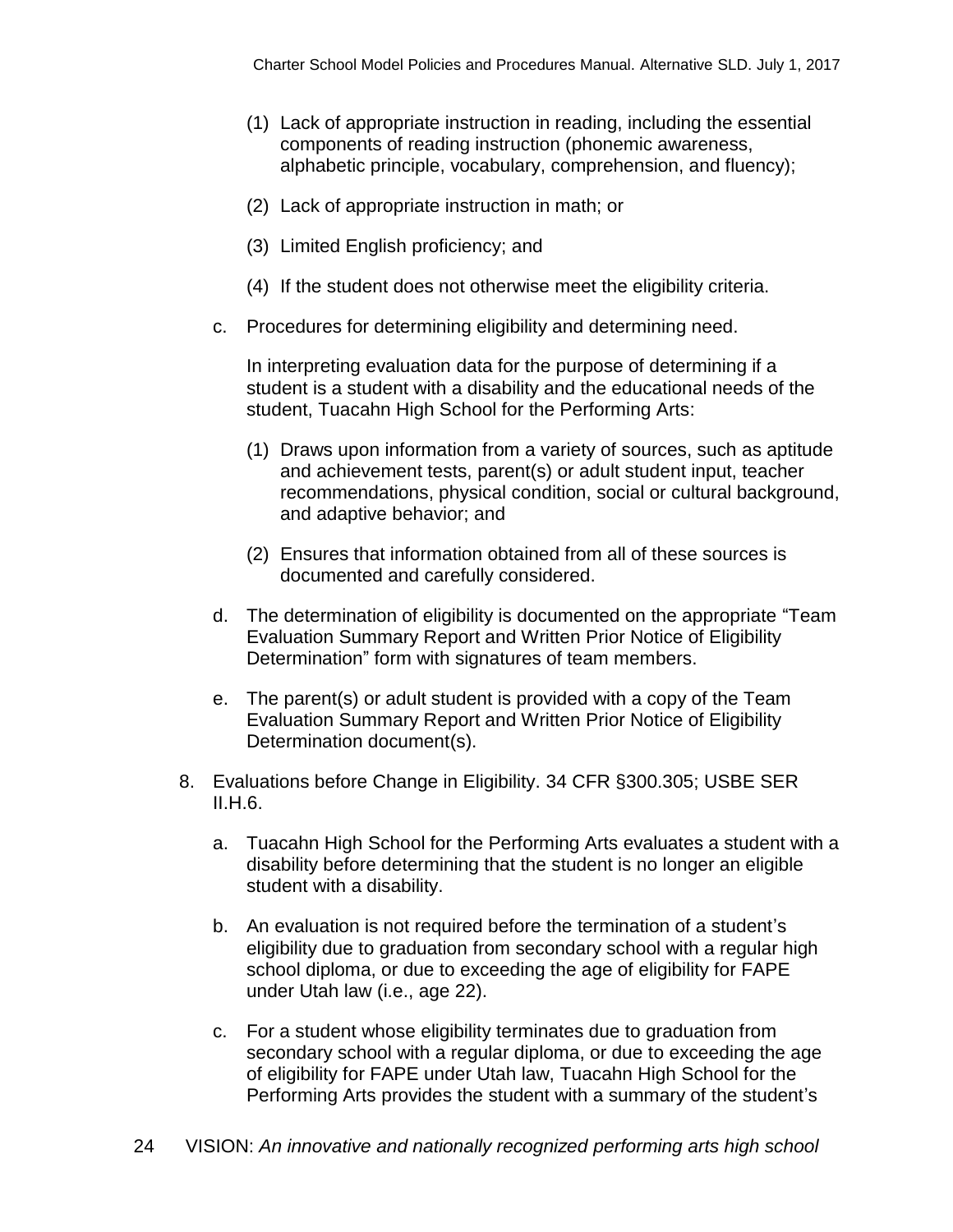(1) Lack of appropriate instruction in reading, including the essential components of reading instruction (phonemic awareness, alphabetic principle, vocabulary, comprehension, and fluency);

(2) Lack of appropriate instruction in math; or

(3) Limited English proficiency; and

(4) If the student does not otherwise meet the eligibility criteria.

c. Procedures for determining eligibility and determining need.

In interpreting evaluation data for the purpose of determining if a student is a student with a disability and the educational needs of the student, Tuacahn High School for the Performing Arts:

(1) Draws upon information from a variety of sources, such as aptitude and achievement tests, parent(s) or adult student input, teacher recommendations, physical condition, social or cultural background, and adaptive behavior; and

(2) Ensures that information obtained from all of these sources is documented and carefully considered.

d. The determination of eligibility is documented on the appropriate "Team Evaluation Summary Report and Written Prior Notice of Eligibility Determination" form with signatures of team members.

e. The parent(s) or adult student is provided with a copy of the Team Evaluation Summary Report and Written Prior Notice of Eligibility Determination document(s).

8. Evaluations before Change in Eligibility. 34 CFR §300.305; USBE SER II.H.6.

a. Tuacahn High School for the Performing Arts evaluates a student with a disability before determining that the student is no longer an eligible student with a disability.

b. An evaluation is not required before the termination of a student's eligibility due to graduation from secondary school with a regular high school diploma, or due to exceeding the age of eligibility for FAPE under Utah law (i.e., age 22).

c. For a student whose eligibility terminates due to graduation from secondary school with a regular diploma, or due to exceeding the age of eligibility for FAPE under Utah law, Tuacahn High School for the Performing Arts provides the student with a summary of the student's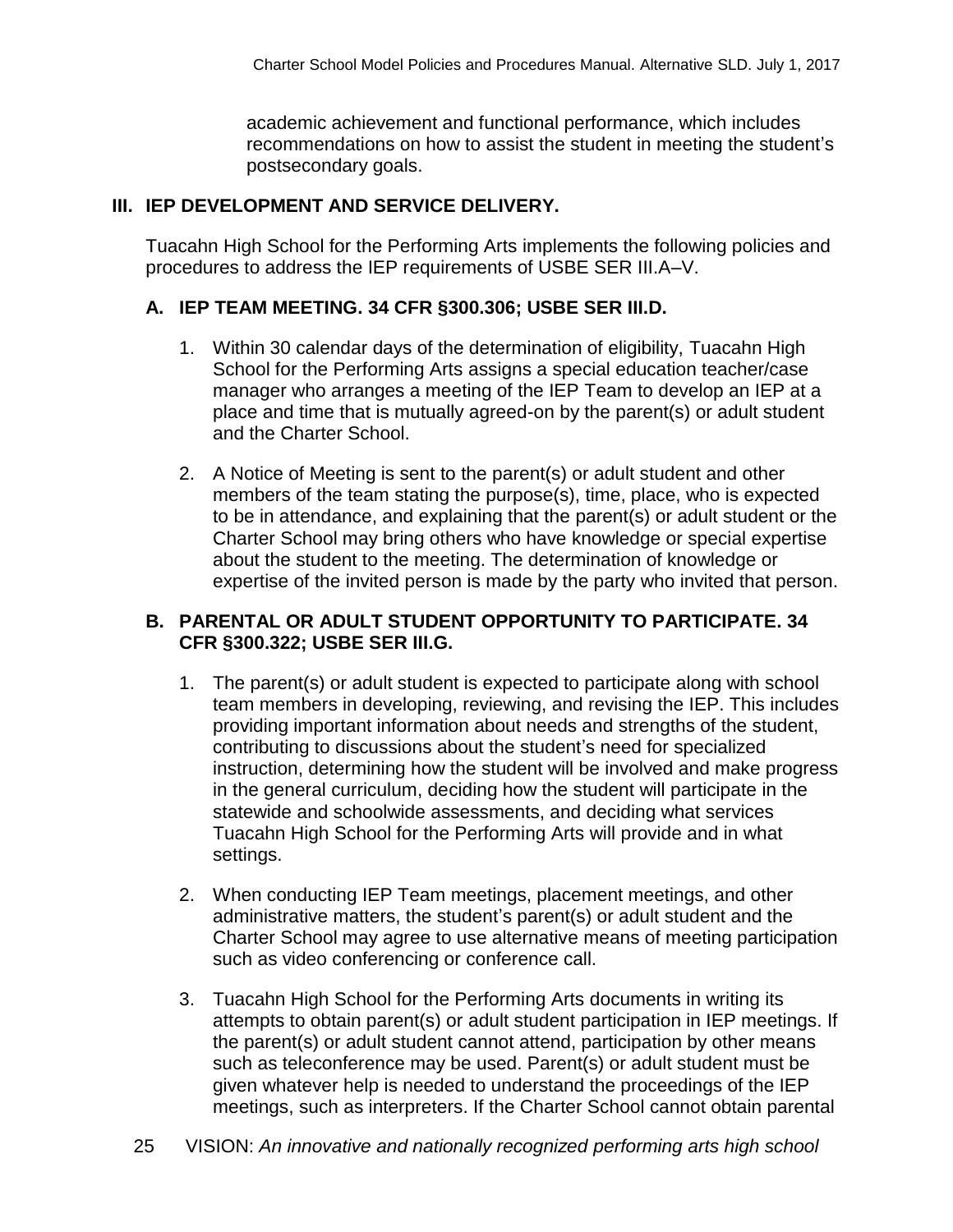academic achievement and functional performance, which includes recommendations on how to assist the student in meeting the student's postsecondary goals.

## III. IEP DEVELOPMENT AND SERVICE DELIVERY.

Tuacahn High School for the Performing Arts implements the following policies and procedures to address the IEP requirements of USBE SER III.A–V.

### A. IEP TEAM MEETING. 34 CFR §300.306; USBE SER III.D.

1. Within 30 calendar days of the determination of eligibility, Tuacahn High School for the Performing Arts assigns a special education teacher/case manager who arranges a meeting of the IEP Team to develop an IEP at a place and time that is mutually agreed-on by the parent(s) or adult student and the Charter School.

2. A Notice of Meeting is sent to the parent(s) or adult student and other members of the team stating the purpose(s), time, place, who is expected to be in attendance, and explaining that the parent(s) or adult student or the Charter School may bring others who have knowledge or special expertise about the student to the meeting. The determination of knowledge or expertise of the invited person is made by the party who invited that person.

### B. PARENTAL OR ADULT STUDENT OPPORTUNITY TO PARTICIPATE. 34 CFR §300.322; USBE SER III.G.

1. The parent(s) or adult student is expected to participate along with school team members in developing, reviewing, and revising the IEP. This includes providing important information about needs and strengths of the student, contributing to discussions about the student's need for specialized instruction, determining how the student will be involved and make progress in the general curriculum, deciding how the student will participate in the statewide and schoolwide assessments, and deciding what services Tuacahn High School for the Performing Arts will provide and in what settings.

2. When conducting IEP Team meetings, placement meetings, and other administrative matters, the student's parent(s) or adult student and the Charter School may agree to use alternative means of meeting participation such as video conferencing or conference call.

3. Tuacahn High School for the Performing Arts documents in writing its attempts to obtain parent(s) or adult student participation in IEP meetings. If the parent(s) or adult student cannot attend, participation by other means such as teleconference may be used. Parent(s) or adult student must be given whatever help is needed to understand the proceedings of the IEP meetings, such as interpreters. If the Charter School cannot obtain parental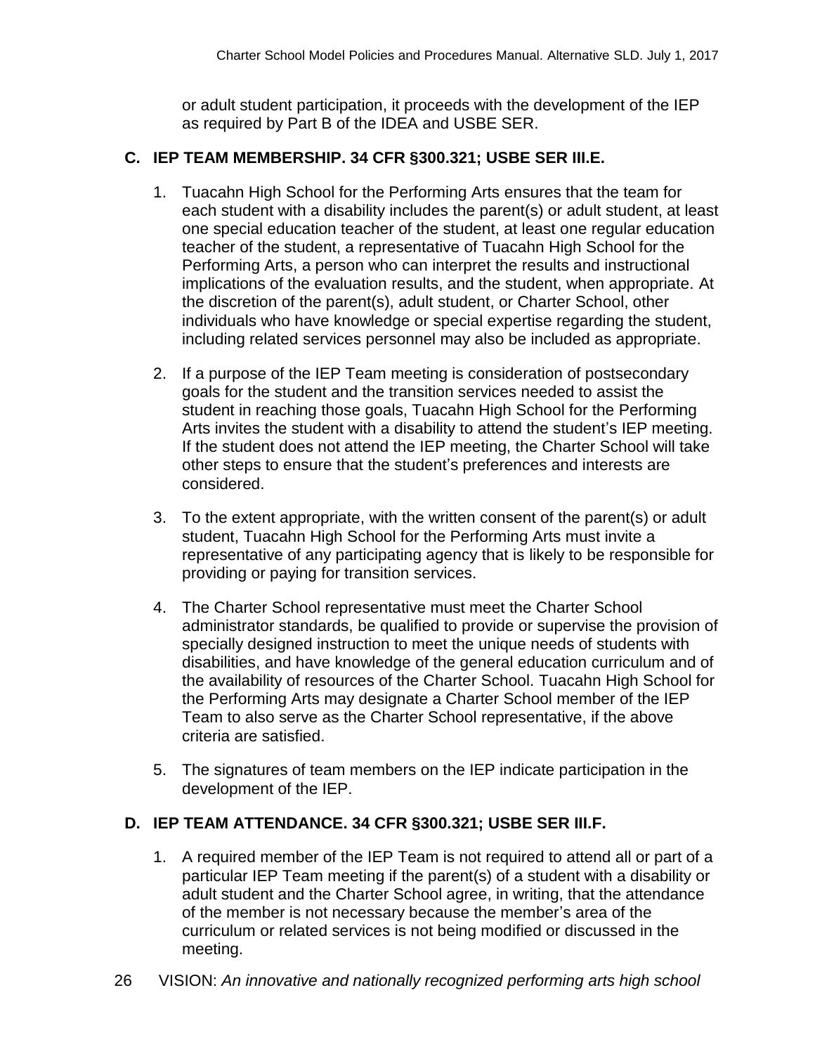or adult student participation, it proceeds with the development of the IEP as required by Part B of the IDEA and USBE SER.

## C. IEP TEAM MEMBERSHIP. 34 CFR §300.321; USBE SER III.E.

1. Tuacahn High School for the Performing Arts ensures that the team for each student with a disability includes the parent(s) or adult student, at least one special education teacher of the student, at least one regular education teacher of the student, a representative of Tuacahn High School for the Performing Arts, a person who can interpret the results and instructional implications of the evaluation results, and the student, when appropriate. At the discretion of the parent(s), adult student, or Charter School, other individuals who have knowledge or special expertise regarding the student, including related services personnel may also be included as appropriate.

2. If a purpose of the IEP Team meeting is consideration of postsecondary goals for the student and the transition services needed to assist the student in reaching those goals, Tuacahn High School for the Performing Arts invites the student with a disability to attend the student's IEP meeting. If the student does not attend the IEP meeting, the Charter School will take other steps to ensure that the student's preferences and interests are considered.

3. To the extent appropriate, with the written consent of the parent(s) or adult student, Tuacahn High School for the Performing Arts must invite a representative of any participating agency that is likely to be responsible for providing or paying for transition services.

4. The Charter School representative must meet the Charter School administrator standards, be qualified to provide or supervise the provision of specially designed instruction to meet the unique needs of students with disabilities, and have knowledge of the general education curriculum and of the availability of resources of the Charter School. Tuacahn High School for the Performing Arts may designate a Charter School member of the IEP Team to also serve as the Charter School representative, if the above criteria are satisfied.

5. The signatures of team members on the IEP indicate participation in the development of the IEP.

## D. IEP TEAM ATTENDANCE. 34 CFR §300.321; USBE SER III.F.

1. A required member of the IEP Team is not required to attend all or part of a particular IEP Team meeting if the parent(s) of a student with a disability or adult student and the Charter School agree, in writing, that the attendance of the member is not necessary because the member's area of the curriculum or related services is not being modified or discussed in the meeting.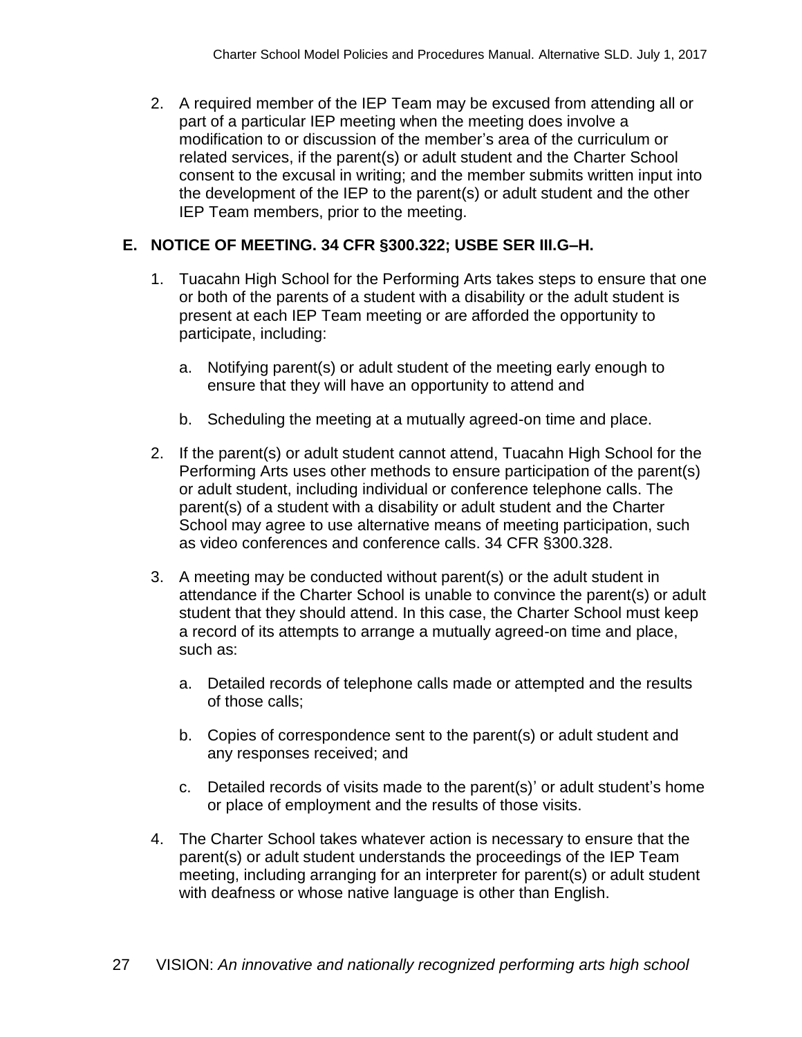2. A required member of the IEP Team may be excused from attending all or part of a particular IEP meeting when the meeting does involve a modification to or discussion of the member's area of the curriculum or related services, if the parent(s) or adult student and the Charter School consent to the excusal in writing; and the member submits written input into the development of the IEP to the parent(s) or adult student and the other IEP Team members, prior to the meeting.

## E. NOTICE OF MEETING. 34 CFR §300.322; USBE SER III.G–H.

1. Tuacahn High School for the Performing Arts takes steps to ensure that one or both of the parents of a student with a disability or the adult student is present at each IEP Team meeting or are afforded the opportunity to participate, including:

   a. Notifying parent(s) or adult student of the meeting early enough to ensure that they will have an opportunity to attend and

   b. Scheduling the meeting at a mutually agreed-on time and place.

2. If the parent(s) or adult student cannot attend, Tuacahn High School for the Performing Arts uses other methods to ensure participation of the parent(s) or adult student, including individual or conference telephone calls. The parent(s) of a student with a disability or adult student and the Charter School may agree to use alternative means of meeting participation, such as video conferences and conference calls. 34 CFR §300.328.

3. A meeting may be conducted without parent(s) or the adult student in attendance if the Charter School is unable to convince the parent(s) or adult student that they should attend. In this case, the Charter School must keep a record of its attempts to arrange a mutually agreed-on time and place, such as:

   a. Detailed records of telephone calls made or attempted and the results of those calls;

   b. Copies of correspondence sent to the parent(s) or adult student and any responses received; and

   c. Detailed records of visits made to the parent(s)' or adult student's home or place of employment and the results of those visits.

4. The Charter School takes whatever action is necessary to ensure that the parent(s) or adult student understands the proceedings of the IEP Team meeting, including arranging for an interpreter for parent(s) or adult student with deafness or whose native language is other than English.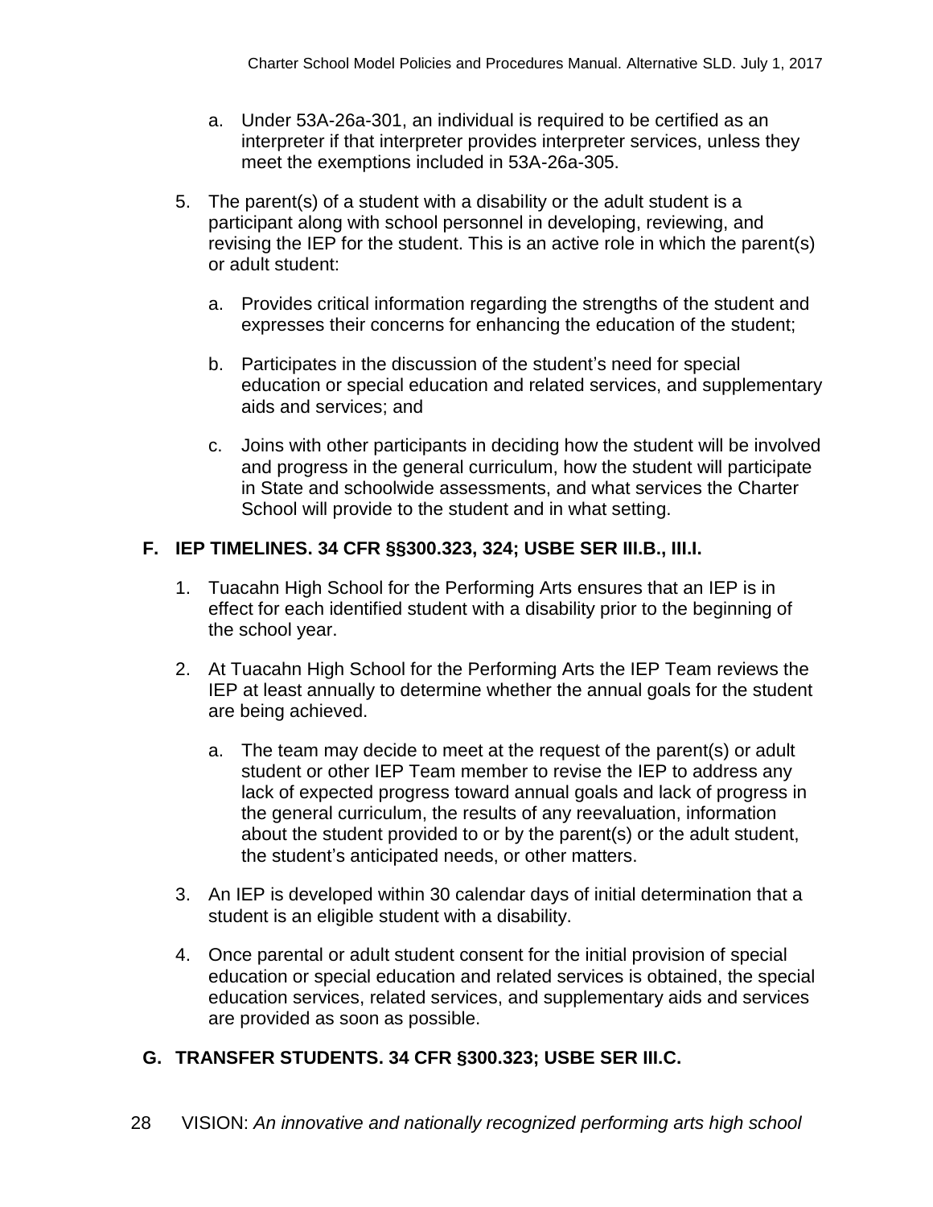a. Under 53A-26a-301, an individual is required to be certified as an interpreter if that interpreter provides interpreter services, unless they meet the exemptions included in 53A-26a-305.

5. The parent(s) of a student with a disability or the adult student is a participant along with school personnel in developing, reviewing, and revising the IEP for the student. This is an active role in which the parent(s) or adult student:

   a. Provides critical information regarding the strengths of the student and expresses their concerns for enhancing the education of the student;

   b. Participates in the discussion of the student's need for special education or special education and related services, and supplementary aids and services; and

   c. Joins with other participants in deciding how the student will be involved and progress in the general curriculum, how the student will participate in State and schoolwide assessments, and what services the Charter School will provide to the student and in what setting.

## F. IEP TIMELINES. 34 CFR §§300.323, 324; USBE SER III.B., III.I.

1. Tuacahn High School for the Performing Arts ensures that an IEP is in effect for each identified student with a disability prior to the beginning of the school year.

2. At Tuacahn High School for the Performing Arts the IEP Team reviews the IEP at least annually to determine whether the annual goals for the student are being achieved.

   a. The team may decide to meet at the request of the parent(s) or adult student or other IEP Team member to revise the IEP to address any lack of expected progress toward annual goals and lack of progress in the general curriculum, the results of any reevaluation, information about the student provided to or by the parent(s) or the adult student, the student's anticipated needs, or other matters.

3. An IEP is developed within 30 calendar days of initial determination that a student is an eligible student with a disability.

4. Once parental or adult student consent for the initial provision of special education or special education and related services is obtained, the special education services, related services, and supplementary aids and services are provided as soon as possible.

## G. TRANSFER STUDENTS. 34 CFR §300.323; USBE SER III.C.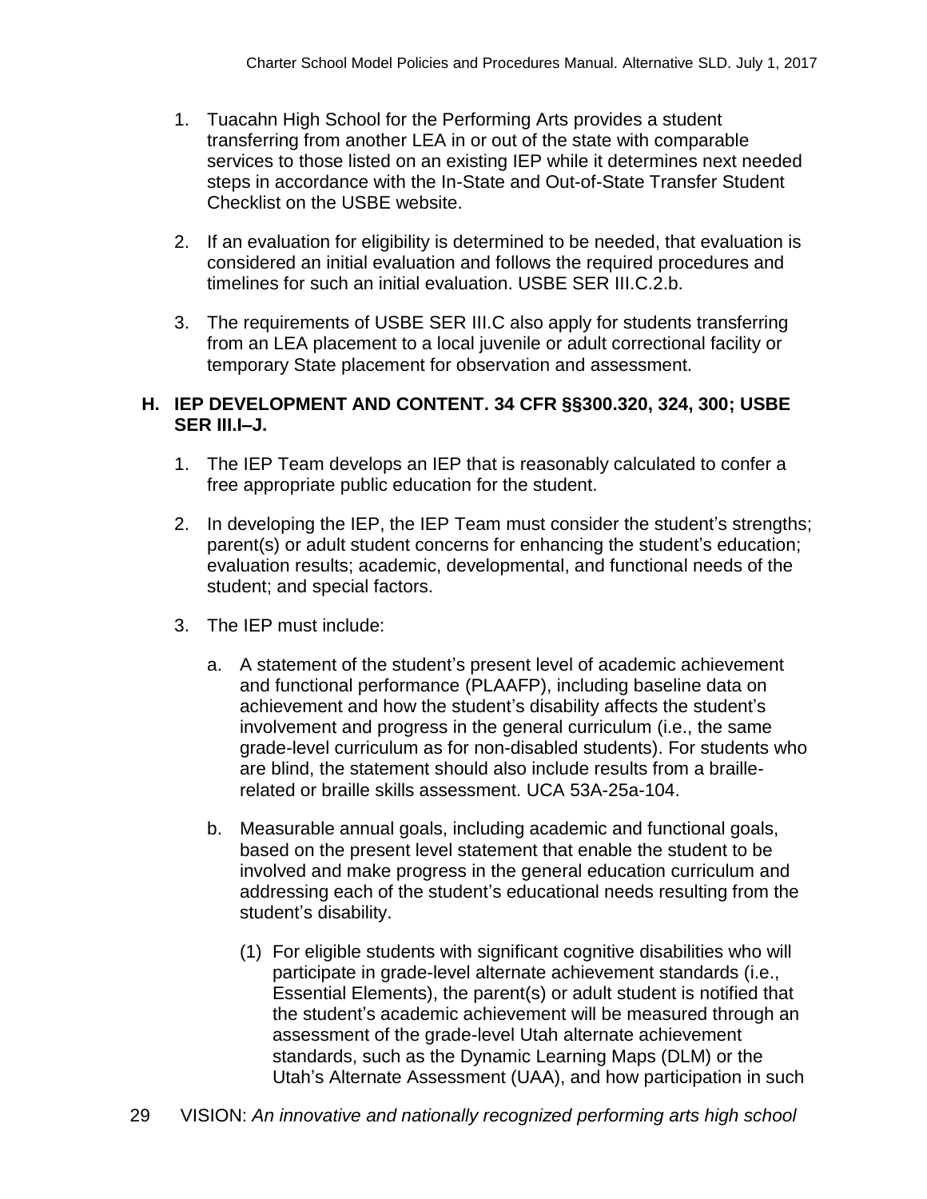1. Tuacahn High School for the Performing Arts provides a student transferring from another LEA in or out of the state with comparable services to those listed on an existing IEP while it determines next needed steps in accordance with the In-State and Out-of-State Transfer Student Checklist on the USBE website.

2. If an evaluation for eligibility is determined to be needed, that evaluation is considered an initial evaluation and follows the required procedures and timelines for such an initial evaluation. USBE SER III.C.2.b.

3. The requirements of USBE SER III.C also apply for students transferring from an LEA placement to a local juvenile or adult correctional facility or temporary State placement for observation and assessment.

## H. IEP DEVELOPMENT AND CONTENT. 34 CFR §§300.320, 324, 300; USBE SER III.I–J.

1. The IEP Team develops an IEP that is reasonably calculated to confer a free appropriate public education for the student.

2. In developing the IEP, the IEP Team must consider the student's strengths; parent(s) or adult student concerns for enhancing the student's education; evaluation results; academic, developmental, and functional needs of the student; and special factors.

3. The IEP must include:

   a. A statement of the student's present level of academic achievement and functional performance (PLAAFP), including baseline data on achievement and how the student's disability affects the student's involvement and progress in the general curriculum (i.e., the same grade-level curriculum as for non-disabled students). For students who are blind, the statement should also include results from a braille-related or braille skills assessment. UCA 53A-25a-104.

   b. Measurable annual goals, including academic and functional goals, based on the present level statement that enable the student to be involved and make progress in the general education curriculum and addressing each of the student's educational needs resulting from the student's disability.

      (1) For eligible students with significant cognitive disabilities who will participate in grade-level alternate achievement standards (i.e., Essential Elements), the parent(s) or adult student is notified that the student's academic achievement will be measured through an assessment of the grade-level Utah alternate achievement standards, such as the Dynamic Learning Maps (DLM) or the Utah's Alternate Assessment (UAA), and how participation in such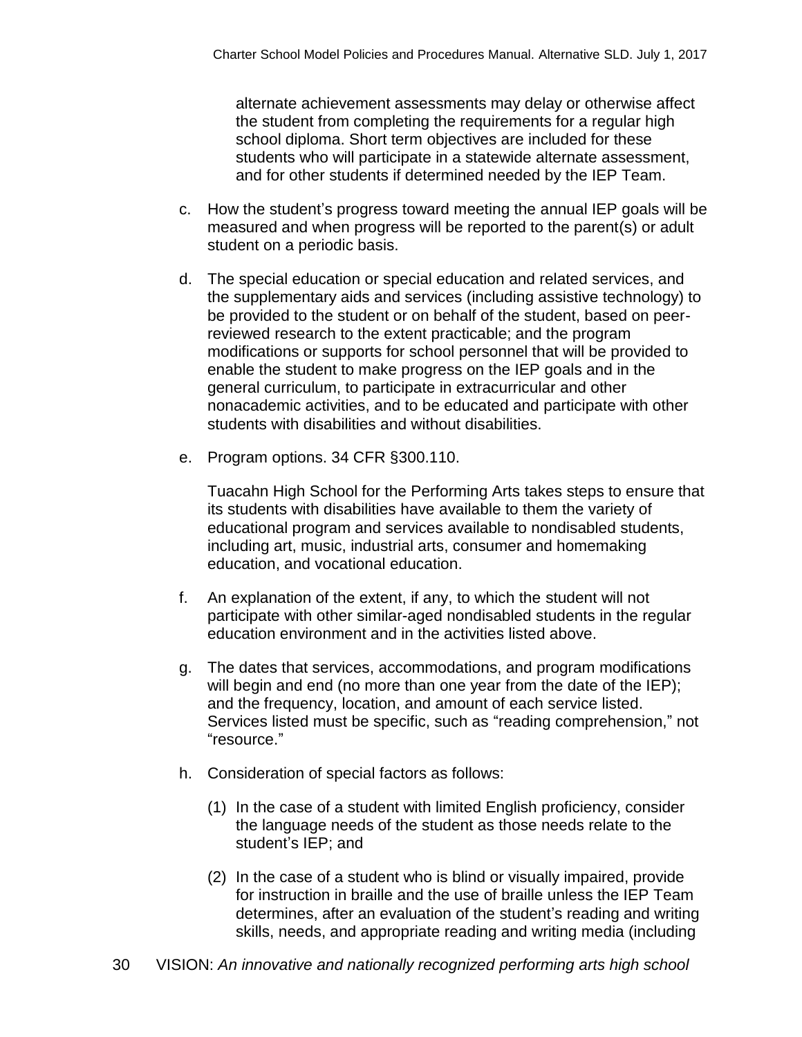alternate achievement assessments may delay or otherwise affect the student from completing the requirements for a regular high school diploma. Short term objectives are included for these students who will participate in a statewide alternate assessment, and for other students if determined needed by the IEP Team.

c. How the student's progress toward meeting the annual IEP goals will be measured and when progress will be reported to the parent(s) or adult student on a periodic basis.

d. The special education or special education and related services, and the supplementary aids and services (including assistive technology) to be provided to the student or on behalf of the student, based on peer-reviewed research to the extent practicable; and the program modifications or supports for school personnel that will be provided to enable the student to make progress on the IEP goals and in the general curriculum, to participate in extracurricular and other nonacademic activities, and to be educated and participate with other students with disabilities and without disabilities.

e. Program options. 34 CFR §300.110.

   Tuacahn High School for the Performing Arts takes steps to ensure that its students with disabilities have available to them the variety of educational program and services available to nondisabled students, including art, music, industrial arts, consumer and homemaking education, and vocational education.

f. An explanation of the extent, if any, to which the student will not participate with other similar-aged nondisabled students in the regular education environment and in the activities listed above.

g. The dates that services, accommodations, and program modifications will begin and end (no more than one year from the date of the IEP); and the frequency, location, and amount of each service listed. Services listed must be specific, such as "reading comprehension," not "resource."

h. Consideration of special factors as follows:

   (1) In the case of a student with limited English proficiency, consider the language needs of the student as those needs relate to the student's IEP; and

   (2) In the case of a student who is blind or visually impaired, provide for instruction in braille and the use of braille unless the IEP Team determines, after an evaluation of the student's reading and writing skills, needs, and appropriate reading and writing media (including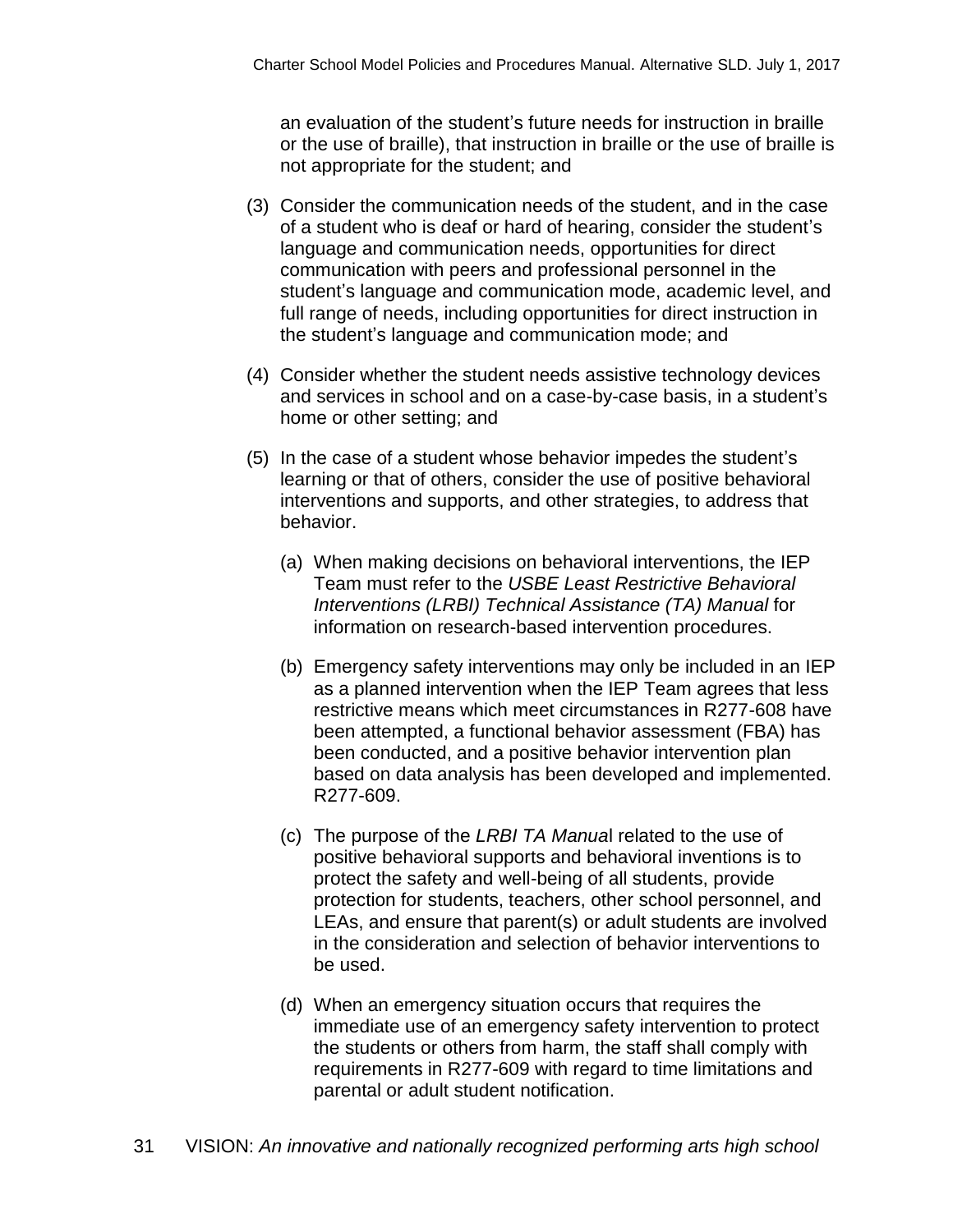an evaluation of the student's future needs for instruction in braille or the use of braille), that instruction in braille or the use of braille is not appropriate for the student; and

(3) Consider the communication needs of the student, and in the case of a student who is deaf or hard of hearing, consider the student's language and communication needs, opportunities for direct communication with peers and professional personnel in the student's language and communication mode, academic level, and full range of needs, including opportunities for direct instruction in the student's language and communication mode; and

(4) Consider whether the student needs assistive technology devices and services in school and on a case-by-case basis, in a student's home or other setting; and

(5) In the case of a student whose behavior impedes the student's learning or that of others, consider the use of positive behavioral interventions and supports, and other strategies, to address that behavior.

   (a) When making decisions on behavioral interventions, the IEP Team must refer to the *USBE Least Restrictive Behavioral Interventions (LRBI) Technical Assistance (TA) Manual* for information on research-based intervention procedures.

   (b) Emergency safety interventions may only be included in an IEP as a planned intervention when the IEP Team agrees that less restrictive means which meet circumstances in R277-608 have been attempted, a functional behavior assessment (FBA) has been conducted, and a positive behavior intervention plan based on data analysis has been developed and implemented. R277-609.

   (c) The purpose of the *LRBI TA Manua*l related to the use of positive behavioral supports and behavioral inventions is to protect the safety and well-being of all students, provide protection for students, teachers, other school personnel, and LEAs, and ensure that parent(s) or adult students are involved in the consideration and selection of behavior interventions to be used.

   (d) When an emergency situation occurs that requires the immediate use of an emergency safety intervention to protect the students or others from harm, the staff shall comply with requirements in R277-609 with regard to time limitations and parental or adult student notification.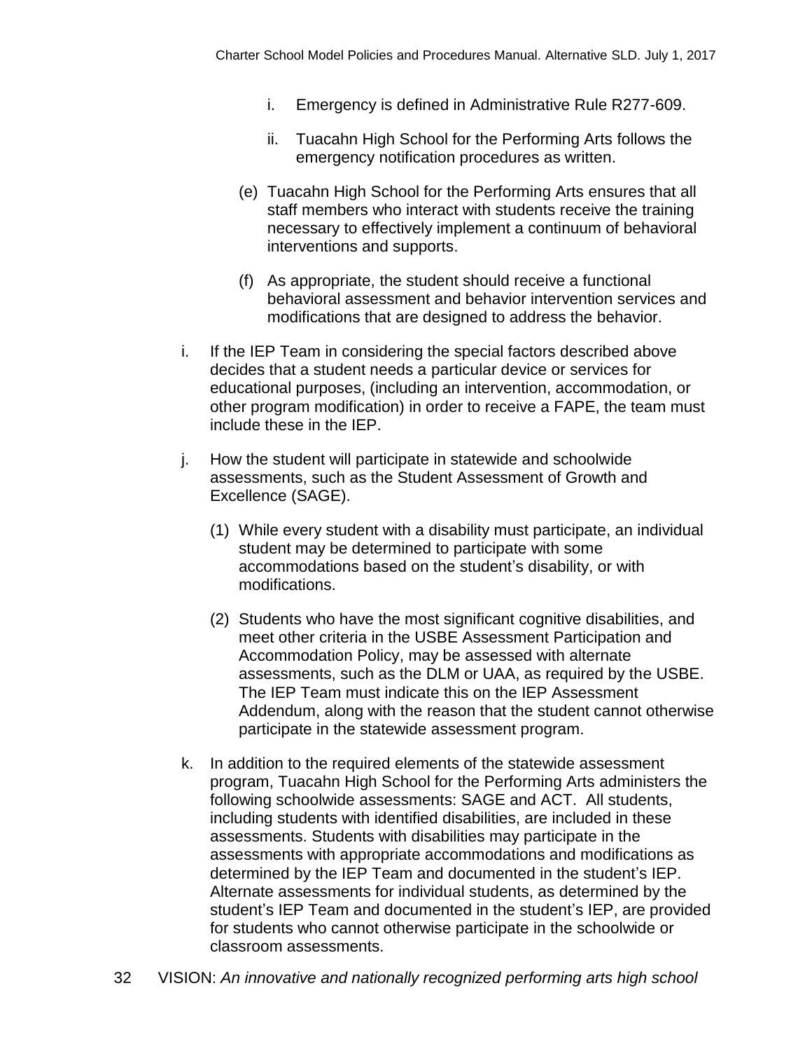i. Emergency is defined in Administrative Rule R277-609.

ii. Tuacahn High School for the Performing Arts follows the emergency notification procedures as written.

(e) Tuacahn High School for the Performing Arts ensures that all staff members who interact with students receive the training necessary to effectively implement a continuum of behavioral interventions and supports.

(f) As appropriate, the student should receive a functional behavioral assessment and behavior intervention services and modifications that are designed to address the behavior.

i. If the IEP Team in considering the special factors described above decides that a student needs a particular device or services for educational purposes, (including an intervention, accommodation, or other program modification) in order to receive a FAPE, the team must include these in the IEP.

j. How the student will participate in statewide and schoolwide assessments, such as the Student Assessment of Growth and Excellence (SAGE).

(1) While every student with a disability must participate, an individual student may be determined to participate with some accommodations based on the student's disability, or with modifications.

(2) Students who have the most significant cognitive disabilities, and meet other criteria in the USBE Assessment Participation and Accommodation Policy, may be assessed with alternate assessments, such as the DLM or UAA, as required by the USBE. The IEP Team must indicate this on the IEP Assessment Addendum, along with the reason that the student cannot otherwise participate in the statewide assessment program.

k. In addition to the required elements of the statewide assessment program, Tuacahn High School for the Performing Arts administers the following schoolwide assessments: SAGE and ACT. All students, including students with identified disabilities, are included in these assessments. Students with disabilities may participate in the assessments with appropriate accommodations and modifications as determined by the IEP Team and documented in the student's IEP. Alternate assessments for individual students, as determined by the student's IEP Team and documented in the student's IEP, are provided for students who cannot otherwise participate in the schoolwide or classroom assessments.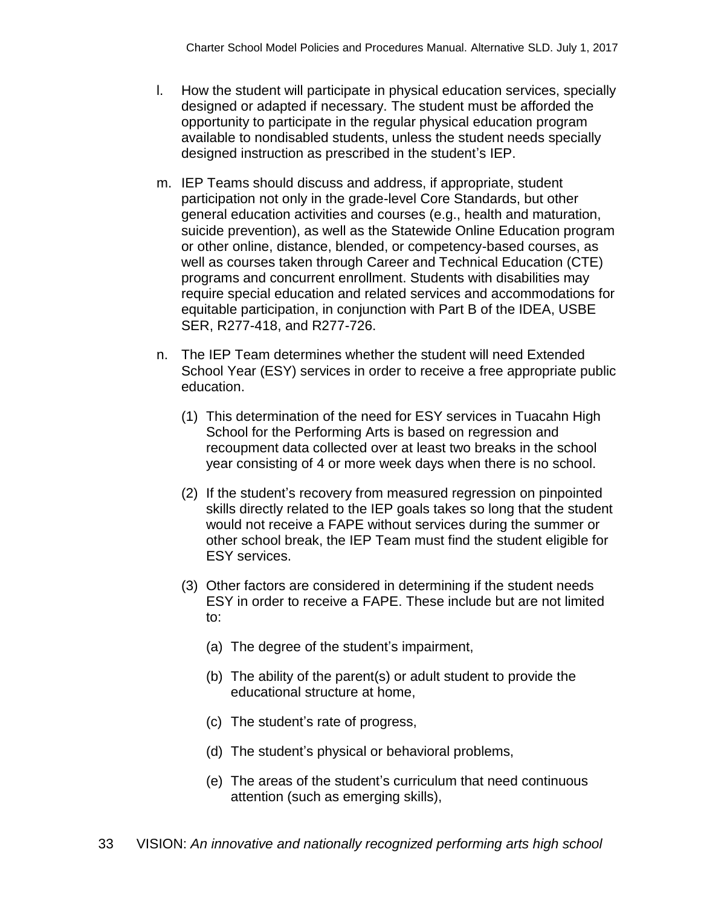l. How the student will participate in physical education services, specially designed or adapted if necessary. The student must be afforded the opportunity to participate in the regular physical education program available to nondisabled students, unless the student needs specially designed instruction as prescribed in the student's IEP.

m. IEP Teams should discuss and address, if appropriate, student participation not only in the grade-level Core Standards, but other general education activities and courses (e.g., health and maturation, suicide prevention), as well as the Statewide Online Education program or other online, distance, blended, or competency-based courses, as well as courses taken through Career and Technical Education (CTE) programs and concurrent enrollment. Students with disabilities may require special education and related services and accommodations for equitable participation, in conjunction with Part B of the IDEA, USBE SER, R277-418, and R277-726.

n. The IEP Team determines whether the student will need Extended School Year (ESY) services in order to receive a free appropriate public education.

   (1) This determination of the need for ESY services in Tuacahn High School for the Performing Arts is based on regression and recoupment data collected over at least two breaks in the school year consisting of 4 or more week days when there is no school.

   (2) If the student's recovery from measured regression on pinpointed skills directly related to the IEP goals takes so long that the student would not receive a FAPE without services during the summer or other school break, the IEP Team must find the student eligible for ESY services.

   (3) Other factors are considered in determining if the student needs ESY in order to receive a FAPE. These include but are not limited to:

      (a) The degree of the student's impairment,

      (b) The ability of the parent(s) or adult student to provide the educational structure at home,

      (c) The student's rate of progress,

      (d) The student's physical or behavioral problems,

      (e) The areas of the student's curriculum that need continuous attention (such as emerging skills),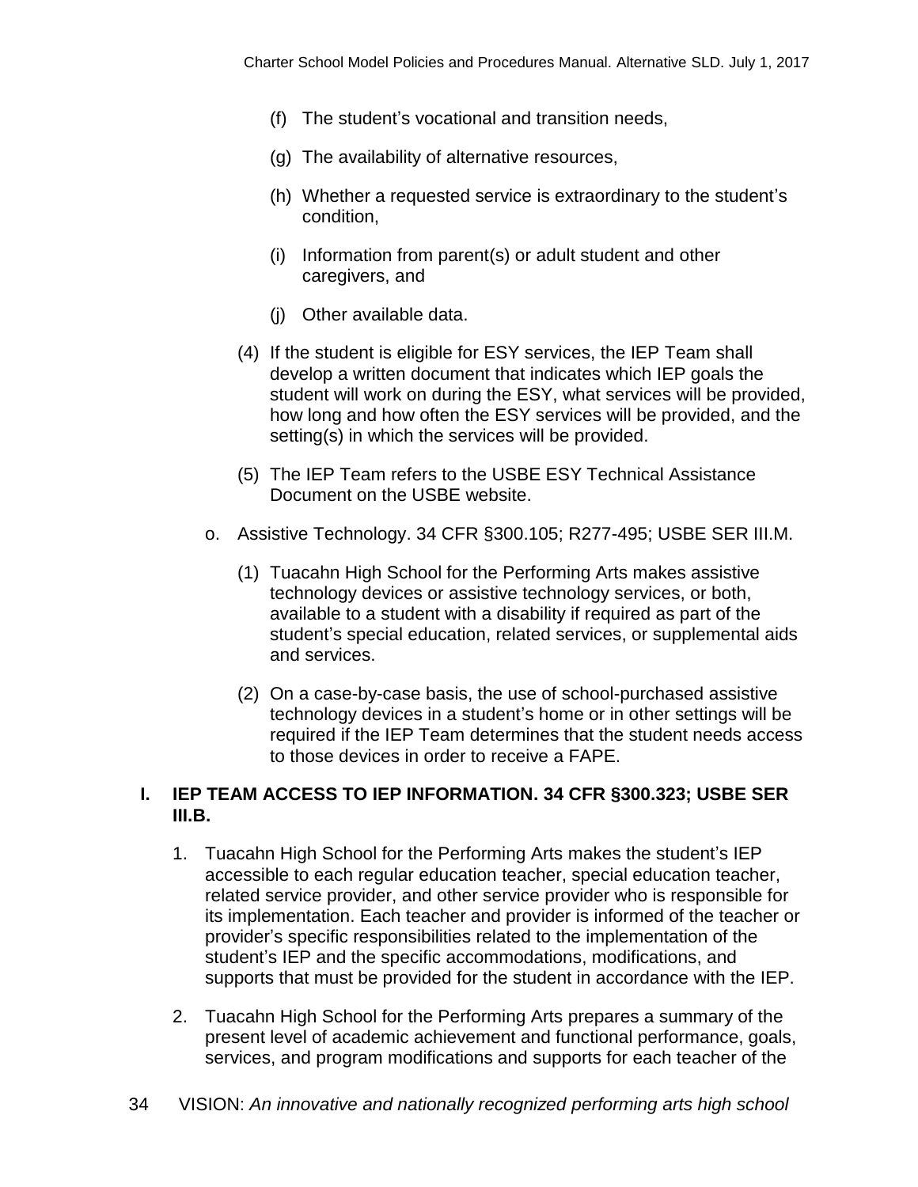(f) The student’s vocational and transition needs,

(g) The availability of alternative resources,

(h) Whether a requested service is extraordinary to the student’s condition,

(i) Information from parent(s) or adult student and other caregivers, and

(j) Other available data.

(4) If the student is eligible for ESY services, the IEP Team shall develop a written document that indicates which IEP goals the student will work on during the ESY, what services will be provided, how long and how often the ESY services will be provided, and the setting(s) in which the services will be provided.

(5) The IEP Team refers to the USBE ESY Technical Assistance Document on the USBE website.

o. Assistive Technology. 34 CFR §300.105; R277-495; USBE SER III.M.

(1) Tuacahn High School for the Performing Arts makes assistive technology devices or assistive technology services, or both, available to a student with a disability if required as part of the student’s special education, related services, or supplemental aids and services.

(2) On a case-by-case basis, the use of school-purchased assistive technology devices in a student’s home or in other settings will be required if the IEP Team determines that the student needs access to those devices in order to receive a FAPE.

## I. IEP TEAM ACCESS TO IEP INFORMATION. 34 CFR §300.323; USBE SER III.B.

1. Tuacahn High School for the Performing Arts makes the student’s IEP accessible to each regular education teacher, special education teacher, related service provider, and other service provider who is responsible for its implementation. Each teacher and provider is informed of the teacher or provider’s specific responsibilities related to the implementation of the student’s IEP and the specific accommodations, modifications, and supports that must be provided for the student in accordance with the IEP.

2. Tuacahn High School for the Performing Arts prepares a summary of the present level of academic achievement and functional performance, goals, services, and program modifications and supports for each teacher of the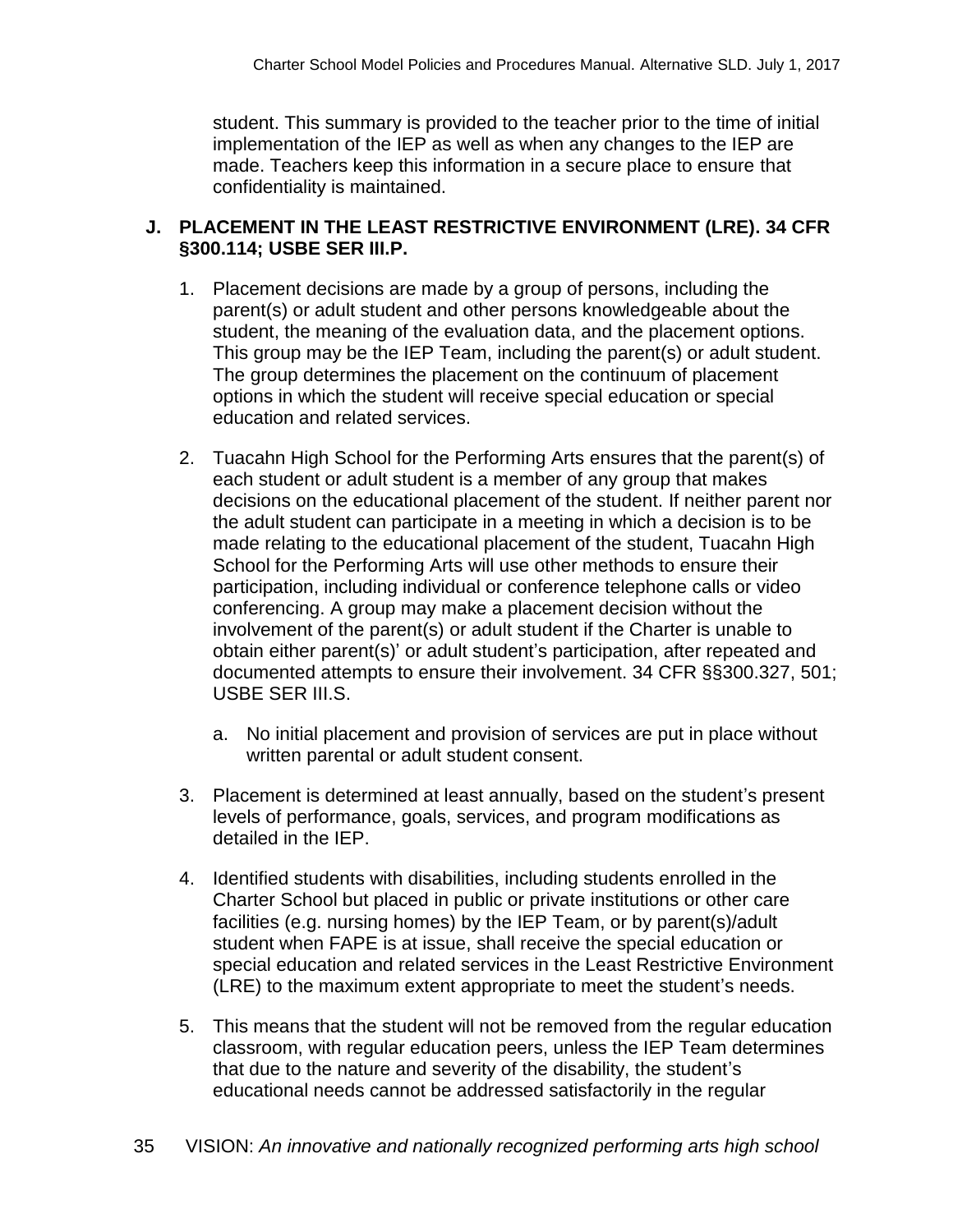student. This summary is provided to the teacher prior to the time of initial implementation of the IEP as well as when any changes to the IEP are made. Teachers keep this information in a secure place to ensure that confidentiality is maintained.

## J. PLACEMENT IN THE LEAST RESTRICTIVE ENVIRONMENT (LRE). 34 CFR §300.114; USBE SER III.P.

1. Placement decisions are made by a group of persons, including the parent(s) or adult student and other persons knowledgeable about the student, the meaning of the evaluation data, and the placement options. This group may be the IEP Team, including the parent(s) or adult student. The group determines the placement on the continuum of placement options in which the student will receive special education or special education and related services.

2. Tuacahn High School for the Performing Arts ensures that the parent(s) of each student or adult student is a member of any group that makes decisions on the educational placement of the student. If neither parent nor the adult student can participate in a meeting in which a decision is to be made relating to the educational placement of the student, Tuacahn High School for the Performing Arts will use other methods to ensure their participation, including individual or conference telephone calls or video conferencing. A group may make a placement decision without the involvement of the parent(s) or adult student if the Charter is unable to obtain either parent(s)' or adult student's participation, after repeated and documented attempts to ensure their involvement. 34 CFR §§300.327, 501; USBE SER III.S.

   a. No initial placement and provision of services are put in place without written parental or adult student consent.

3. Placement is determined at least annually, based on the student's present levels of performance, goals, services, and program modifications as detailed in the IEP.

4. Identified students with disabilities, including students enrolled in the Charter School but placed in public or private institutions or other care facilities (e.g. nursing homes) by the IEP Team, or by parent(s)/adult student when FAPE is at issue, shall receive the special education or special education and related services in the Least Restrictive Environment (LRE) to the maximum extent appropriate to meet the student's needs.

5. This means that the student will not be removed from the regular education classroom, with regular education peers, unless the IEP Team determines that due to the nature and severity of the disability, the student's educational needs cannot be addressed satisfactorily in the regular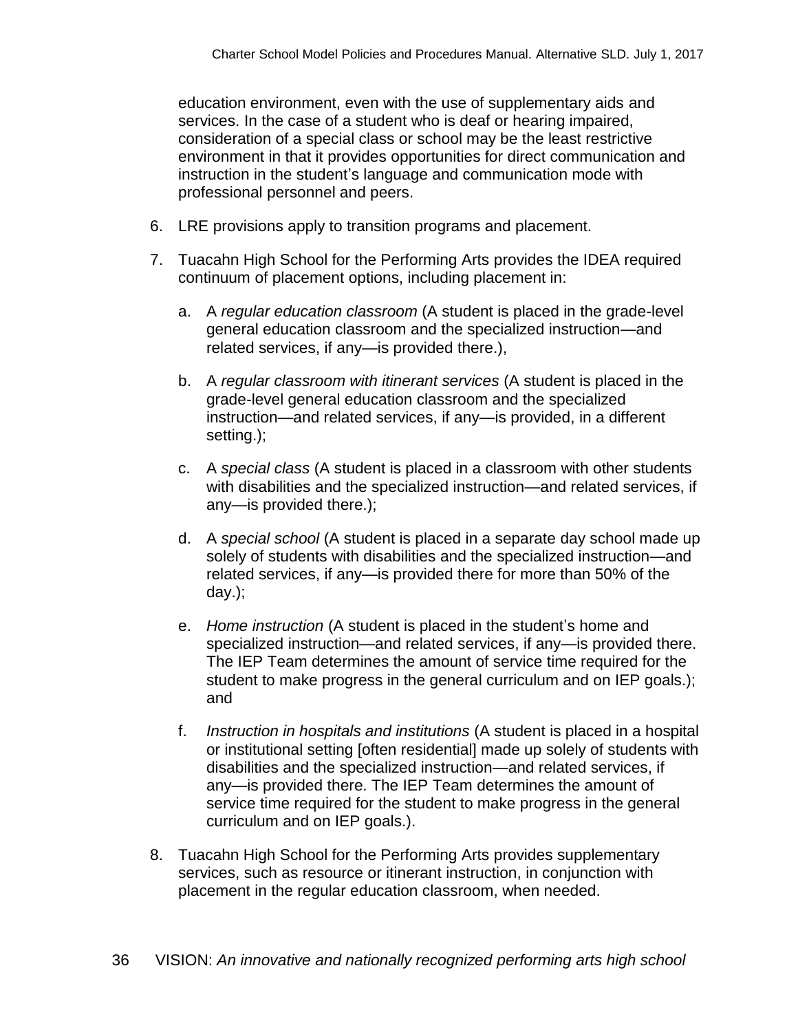education environment, even with the use of supplementary aids and services. In the case of a student who is deaf or hearing impaired, consideration of a special class or school may be the least restrictive environment in that it provides opportunities for direct communication and instruction in the student's language and communication mode with professional personnel and peers.

6. LRE provisions apply to transition programs and placement.

7. Tuacahn High School for the Performing Arts provides the IDEA required continuum of placement options, including placement in:

   a. A *regular education classroom* (A student is placed in the grade-level general education classroom and the specialized instruction—and related services, if any—is provided there.),

   b. A *regular classroom with itinerant services* (A student is placed in the grade-level general education classroom and the specialized instruction—and related services, if any—is provided, in a different setting.);

   c. A *special class* (A student is placed in a classroom with other students with disabilities and the specialized instruction—and related services, if any—is provided there.);

   d. A *special school* (A student is placed in a separate day school made up solely of students with disabilities and the specialized instruction—and related services, if any—is provided there for more than 50% of the day.);

   e. *Home instruction* (A student is placed in the student's home and specialized instruction—and related services, if any—is provided there. The IEP Team determines the amount of service time required for the student to make progress in the general curriculum and on IEP goals.); and

   f. *Instruction in hospitals and institutions* (A student is placed in a hospital or institutional setting [often residential] made up solely of students with disabilities and the specialized instruction—and related services, if any—is provided there. The IEP Team determines the amount of service time required for the student to make progress in the general curriculum and on IEP goals.).

8. Tuacahn High School for the Performing Arts provides supplementary services, such as resource or itinerant instruction, in conjunction with placement in the regular education classroom, when needed.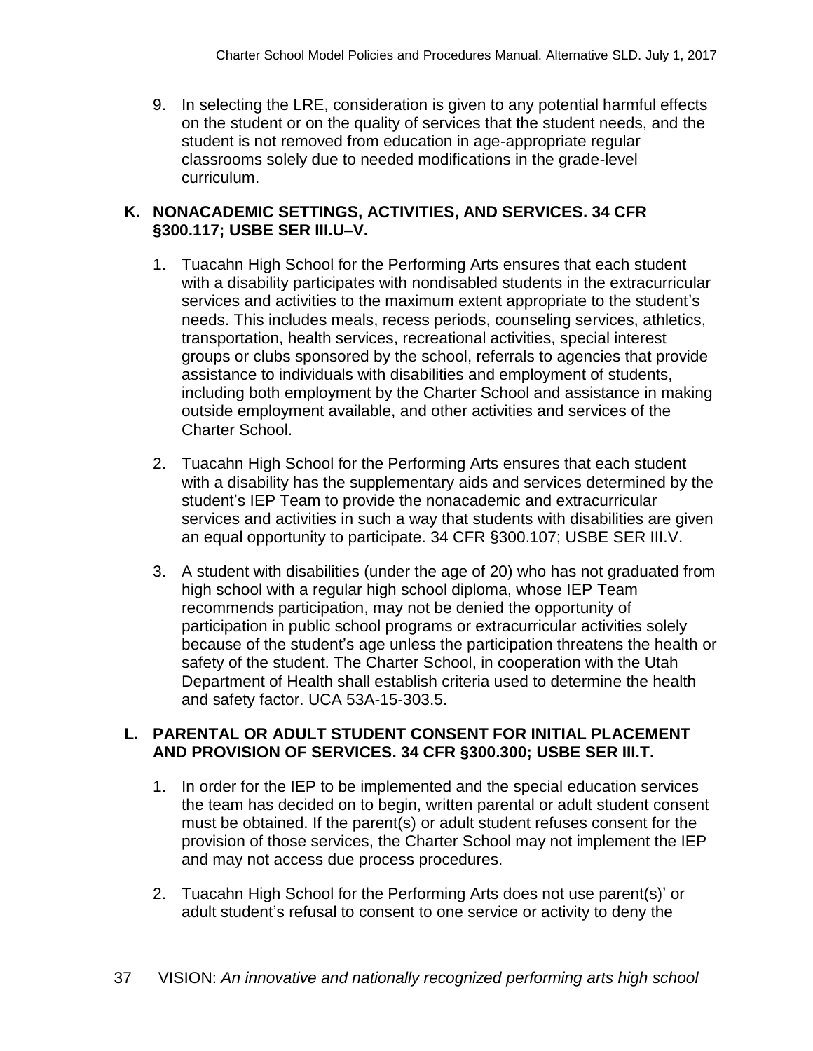9. In selecting the LRE, consideration is given to any potential harmful effects on the student or on the quality of services that the student needs, and the student is not removed from education in age-appropriate regular classrooms solely due to needed modifications in the grade-level curriculum.

## K. NONACADEMIC SETTINGS, ACTIVITIES, AND SERVICES. 34 CFR §300.117; USBE SER III.U–V.

1. Tuacahn High School for the Performing Arts ensures that each student with a disability participates with nondisabled students in the extracurricular services and activities to the maximum extent appropriate to the student's needs. This includes meals, recess periods, counseling services, athletics, transportation, health services, recreational activities, special interest groups or clubs sponsored by the school, referrals to agencies that provide assistance to individuals with disabilities and employment of students, including both employment by the Charter School and assistance in making outside employment available, and other activities and services of the Charter School.

2. Tuacahn High School for the Performing Arts ensures that each student with a disability has the supplementary aids and services determined by the student's IEP Team to provide the nonacademic and extracurricular services and activities in such a way that students with disabilities are given an equal opportunity to participate. 34 CFR §300.107; USBE SER III.V.

3. A student with disabilities (under the age of 20) who has not graduated from high school with a regular high school diploma, whose IEP Team recommends participation, may not be denied the opportunity of participation in public school programs or extracurricular activities solely because of the student's age unless the participation threatens the health or safety of the student. The Charter School, in cooperation with the Utah Department of Health shall establish criteria used to determine the health and safety factor. UCA 53A-15-303.5.

## L. PARENTAL OR ADULT STUDENT CONSENT FOR INITIAL PLACEMENT AND PROVISION OF SERVICES. 34 CFR §300.300; USBE SER III.T.

1. In order for the IEP to be implemented and the special education services the team has decided on to begin, written parental or adult student consent must be obtained. If the parent(s) or adult student refuses consent for the provision of those services, the Charter School may not implement the IEP and may not access due process procedures.

2. Tuacahn High School for the Performing Arts does not use parent(s)' or adult student's refusal to consent to one service or activity to deny the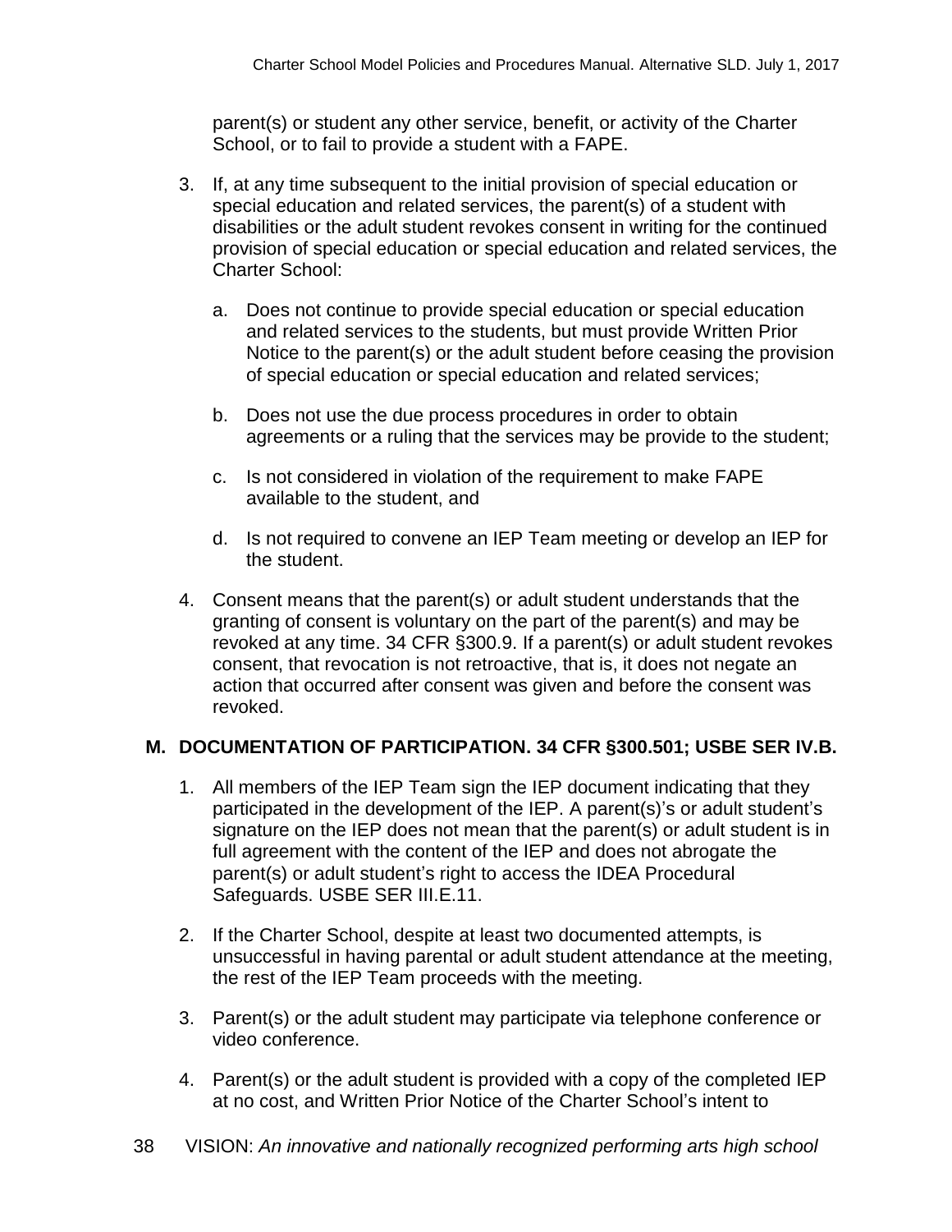parent(s) or student any other service, benefit, or activity of the Charter School, or to fail to provide a student with a FAPE.

3. If, at any time subsequent to the initial provision of special education or special education and related services, the parent(s) of a student with disabilities or the adult student revokes consent in writing for the continued provision of special education or special education and related services, the Charter School:

   a. Does not continue to provide special education or special education and related services to the students, but must provide Written Prior Notice to the parent(s) or the adult student before ceasing the provision of special education or special education and related services;

   b. Does not use the due process procedures in order to obtain agreements or a ruling that the services may be provide to the student;

   c. Is not considered in violation of the requirement to make FAPE available to the student, and

   d. Is not required to convene an IEP Team meeting or develop an IEP for the student.

4. Consent means that the parent(s) or adult student understands that the granting of consent is voluntary on the part of the parent(s) and may be revoked at any time. 34 CFR §300.9. If a parent(s) or adult student revokes consent, that revocation is not retroactive, that is, it does not negate an action that occurred after consent was given and before the consent was revoked.

## M. DOCUMENTATION OF PARTICIPATION. 34 CFR §300.501; USBE SER IV.B.

1. All members of the IEP Team sign the IEP document indicating that they participated in the development of the IEP. A parent(s)'s or adult student's signature on the IEP does not mean that the parent(s) or adult student is in full agreement with the content of the IEP and does not abrogate the parent(s) or adult student's right to access the IDEA Procedural Safeguards. USBE SER III.E.11.

2. If the Charter School, despite at least two documented attempts, is unsuccessful in having parental or adult student attendance at the meeting, the rest of the IEP Team proceeds with the meeting.

3. Parent(s) or the adult student may participate via telephone conference or video conference.

4. Parent(s) or the adult student is provided with a copy of the completed IEP at no cost, and Written Prior Notice of the Charter School's intent to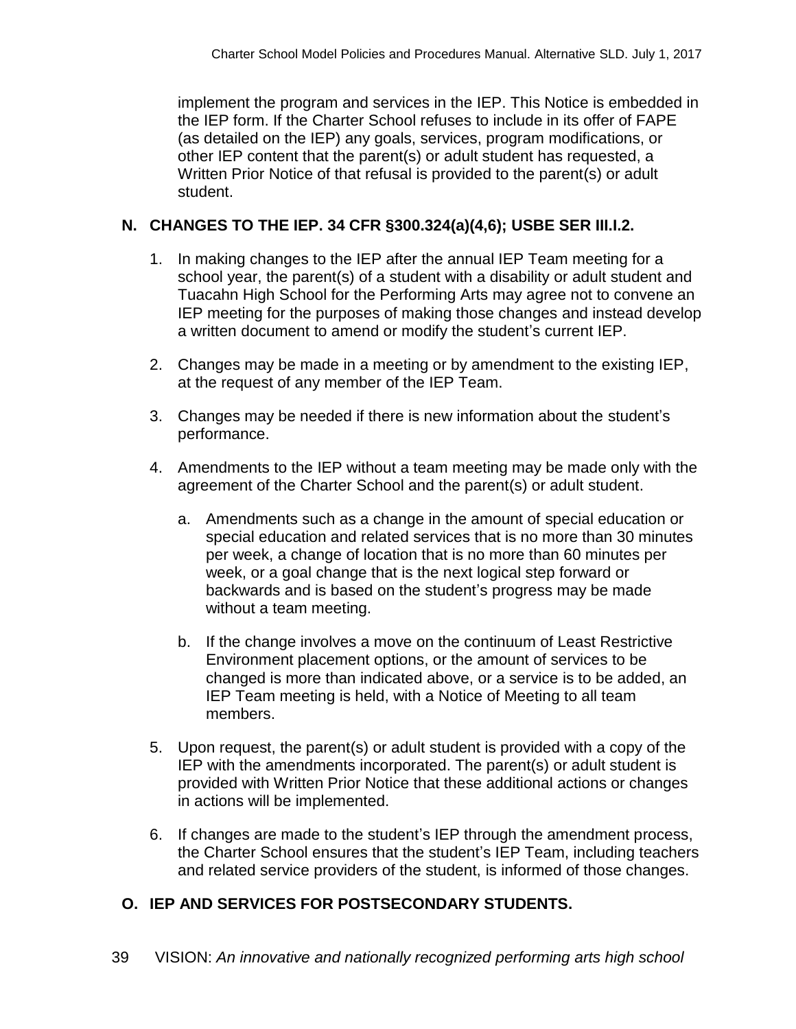implement the program and services in the IEP. This Notice is embedded in the IEP form. If the Charter School refuses to include in its offer of FAPE (as detailed on the IEP) any goals, services, program modifications, or other IEP content that the parent(s) or adult student has requested, a Written Prior Notice of that refusal is provided to the parent(s) or adult student.

## N. CHANGES TO THE IEP. 34 CFR §300.324(a)(4,6); USBE SER III.I.2.

1. In making changes to the IEP after the annual IEP Team meeting for a school year, the parent(s) of a student with a disability or adult student and Tuacahn High School for the Performing Arts may agree not to convene an IEP meeting for the purposes of making those changes and instead develop a written document to amend or modify the student's current IEP.

2. Changes may be made in a meeting or by amendment to the existing IEP, at the request of any member of the IEP Team.

3. Changes may be needed if there is new information about the student's performance.

4. Amendments to the IEP without a team meeting may be made only with the agreement of the Charter School and the parent(s) or adult student.

   a. Amendments such as a change in the amount of special education or special education and related services that is no more than 30 minutes per week, a change of location that is no more than 60 minutes per week, or a goal change that is the next logical step forward or backwards and is based on the student's progress may be made without a team meeting.

   b. If the change involves a move on the continuum of Least Restrictive Environment placement options, or the amount of services to be changed is more than indicated above, or a service is to be added, an IEP Team meeting is held, with a Notice of Meeting to all team members.

5. Upon request, the parent(s) or adult student is provided with a copy of the IEP with the amendments incorporated. The parent(s) or adult student is provided with Written Prior Notice that these additional actions or changes in actions will be implemented.

6. If changes are made to the student's IEP through the amendment process, the Charter School ensures that the student's IEP Team, including teachers and related service providers of the student, is informed of those changes.

## O. IEP AND SERVICES FOR POSTSECONDARY STUDENTS.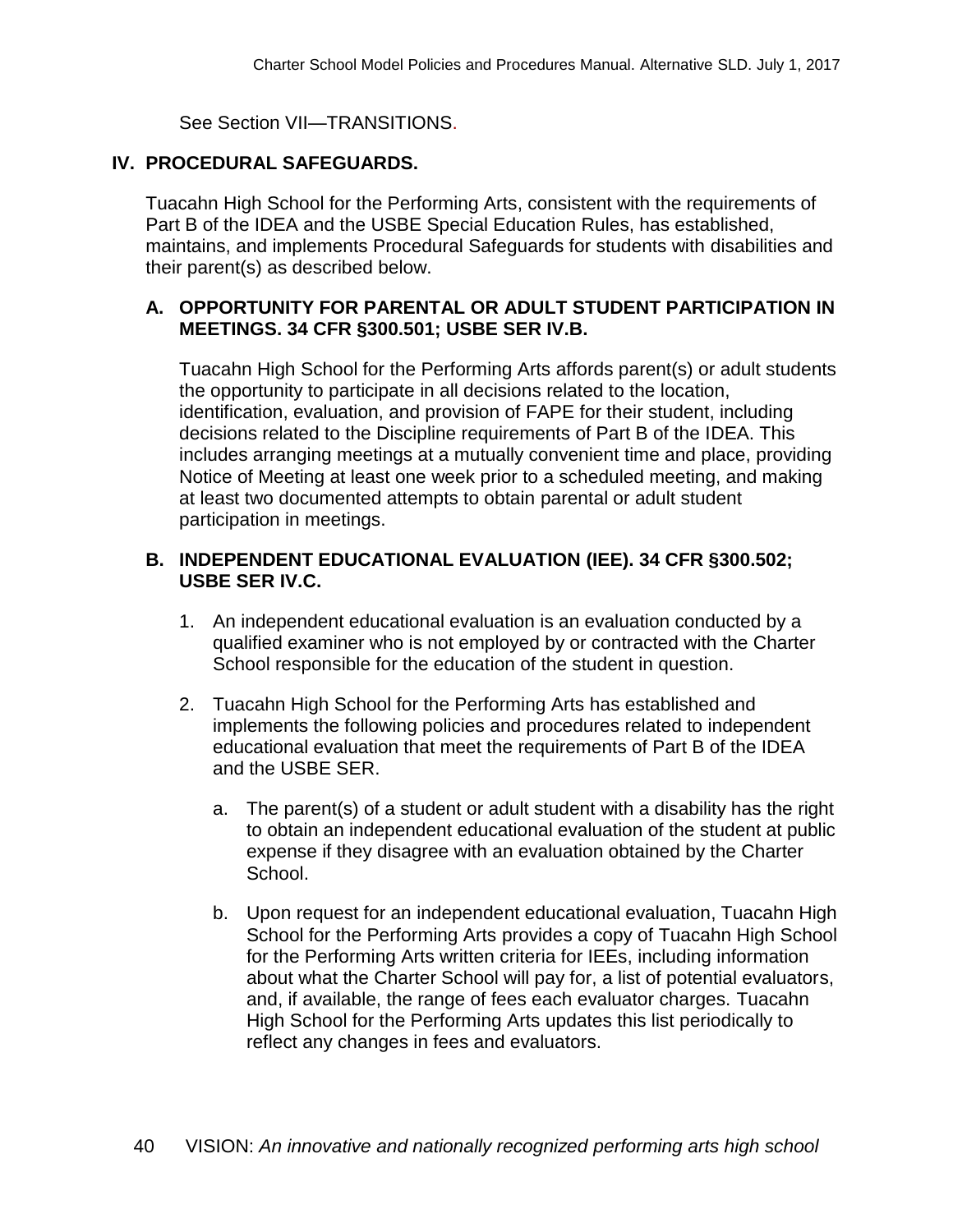See Section VII—TRANSITIONS.

## IV. PROCEDURAL SAFEGUARDS.

Tuacahn High School for the Performing Arts, consistent with the requirements of Part B of the IDEA and the USBE Special Education Rules, has established, maintains, and implements Procedural Safeguards for students with disabilities and their parent(s) as described below.

### A. OPPORTUNITY FOR PARENTAL OR ADULT STUDENT PARTICIPATION IN MEETINGS. 34 CFR §300.501; USBE SER IV.B.

Tuacahn High School for the Performing Arts affords parent(s) or adult students the opportunity to participate in all decisions related to the location, identification, evaluation, and provision of FAPE for their student, including decisions related to the Discipline requirements of Part B of the IDEA. This includes arranging meetings at a mutually convenient time and place, providing Notice of Meeting at least one week prior to a scheduled meeting, and making at least two documented attempts to obtain parental or adult student participation in meetings.

### B. INDEPENDENT EDUCATIONAL EVALUATION (IEE). 34 CFR §300.502; USBE SER IV.C.

1. An independent educational evaluation is an evaluation conducted by a qualified examiner who is not employed by or contracted with the Charter School responsible for the education of the student in question.
2. Tuacahn High School for the Performing Arts has established and implements the following policies and procedures related to independent educational evaluation that meet the requirements of Part B of the IDEA and the USBE SER.
   a. The parent(s) of a student or adult student with a disability has the right to obtain an independent educational evaluation of the student at public expense if they disagree with an evaluation obtained by the Charter School.
   b. Upon request for an independent educational evaluation, Tuacahn High School for the Performing Arts provides a copy of Tuacahn High School for the Performing Arts written criteria for IEEs, including information about what the Charter School will pay for, a list of potential evaluators, and, if available, the range of fees each evaluator charges. Tuacahn High School for the Performing Arts updates this list periodically to reflect any changes in fees and evaluators.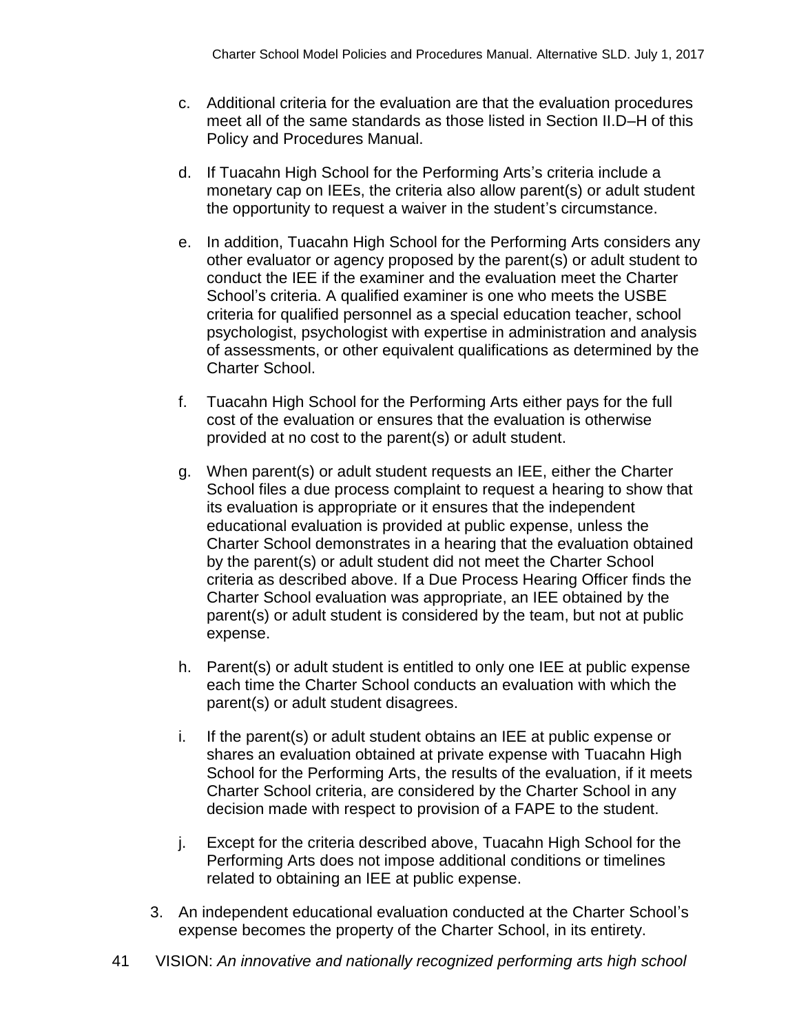c. Additional criteria for the evaluation are that the evaluation procedures meet all of the same standards as those listed in Section II.D–H of this Policy and Procedures Manual.

d. If Tuacahn High School for the Performing Arts's criteria include a monetary cap on IEEs, the criteria also allow parent(s) or adult student the opportunity to request a waiver in the student's circumstance.

e. In addition, Tuacahn High School for the Performing Arts considers any other evaluator or agency proposed by the parent(s) or adult student to conduct the IEE if the examiner and the evaluation meet the Charter School's criteria. A qualified examiner is one who meets the USBE criteria for qualified personnel as a special education teacher, school psychologist, psychologist with expertise in administration and analysis of assessments, or other equivalent qualifications as determined by the Charter School.

f. Tuacahn High School for the Performing Arts either pays for the full cost of the evaluation or ensures that the evaluation is otherwise provided at no cost to the parent(s) or adult student.

g. When parent(s) or adult student requests an IEE, either the Charter School files a due process complaint to request a hearing to show that its evaluation is appropriate or it ensures that the independent educational evaluation is provided at public expense, unless the Charter School demonstrates in a hearing that the evaluation obtained by the parent(s) or adult student did not meet the Charter School criteria as described above. If a Due Process Hearing Officer finds the Charter School evaluation was appropriate, an IEE obtained by the parent(s) or adult student is considered by the team, but not at public expense.

h. Parent(s) or adult student is entitled to only one IEE at public expense each time the Charter School conducts an evaluation with which the parent(s) or adult student disagrees.

i. If the parent(s) or adult student obtains an IEE at public expense or shares an evaluation obtained at private expense with Tuacahn High School for the Performing Arts, the results of the evaluation, if it meets Charter School criteria, are considered by the Charter School in any decision made with respect to provision of a FAPE to the student.

j. Except for the criteria described above, Tuacahn High School for the Performing Arts does not impose additional conditions or timelines related to obtaining an IEE at public expense.

3. An independent educational evaluation conducted at the Charter School's expense becomes the property of the Charter School, in its entirety.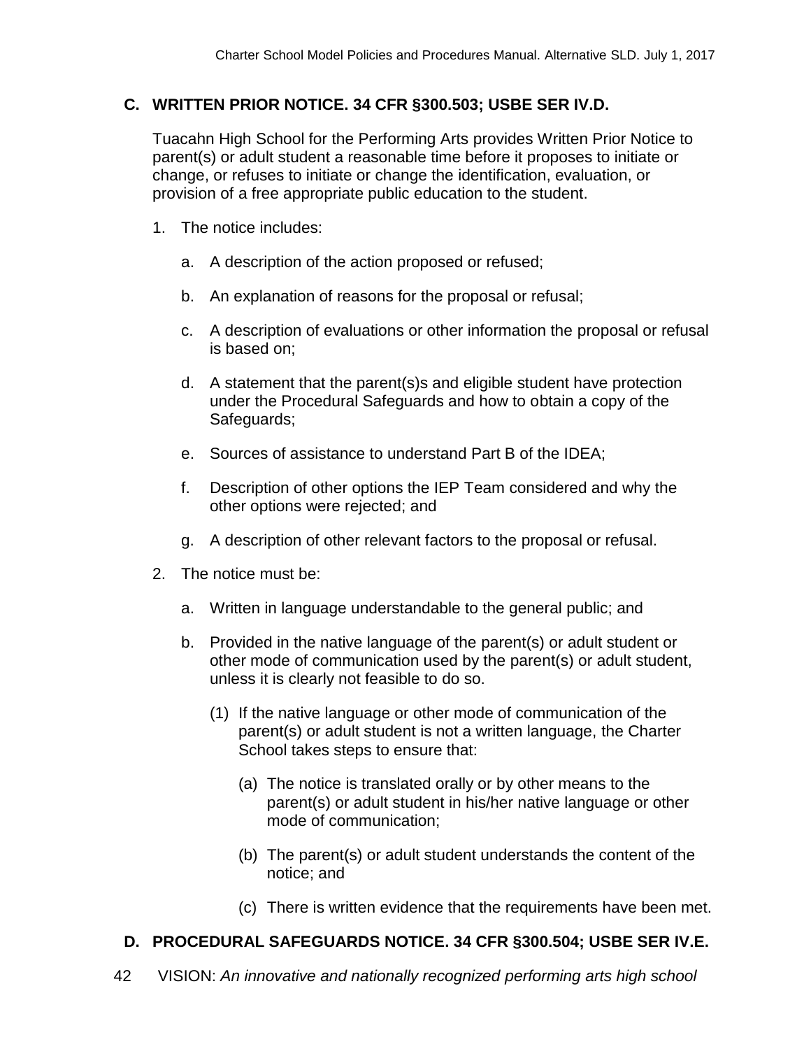## C. WRITTEN PRIOR NOTICE. 34 CFR §300.503; USBE SER IV.D.

Tuacahn High School for the Performing Arts provides Written Prior Notice to parent(s) or adult student a reasonable time before it proposes to initiate or change, or refuses to initiate or change the identification, evaluation, or provision of a free appropriate public education to the student.

1. The notice includes:

   a. A description of the action proposed or refused;

   b. An explanation of reasons for the proposal or refusal;

   c. A description of evaluations or other information the proposal or refusal is based on;

   d. A statement that the parent(s)s and eligible student have protection under the Procedural Safeguards and how to obtain a copy of the Safeguards;

   e. Sources of assistance to understand Part B of the IDEA;

   f. Description of other options the IEP Team considered and why the other options were rejected; and

   g. A description of other relevant factors to the proposal or refusal.

2. The notice must be:

   a. Written in language understandable to the general public; and

   b. Provided in the native language of the parent(s) or adult student or other mode of communication used by the parent(s) or adult student, unless it is clearly not feasible to do so.

      (1) If the native language or other mode of communication of the parent(s) or adult student is not a written language, the Charter School takes steps to ensure that:

         (a) The notice is translated orally or by other means to the parent(s) or adult student in his/her native language or other mode of communication;

         (b) The parent(s) or adult student understands the content of the notice; and

         (c) There is written evidence that the requirements have been met.

## D. PROCEDURAL SAFEGUARDS NOTICE. 34 CFR §300.504; USBE SER IV.E.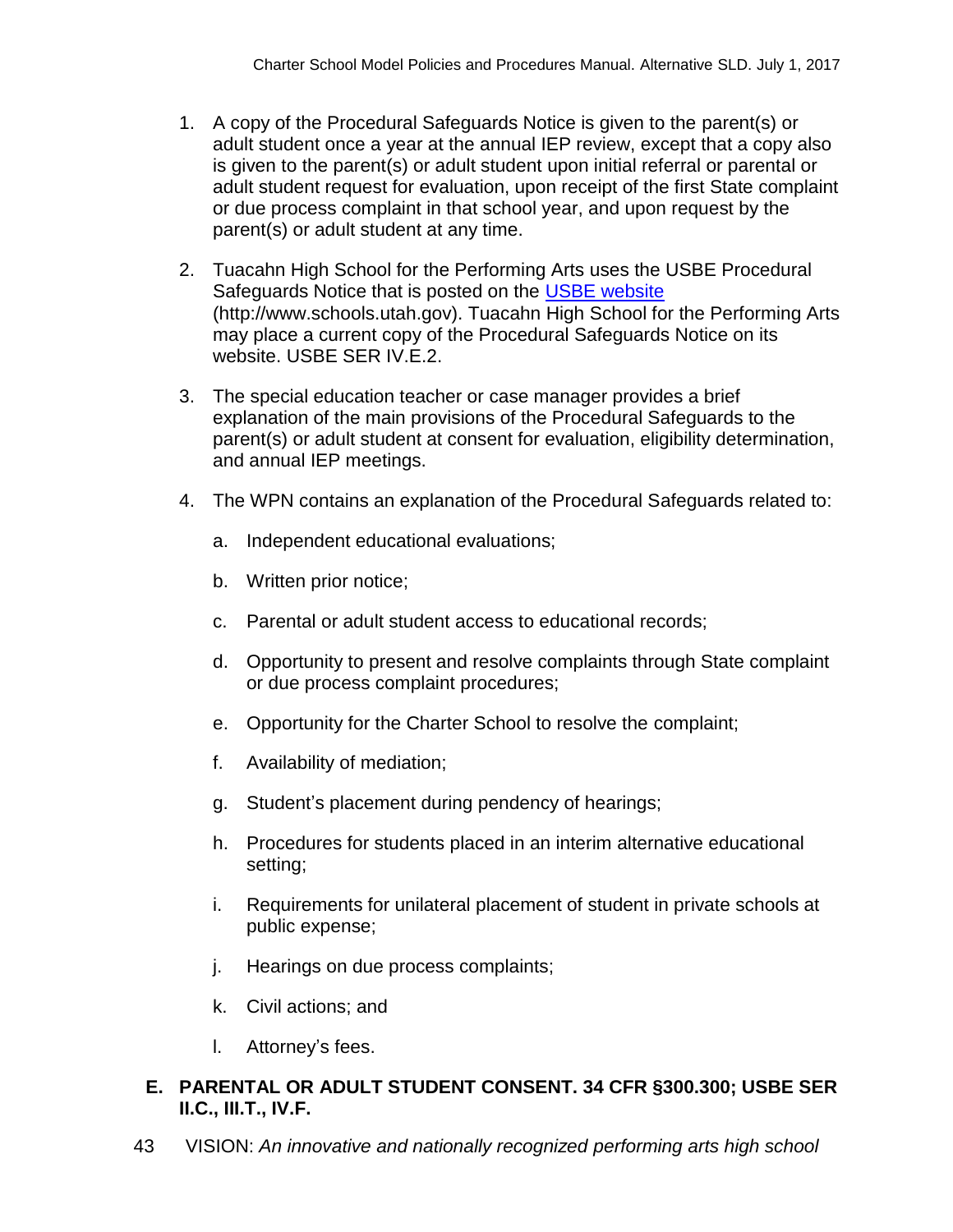1. A copy of the Procedural Safeguards Notice is given to the parent(s) or adult student once a year at the annual IEP review, except that a copy also is given to the parent(s) or adult student upon initial referral or parental or adult student request for evaluation, upon receipt of the first State complaint or due process complaint in that school year, and upon request by the parent(s) or adult student at any time.

2. Tuacahn High School for the Performing Arts uses the USBE Procedural Safeguards Notice that is posted on the [USBE website](http://www.schools.utah.gov) (http://www.schools.utah.gov). Tuacahn High School for the Performing Arts may place a current copy of the Procedural Safeguards Notice on its website. USBE SER IV.E.2.

3. The special education teacher or case manager provides a brief explanation of the main provisions of the Procedural Safeguards to the parent(s) or adult student at consent for evaluation, eligibility determination, and annual IEP meetings.

4. The WPN contains an explanation of the Procedural Safeguards related to:

   a. Independent educational evaluations;

   b. Written prior notice;

   c. Parental or adult student access to educational records;

   d. Opportunity to present and resolve complaints through State complaint or due process complaint procedures;

   e. Opportunity for the Charter School to resolve the complaint;

   f. Availability of mediation;

   g. Student's placement during pendency of hearings;

   h. Procedures for students placed in an interim alternative educational setting;

   i. Requirements for unilateral placement of student in private schools at public expense;

   j. Hearings on due process complaints;

   k. Civil actions; and

   l. Attorney's fees.

**E. PARENTAL OR ADULT STUDENT CONSENT. 34 CFR §300.300; USBE SER II.C., III.T., IV.F.**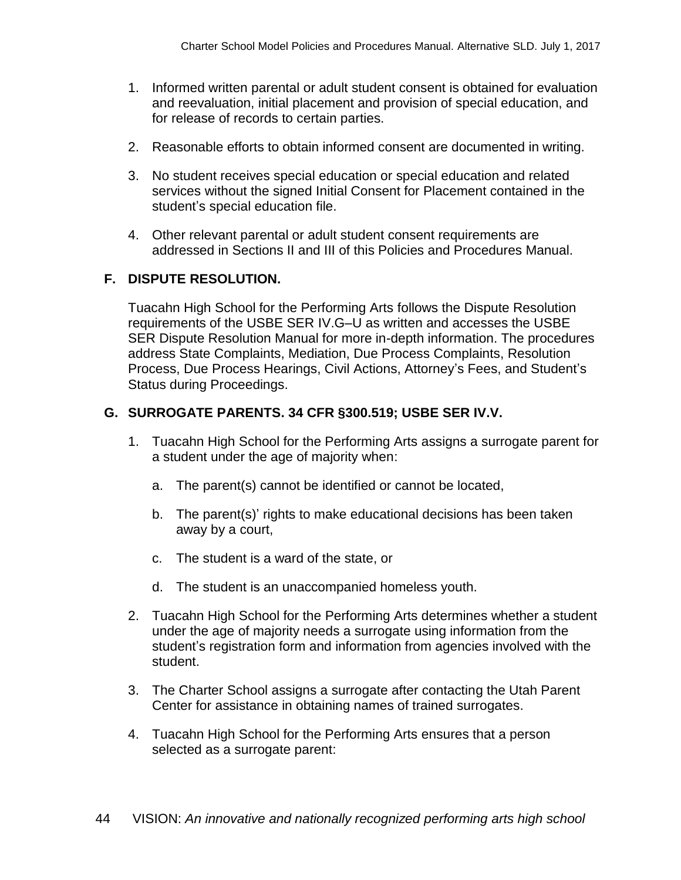1. Informed written parental or adult student consent is obtained for evaluation and reevaluation, initial placement and provision of special education, and for release of records to certain parties.

2. Reasonable efforts to obtain informed consent are documented in writing.

3. No student receives special education or special education and related services without the signed Initial Consent for Placement contained in the student's special education file.

4. Other relevant parental or adult student consent requirements are addressed in Sections II and III of this Policies and Procedures Manual.

## F. DISPUTE RESOLUTION.

Tuacahn High School for the Performing Arts follows the Dispute Resolution requirements of the USBE SER IV.G–U as written and accesses the USBE SER Dispute Resolution Manual for more in-depth information. The procedures address State Complaints, Mediation, Due Process Complaints, Resolution Process, Due Process Hearings, Civil Actions, Attorney's Fees, and Student's Status during Proceedings.

## G. SURROGATE PARENTS. 34 CFR §300.519; USBE SER IV.V.

1. Tuacahn High School for the Performing Arts assigns a surrogate parent for a student under the age of majority when:

   a. The parent(s) cannot be identified or cannot be located,

   b. The parent(s)' rights to make educational decisions has been taken away by a court,

   c. The student is a ward of the state, or

   d. The student is an unaccompanied homeless youth.

2. Tuacahn High School for the Performing Arts determines whether a student under the age of majority needs a surrogate using information from the student's registration form and information from agencies involved with the student.

3. The Charter School assigns a surrogate after contacting the Utah Parent Center for assistance in obtaining names of trained surrogates.

4. Tuacahn High School for the Performing Arts ensures that a person selected as a surrogate parent: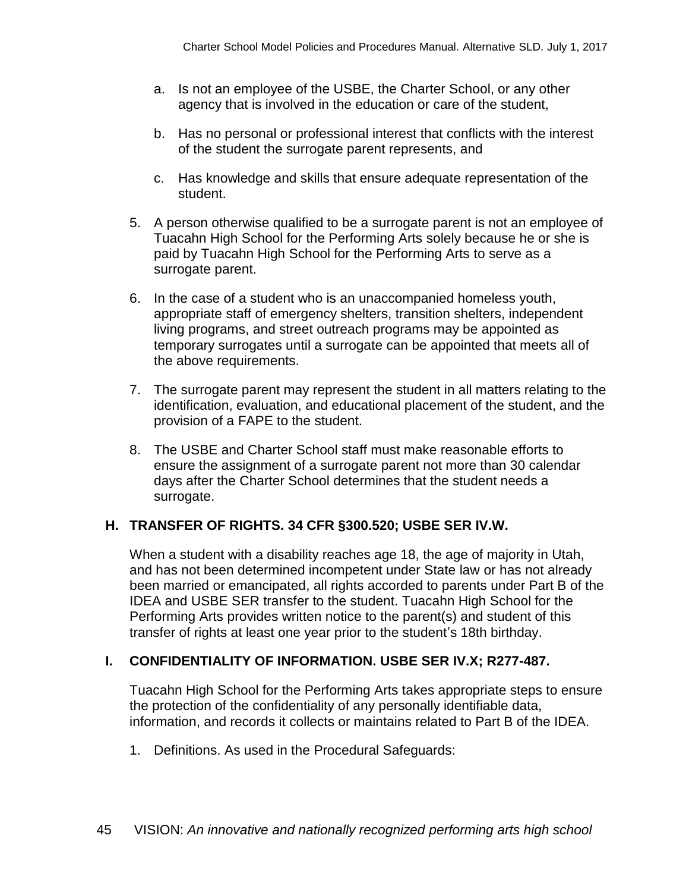a. Is not an employee of the USBE, the Charter School, or any other agency that is involved in the education or care of the student,

b. Has no personal or professional interest that conflicts with the interest of the student the surrogate parent represents, and

c. Has knowledge and skills that ensure adequate representation of the student.

5. A person otherwise qualified to be a surrogate parent is not an employee of Tuacahn High School for the Performing Arts solely because he or she is paid by Tuacahn High School for the Performing Arts to serve as a surrogate parent.

6. In the case of a student who is an unaccompanied homeless youth, appropriate staff of emergency shelters, transition shelters, independent living programs, and street outreach programs may be appointed as temporary surrogates until a surrogate can be appointed that meets all of the above requirements.

7. The surrogate parent may represent the student in all matters relating to the identification, evaluation, and educational placement of the student, and the provision of a FAPE to the student.

8. The USBE and Charter School staff must make reasonable efforts to ensure the assignment of a surrogate parent not more than 30 calendar days after the Charter School determines that the student needs a surrogate.

### H. TRANSFER OF RIGHTS. 34 CFR §300.520; USBE SER IV.W.

When a student with a disability reaches age 18, the age of majority in Utah, and has not been determined incompetent under State law or has not already been married or emancipated, all rights accorded to parents under Part B of the IDEA and USBE SER transfer to the student. Tuacahn High School for the Performing Arts provides written notice to the parent(s) and student of this transfer of rights at least one year prior to the student's 18th birthday.

### I. CONFIDENTIALITY OF INFORMATION. USBE SER IV.X; R277-487.

Tuacahn High School for the Performing Arts takes appropriate steps to ensure the protection of the confidentiality of any personally identifiable data, information, and records it collects or maintains related to Part B of the IDEA.

1. Definitions. As used in the Procedural Safeguards: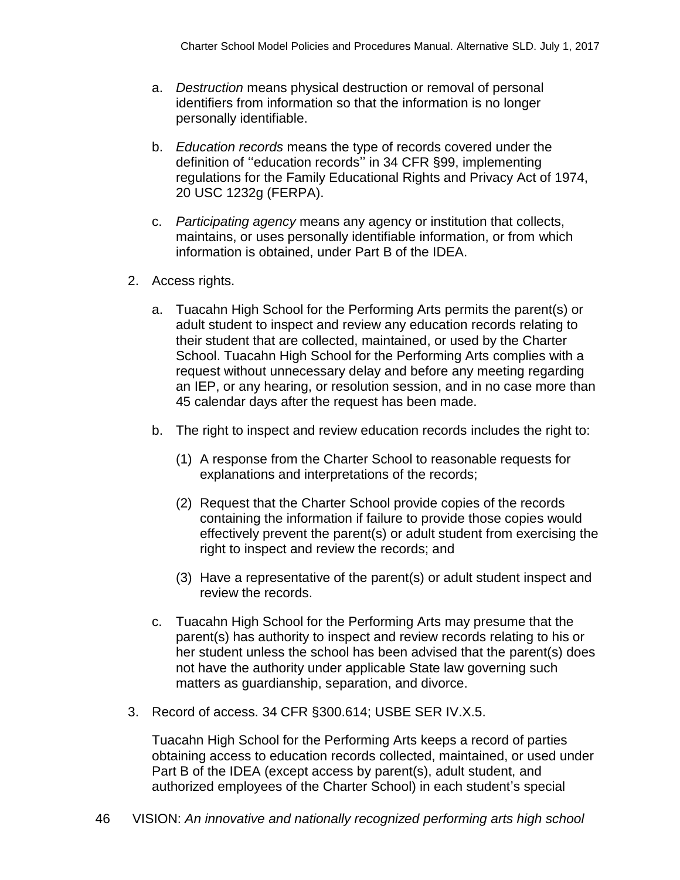a. *Destruction* means physical destruction or removal of personal identifiers from information so that the information is no longer personally identifiable.

b. *Education records* means the type of records covered under the definition of ''education records'' in 34 CFR §99, implementing regulations for the Family Educational Rights and Privacy Act of 1974, 20 USC 1232g (FERPA).

c. *Participating agency* means any agency or institution that collects, maintains, or uses personally identifiable information, or from which information is obtained, under Part B of the IDEA.

2. Access rights.

   a. Tuacahn High School for the Performing Arts permits the parent(s) or adult student to inspect and review any education records relating to their student that are collected, maintained, or used by the Charter School. Tuacahn High School for the Performing Arts complies with a request without unnecessary delay and before any meeting regarding an IEP, or any hearing, or resolution session, and in no case more than 45 calendar days after the request has been made.

   b. The right to inspect and review education records includes the right to:

      (1) A response from the Charter School to reasonable requests for explanations and interpretations of the records;

      (2) Request that the Charter School provide copies of the records containing the information if failure to provide those copies would effectively prevent the parent(s) or adult student from exercising the right to inspect and review the records; and

      (3) Have a representative of the parent(s) or adult student inspect and review the records.

   c. Tuacahn High School for the Performing Arts may presume that the parent(s) has authority to inspect and review records relating to his or her student unless the school has been advised that the parent(s) does not have the authority under applicable State law governing such matters as guardianship, separation, and divorce.

3. Record of access. 34 CFR §300.614; USBE SER IV.X.5.

   Tuacahn High School for the Performing Arts keeps a record of parties obtaining access to education records collected, maintained, or used under Part B of the IDEA (except access by parent(s), adult student, and authorized employees of the Charter School) in each student's special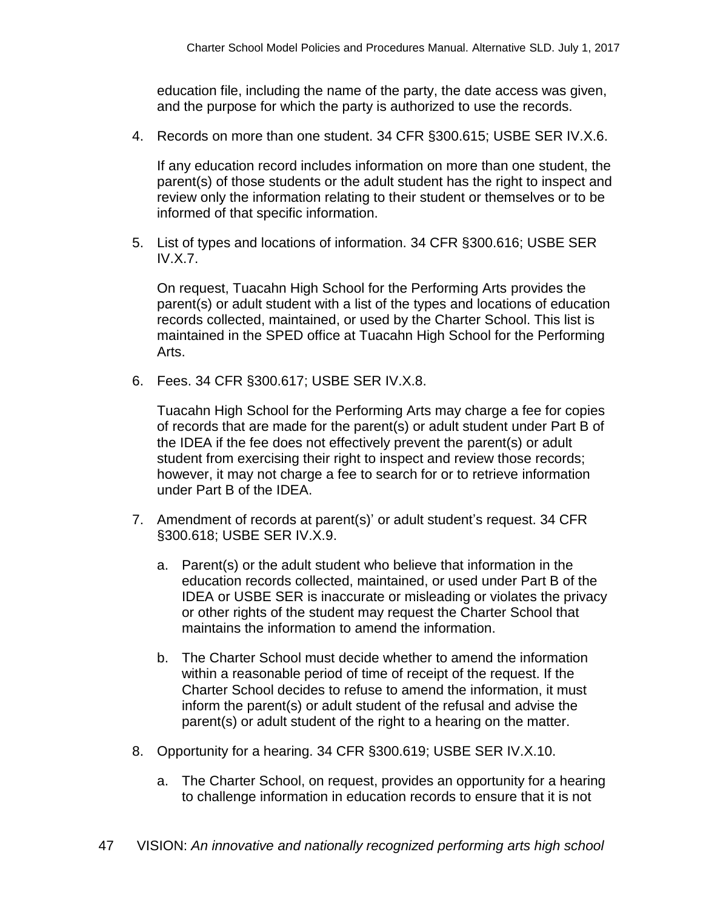education file, including the name of the party, the date access was given, and the purpose for which the party is authorized to use the records.

4. Records on more than one student. 34 CFR §300.615; USBE SER IV.X.6.

   If any education record includes information on more than one student, the parent(s) of those students or the adult student has the right to inspect and review only the information relating to their student or themselves or to be informed of that specific information.

5. List of types and locations of information. 34 CFR §300.616; USBE SER IV.X.7.

   On request, Tuacahn High School for the Performing Arts provides the parent(s) or adult student with a list of the types and locations of education records collected, maintained, or used by the Charter School. This list is maintained in the SPED office at Tuacahn High School for the Performing Arts.

6. Fees. 34 CFR §300.617; USBE SER IV.X.8.

   Tuacahn High School for the Performing Arts may charge a fee for copies of records that are made for the parent(s) or adult student under Part B of the IDEA if the fee does not effectively prevent the parent(s) or adult student from exercising their right to inspect and review those records; however, it may not charge a fee to search for or to retrieve information under Part B of the IDEA.

7. Amendment of records at parent(s)' or adult student's request. 34 CFR §300.618; USBE SER IV.X.9.

   a. Parent(s) or the adult student who believe that information in the education records collected, maintained, or used under Part B of the IDEA or USBE SER is inaccurate or misleading or violates the privacy or other rights of the student may request the Charter School that maintains the information to amend the information.

   b. The Charter School must decide whether to amend the information within a reasonable period of time of receipt of the request. If the Charter School decides to refuse to amend the information, it must inform the parent(s) or adult student of the refusal and advise the parent(s) or adult student of the right to a hearing on the matter.

8. Opportunity for a hearing. 34 CFR §300.619; USBE SER IV.X.10.

   a. The Charter School, on request, provides an opportunity for a hearing to challenge information in education records to ensure that it is not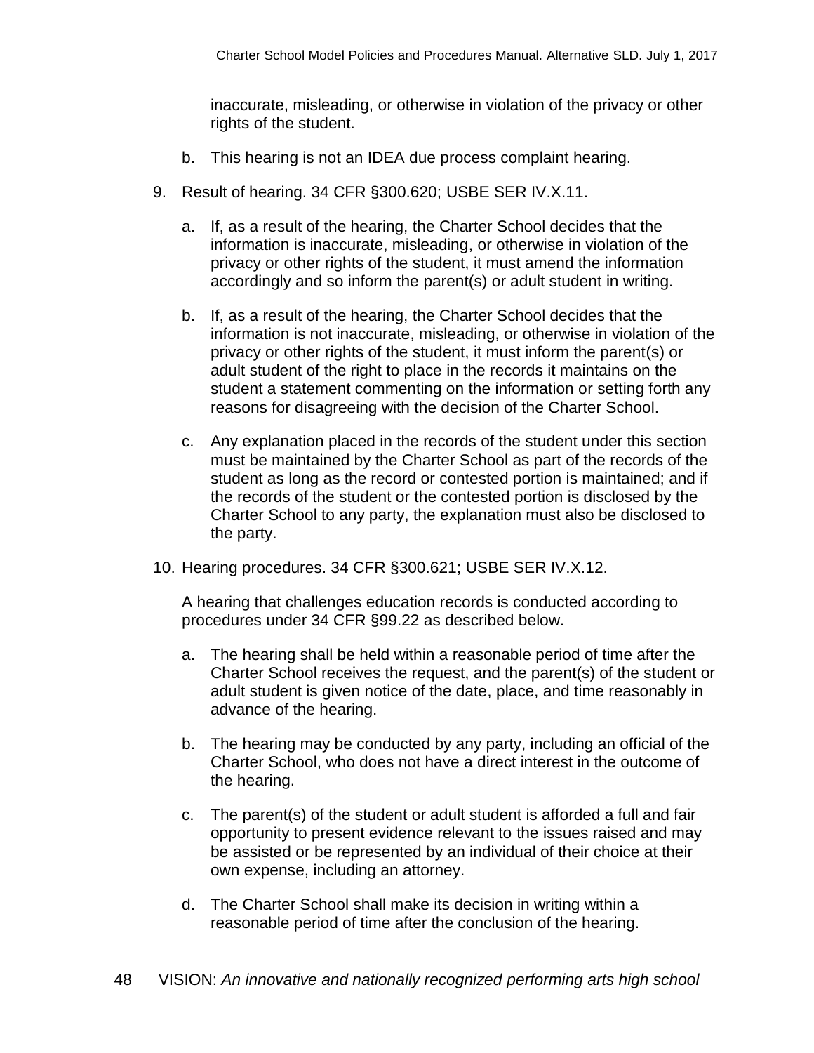inaccurate, misleading, or otherwise in violation of the privacy or other rights of the student.

   b. This hearing is not an IDEA due process complaint hearing.

9. Result of hearing. 34 CFR §300.620; USBE SER IV.X.11.

   a. If, as a result of the hearing, the Charter School decides that the information is inaccurate, misleading, or otherwise in violation of the privacy or other rights of the student, it must amend the information accordingly and so inform the parent(s) or adult student in writing.

   b. If, as a result of the hearing, the Charter School decides that the information is not inaccurate, misleading, or otherwise in violation of the privacy or other rights of the student, it must inform the parent(s) or adult student of the right to place in the records it maintains on the student a statement commenting on the information or setting forth any reasons for disagreeing with the decision of the Charter School.

   c. Any explanation placed in the records of the student under this section must be maintained by the Charter School as part of the records of the student as long as the record or contested portion is maintained; and if the records of the student or the contested portion is disclosed by the Charter School to any party, the explanation must also be disclosed to the party.

10. Hearing procedures. 34 CFR §300.621; USBE SER IV.X.12.

    A hearing that challenges education records is conducted according to procedures under 34 CFR §99.22 as described below.

    a. The hearing shall be held within a reasonable period of time after the Charter School receives the request, and the parent(s) of the student or adult student is given notice of the date, place, and time reasonably in advance of the hearing.

    b. The hearing may be conducted by any party, including an official of the Charter School, who does not have a direct interest in the outcome of the hearing.

    c. The parent(s) of the student or adult student is afforded a full and fair opportunity to present evidence relevant to the issues raised and may be assisted or be represented by an individual of their choice at their own expense, including an attorney.

    d. The Charter School shall make its decision in writing within a reasonable period of time after the conclusion of the hearing.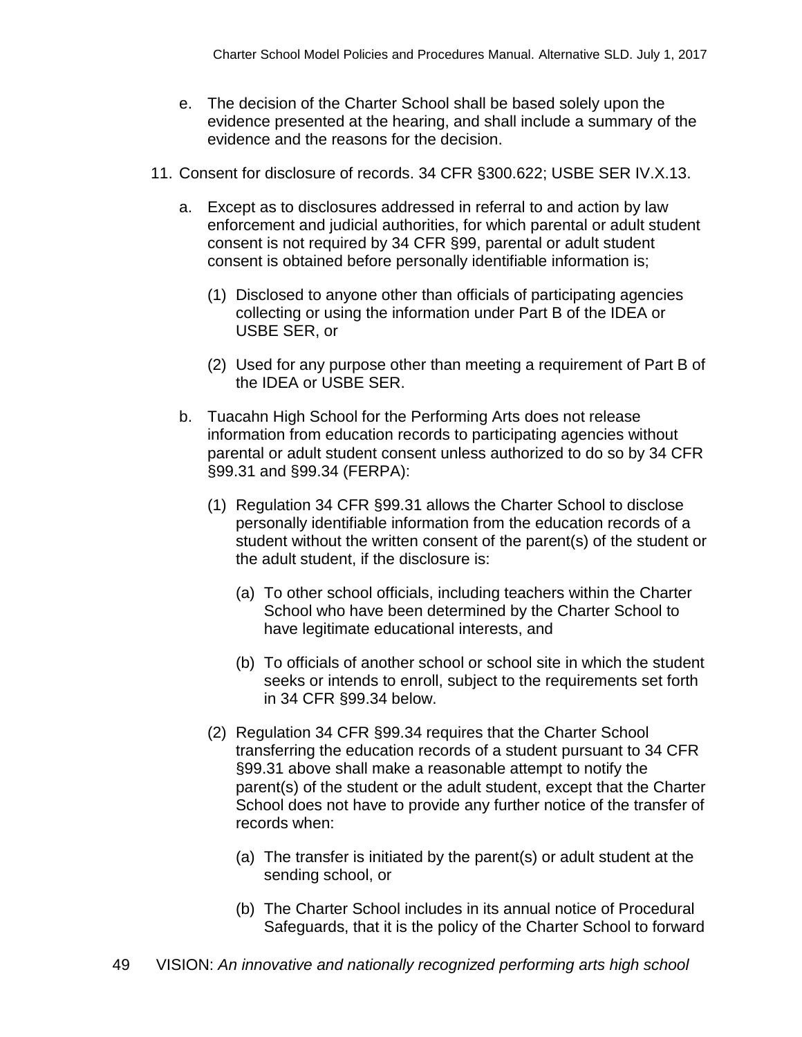e. The decision of the Charter School shall be based solely upon the evidence presented at the hearing, and shall include a summary of the evidence and the reasons for the decision.

11. Consent for disclosure of records. 34 CFR §300.622; USBE SER IV.X.13.

    a. Except as to disclosures addressed in referral to and action by law enforcement and judicial authorities, for which parental or adult student consent is not required by 34 CFR §99, parental or adult student consent is obtained before personally identifiable information is;

        (1) Disclosed to anyone other than officials of participating agencies collecting or using the information under Part B of the IDEA or USBE SER, or

        (2) Used for any purpose other than meeting a requirement of Part B of the IDEA or USBE SER.

    b. Tuacahn High School for the Performing Arts does not release information from education records to participating agencies without parental or adult student consent unless authorized to do so by 34 CFR §99.31 and §99.34 (FERPA):

        (1) Regulation 34 CFR §99.31 allows the Charter School to disclose personally identifiable information from the education records of a student without the written consent of the parent(s) of the student or the adult student, if the disclosure is:

            (a) To other school officials, including teachers within the Charter School who have been determined by the Charter School to have legitimate educational interests, and

            (b) To officials of another school or school site in which the student seeks or intends to enroll, subject to the requirements set forth in 34 CFR §99.34 below.

        (2) Regulation 34 CFR §99.34 requires that the Charter School transferring the education records of a student pursuant to 34 CFR §99.31 above shall make a reasonable attempt to notify the parent(s) of the student or the adult student, except that the Charter School does not have to provide any further notice of the transfer of records when:

            (a) The transfer is initiated by the parent(s) or adult student at the sending school, or

            (b) The Charter School includes in its annual notice of Procedural Safeguards, that it is the policy of the Charter School to forward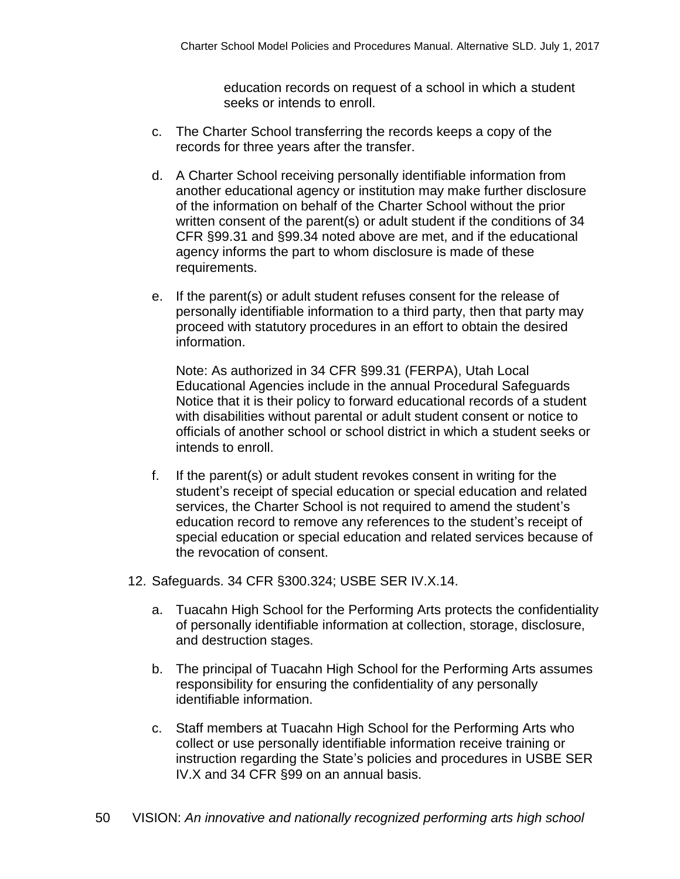education records on request of a school in which a student seeks or intends to enroll.

c. The Charter School transferring the records keeps a copy of the records for three years after the transfer.

d. A Charter School receiving personally identifiable information from another educational agency or institution may make further disclosure of the information on behalf of the Charter School without the prior written consent of the parent(s) or adult student if the conditions of 34 CFR §99.31 and §99.34 noted above are met, and if the educational agency informs the part to whom disclosure is made of these requirements.

e. If the parent(s) or adult student refuses consent for the release of personally identifiable information to a third party, then that party may proceed with statutory procedures in an effort to obtain the desired information.

   Note: As authorized in 34 CFR §99.31 (FERPA), Utah Local Educational Agencies include in the annual Procedural Safeguards Notice that it is their policy to forward educational records of a student with disabilities without parental or adult student consent or notice to officials of another school or school district in which a student seeks or intends to enroll.

f. If the parent(s) or adult student revokes consent in writing for the student's receipt of special education or special education and related services, the Charter School is not required to amend the student's education record to remove any references to the student's receipt of special education or special education and related services because of the revocation of consent.

12. Safeguards. 34 CFR §300.324; USBE SER IV.X.14.

    a. Tuacahn High School for the Performing Arts protects the confidentiality of personally identifiable information at collection, storage, disclosure, and destruction stages.

    b. The principal of Tuacahn High School for the Performing Arts assumes responsibility for ensuring the confidentiality of any personally identifiable information.

    c. Staff members at Tuacahn High School for the Performing Arts who collect or use personally identifiable information receive training or instruction regarding the State's policies and procedures in USBE SER IV.X and 34 CFR §99 on an annual basis.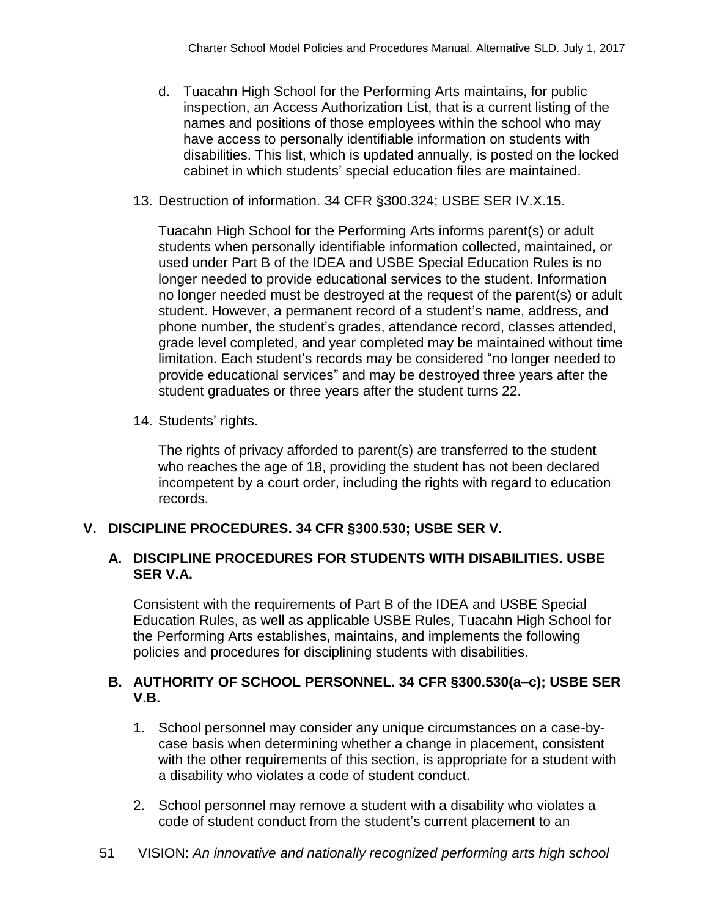d. Tuacahn High School for the Performing Arts maintains, for public inspection, an Access Authorization List, that is a current listing of the names and positions of those employees within the school who may have access to personally identifiable information on students with disabilities. This list, which is updated annually, is posted on the locked cabinet in which students' special education files are maintained.

13. Destruction of information. 34 CFR §300.324; USBE SER IV.X.15.

    Tuacahn High School for the Performing Arts informs parent(s) or adult students when personally identifiable information collected, maintained, or used under Part B of the IDEA and USBE Special Education Rules is no longer needed to provide educational services to the student. Information no longer needed must be destroyed at the request of the parent(s) or adult student. However, a permanent record of a student's name, address, and phone number, the student's grades, attendance record, classes attended, grade level completed, and year completed may be maintained without time limitation. Each student's records may be considered "no longer needed to provide educational services" and may be destroyed three years after the student graduates or three years after the student turns 22.

14. Students' rights.

    The rights of privacy afforded to parent(s) are transferred to the student who reaches the age of 18, providing the student has not been declared incompetent by a court order, including the rights with regard to education records.

## V. DISCIPLINE PROCEDURES. 34 CFR §300.530; USBE SER V.

### A. DISCIPLINE PROCEDURES FOR STUDENTS WITH DISABILITIES. USBE SER V.A.

Consistent with the requirements of Part B of the IDEA and USBE Special Education Rules, as well as applicable USBE Rules, Tuacahn High School for the Performing Arts establishes, maintains, and implements the following policies and procedures for disciplining students with disabilities.

### B. AUTHORITY OF SCHOOL PERSONNEL. 34 CFR §300.530(a–c); USBE SER V.B.

1. School personnel may consider any unique circumstances on a case-by-case basis when determining whether a change in placement, consistent with the other requirements of this section, is appropriate for a student with a disability who violates a code of student conduct.

2. School personnel may remove a student with a disability who violates a code of student conduct from the student's current placement to an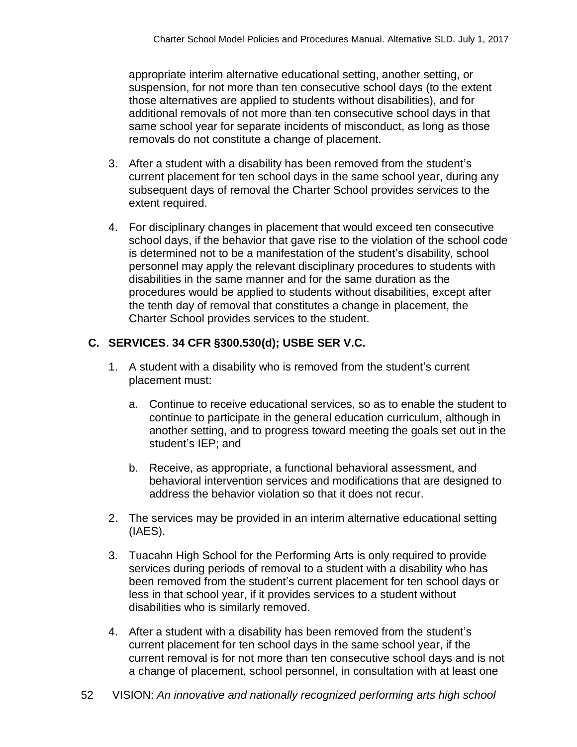appropriate interim alternative educational setting, another setting, or suspension, for not more than ten consecutive school days (to the extent those alternatives are applied to students without disabilities), and for additional removals of not more than ten consecutive school days in that same school year for separate incidents of misconduct, as long as those removals do not constitute a change of placement.

3. After a student with a disability has been removed from the student's current placement for ten school days in the same school year, during any subsequent days of removal the Charter School provides services to the extent required.

4. For disciplinary changes in placement that would exceed ten consecutive school days, if the behavior that gave rise to the violation of the school code is determined not to be a manifestation of the student's disability, school personnel may apply the relevant disciplinary procedures to students with disabilities in the same manner and for the same duration as the procedures would be applied to students without disabilities, except after the tenth day of removal that constitutes a change in placement, the Charter School provides services to the student.

## C. SERVICES. 34 CFR §300.530(d); USBE SER V.C.

1. A student with a disability who is removed from the student's current placement must:

   a. Continue to receive educational services, so as to enable the student to continue to participate in the general education curriculum, although in another setting, and to progress toward meeting the goals set out in the student's IEP; and

   b. Receive, as appropriate, a functional behavioral assessment, and behavioral intervention services and modifications that are designed to address the behavior violation so that it does not recur.

2. The services may be provided in an interim alternative educational setting (IAES).

3. Tuacahn High School for the Performing Arts is only required to provide services during periods of removal to a student with a disability who has been removed from the student's current placement for ten school days or less in that school year, if it provides services to a student without disabilities who is similarly removed.

4. After a student with a disability has been removed from the student's current placement for ten school days in the same school year, if the current removal is for not more than ten consecutive school days and is not a change of placement, school personnel, in consultation with at least one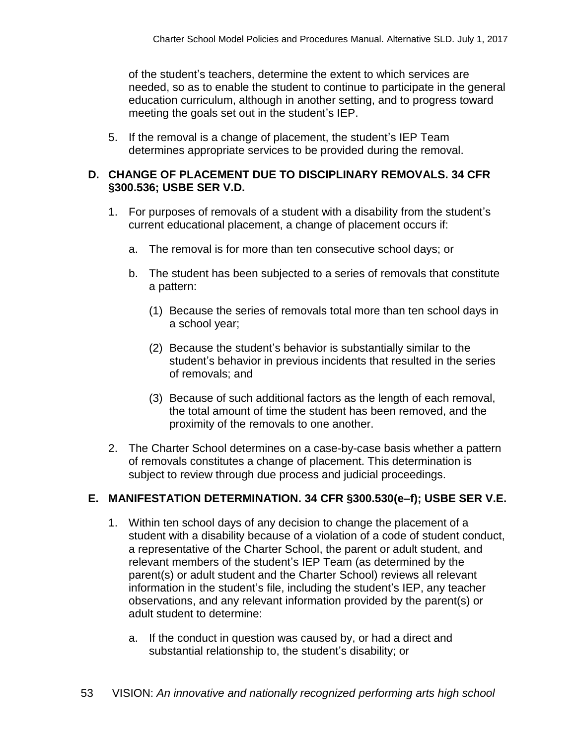of the student's teachers, determine the extent to which services are needed, so as to enable the student to continue to participate in the general education curriculum, although in another setting, and to progress toward meeting the goals set out in the student's IEP.

5. If the removal is a change of placement, the student's IEP Team determines appropriate services to be provided during the removal.

### D. CHANGE OF PLACEMENT DUE TO DISCIPLINARY REMOVALS. 34 CFR §300.536; USBE SER V.D.

1. For purposes of removals of a student with a disability from the student's current educational placement, a change of placement occurs if:

   a. The removal is for more than ten consecutive school days; or

   b. The student has been subjected to a series of removals that constitute a pattern:

      (1) Because the series of removals total more than ten school days in a school year;

      (2) Because the student's behavior is substantially similar to the student's behavior in previous incidents that resulted in the series of removals; and

      (3) Because of such additional factors as the length of each removal, the total amount of time the student has been removed, and the proximity of the removals to one another.

2. The Charter School determines on a case-by-case basis whether a pattern of removals constitutes a change of placement. This determination is subject to review through due process and judicial proceedings.

### E. MANIFESTATION DETERMINATION. 34 CFR §300.530(e–f); USBE SER V.E.

1. Within ten school days of any decision to change the placement of a student with a disability because of a violation of a code of student conduct, a representative of the Charter School, the parent or adult student, and relevant members of the student's IEP Team (as determined by the parent(s) or adult student and the Charter School) reviews all relevant information in the student's file, including the student's IEP, any teacher observations, and any relevant information provided by the parent(s) or adult student to determine:

   a. If the conduct in question was caused by, or had a direct and substantial relationship to, the student's disability; or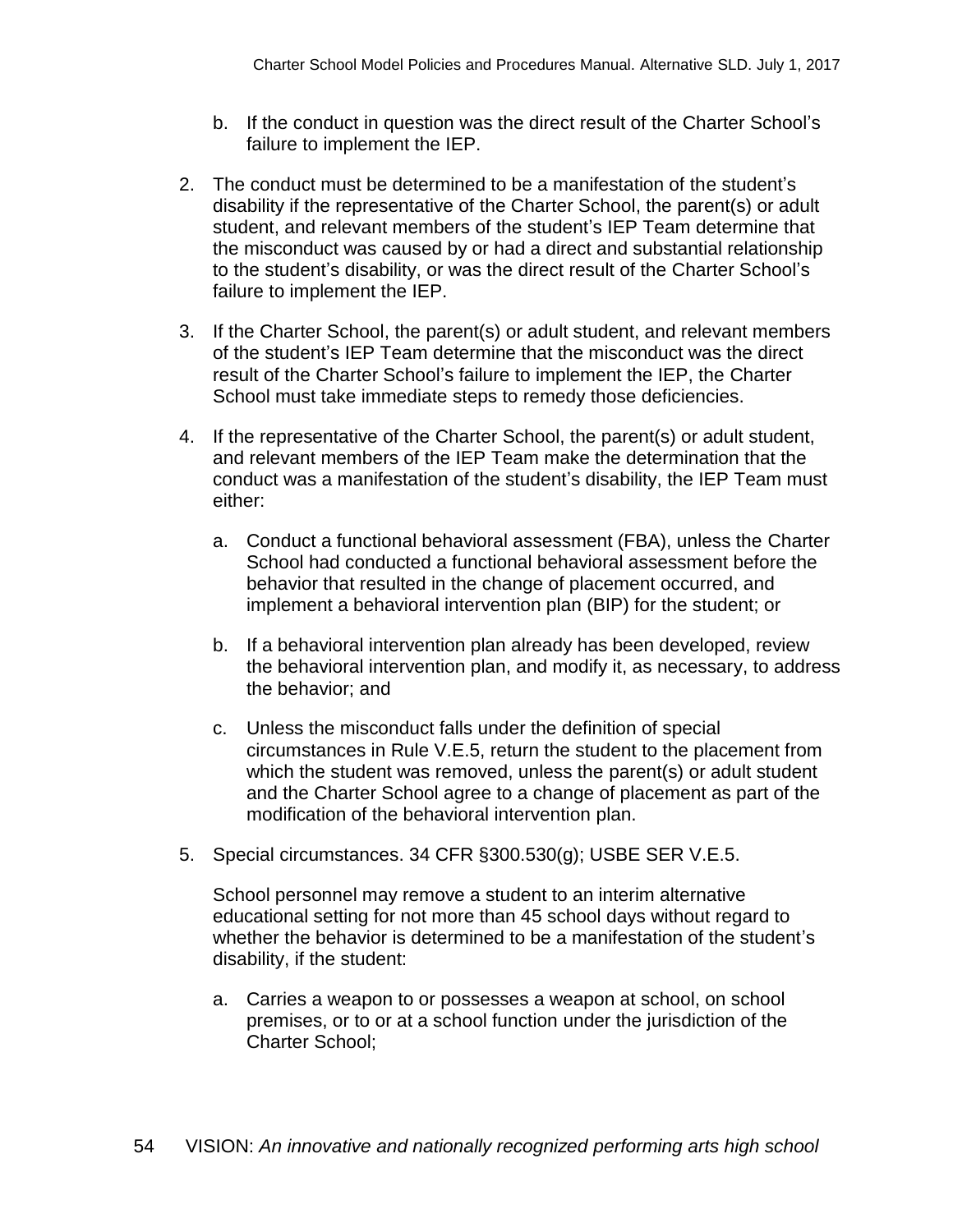b. If the conduct in question was the direct result of the Charter School's failure to implement the IEP.

2. The conduct must be determined to be a manifestation of the student's disability if the representative of the Charter School, the parent(s) or adult student, and relevant members of the student's IEP Team determine that the misconduct was caused by or had a direct and substantial relationship to the student's disability, or was the direct result of the Charter School's failure to implement the IEP.

3. If the Charter School, the parent(s) or adult student, and relevant members of the student's IEP Team determine that the misconduct was the direct result of the Charter School's failure to implement the IEP, the Charter School must take immediate steps to remedy those deficiencies.

4. If the representative of the Charter School, the parent(s) or adult student, and relevant members of the IEP Team make the determination that the conduct was a manifestation of the student's disability, the IEP Team must either:

   a. Conduct a functional behavioral assessment (FBA), unless the Charter School had conducted a functional behavioral assessment before the behavior that resulted in the change of placement occurred, and implement a behavioral intervention plan (BIP) for the student; or

   b. If a behavioral intervention plan already has been developed, review the behavioral intervention plan, and modify it, as necessary, to address the behavior; and

   c. Unless the misconduct falls under the definition of special circumstances in Rule V.E.5, return the student to the placement from which the student was removed, unless the parent(s) or adult student and the Charter School agree to a change of placement as part of the modification of the behavioral intervention plan.

5. Special circumstances. 34 CFR §300.530(g); USBE SER V.E.5.

   School personnel may remove a student to an interim alternative educational setting for not more than 45 school days without regard to whether the behavior is determined to be a manifestation of the student's disability, if the student:

   a. Carries a weapon to or possesses a weapon at school, on school premises, or to or at a school function under the jurisdiction of the Charter School;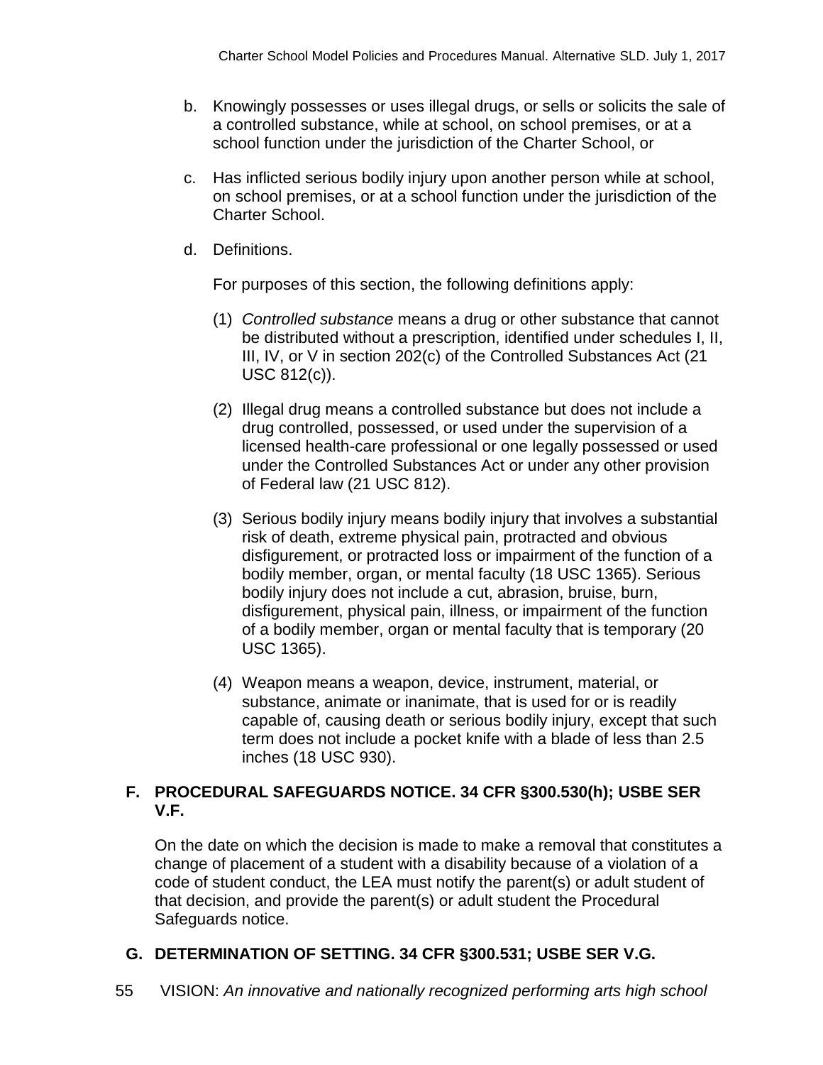b. Knowingly possesses or uses illegal drugs, or sells or solicits the sale of a controlled substance, while at school, on school premises, or at a school function under the jurisdiction of the Charter School, or

c. Has inflicted serious bodily injury upon another person while at school, on school premises, or at a school function under the jurisdiction of the Charter School.

d. Definitions.

   For purposes of this section, the following definitions apply:

   (1) *Controlled substance* means a drug or other substance that cannot be distributed without a prescription, identified under schedules I, II, III, IV, or V in section 202(c) of the Controlled Substances Act (21 USC 812(c)).

   (2) Illegal drug means a controlled substance but does not include a drug controlled, possessed, or used under the supervision of a licensed health-care professional or one legally possessed or used under the Controlled Substances Act or under any other provision of Federal law (21 USC 812).

   (3) Serious bodily injury means bodily injury that involves a substantial risk of death, extreme physical pain, protracted and obvious disfigurement, or protracted loss or impairment of the function of a bodily member, organ, or mental faculty (18 USC 1365). Serious bodily injury does not include a cut, abrasion, bruise, burn, disfigurement, physical pain, illness, or impairment of the function of a bodily member, organ or mental faculty that is temporary (20 USC 1365).

   (4) Weapon means a weapon, device, instrument, material, or substance, animate or inanimate, that is used for or is readily capable of, causing death or serious bodily injury, except that such term does not include a pocket knife with a blade of less than 2.5 inches (18 USC 930).

## F. PROCEDURAL SAFEGUARDS NOTICE. 34 CFR §300.530(h); USBE SER V.F.

On the date on which the decision is made to make a removal that constitutes a change of placement of a student with a disability because of a violation of a code of student conduct, the LEA must notify the parent(s) or adult student of that decision, and provide the parent(s) or adult student the Procedural Safeguards notice.

## G. DETERMINATION OF SETTING. 34 CFR §300.531; USBE SER V.G.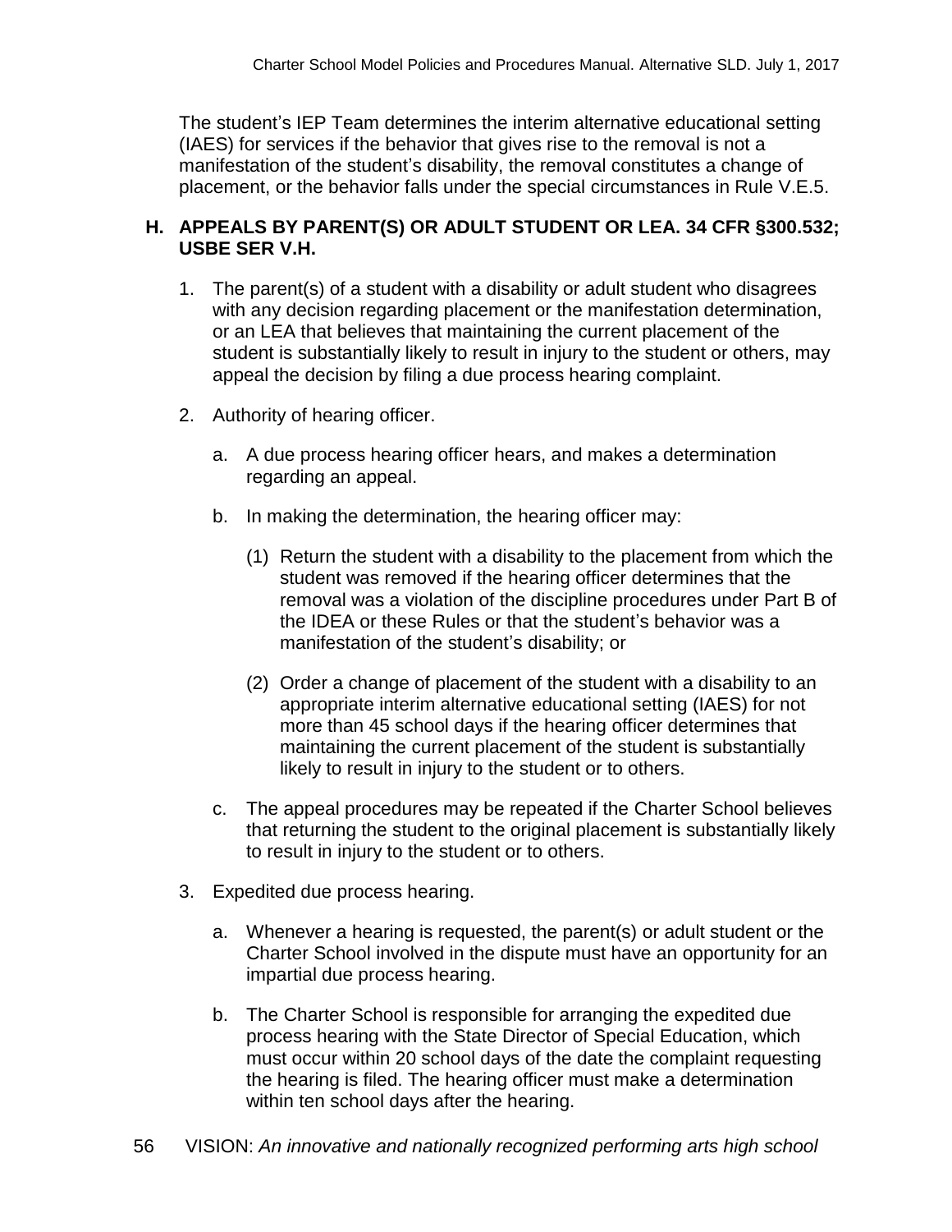The student’s IEP Team determines the interim alternative educational setting (IAES) for services if the behavior that gives rise to the removal is not a manifestation of the student’s disability, the removal constitutes a change of placement, or the behavior falls under the special circumstances in Rule V.E.5.

### H. APPEALS BY PARENT(S) OR ADULT STUDENT OR LEA. 34 CFR §300.532; USBE SER V.H.

1. The parent(s) of a student with a disability or adult student who disagrees with any decision regarding placement or the manifestation determination, or an LEA that believes that maintaining the current placement of the student is substantially likely to result in injury to the student or others, may appeal the decision by filing a due process hearing complaint.

2. Authority of hearing officer.

   a. A due process hearing officer hears, and makes a determination regarding an appeal.

   b. In making the determination, the hearing officer may:

      (1) Return the student with a disability to the placement from which the student was removed if the hearing officer determines that the removal was a violation of the discipline procedures under Part B of the IDEA or these Rules or that the student’s behavior was a manifestation of the student’s disability; or

      (2) Order a change of placement of the student with a disability to an appropriate interim alternative educational setting (IAES) for not more than 45 school days if the hearing officer determines that maintaining the current placement of the student is substantially likely to result in injury to the student or to others.

   c. The appeal procedures may be repeated if the Charter School believes that returning the student to the original placement is substantially likely to result in injury to the student or to others.

3. Expedited due process hearing.

   a. Whenever a hearing is requested, the parent(s) or adult student or the Charter School involved in the dispute must have an opportunity for an impartial due process hearing.

   b. The Charter School is responsible for arranging the expedited due process hearing with the State Director of Special Education, which must occur within 20 school days of the date the complaint requesting the hearing is filed. The hearing officer must make a determination within ten school days after the hearing.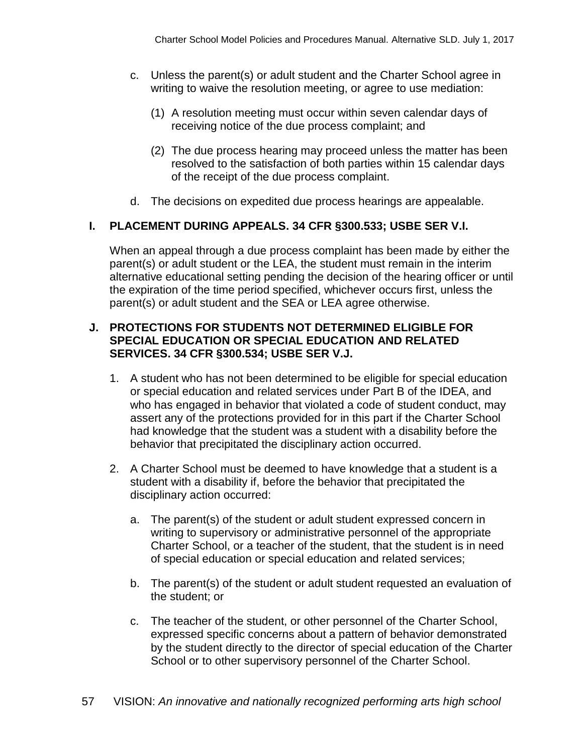c. Unless the parent(s) or adult student and the Charter School agree in writing to waive the resolution meeting, or agree to use mediation:

   (1) A resolution meeting must occur within seven calendar days of receiving notice of the due process complaint; and

   (2) The due process hearing may proceed unless the matter has been resolved to the satisfaction of both parties within 15 calendar days of the receipt of the due process complaint.

d. The decisions on expedited due process hearings are appealable.

## I. PLACEMENT DURING APPEALS. 34 CFR §300.533; USBE SER V.I.

When an appeal through a due process complaint has been made by either the parent(s) or adult student or the LEA, the student must remain in the interim alternative educational setting pending the decision of the hearing officer or until the expiration of the time period specified, whichever occurs first, unless the parent(s) or adult student and the SEA or LEA agree otherwise.

## J. PROTECTIONS FOR STUDENTS NOT DETERMINED ELIGIBLE FOR SPECIAL EDUCATION OR SPECIAL EDUCATION AND RELATED SERVICES. 34 CFR §300.534; USBE SER V.J.

1. A student who has not been determined to be eligible for special education or special education and related services under Part B of the IDEA, and who has engaged in behavior that violated a code of student conduct, may assert any of the protections provided for in this part if the Charter School had knowledge that the student was a student with a disability before the behavior that precipitated the disciplinary action occurred.

2. A Charter School must be deemed to have knowledge that a student is a student with a disability if, before the behavior that precipitated the disciplinary action occurred:

   a. The parent(s) of the student or adult student expressed concern in writing to supervisory or administrative personnel of the appropriate Charter School, or a teacher of the student, that the student is in need of special education or special education and related services;

   b. The parent(s) of the student or adult student requested an evaluation of the student; or

   c. The teacher of the student, or other personnel of the Charter School, expressed specific concerns about a pattern of behavior demonstrated by the student directly to the director of special education of the Charter School or to other supervisory personnel of the Charter School.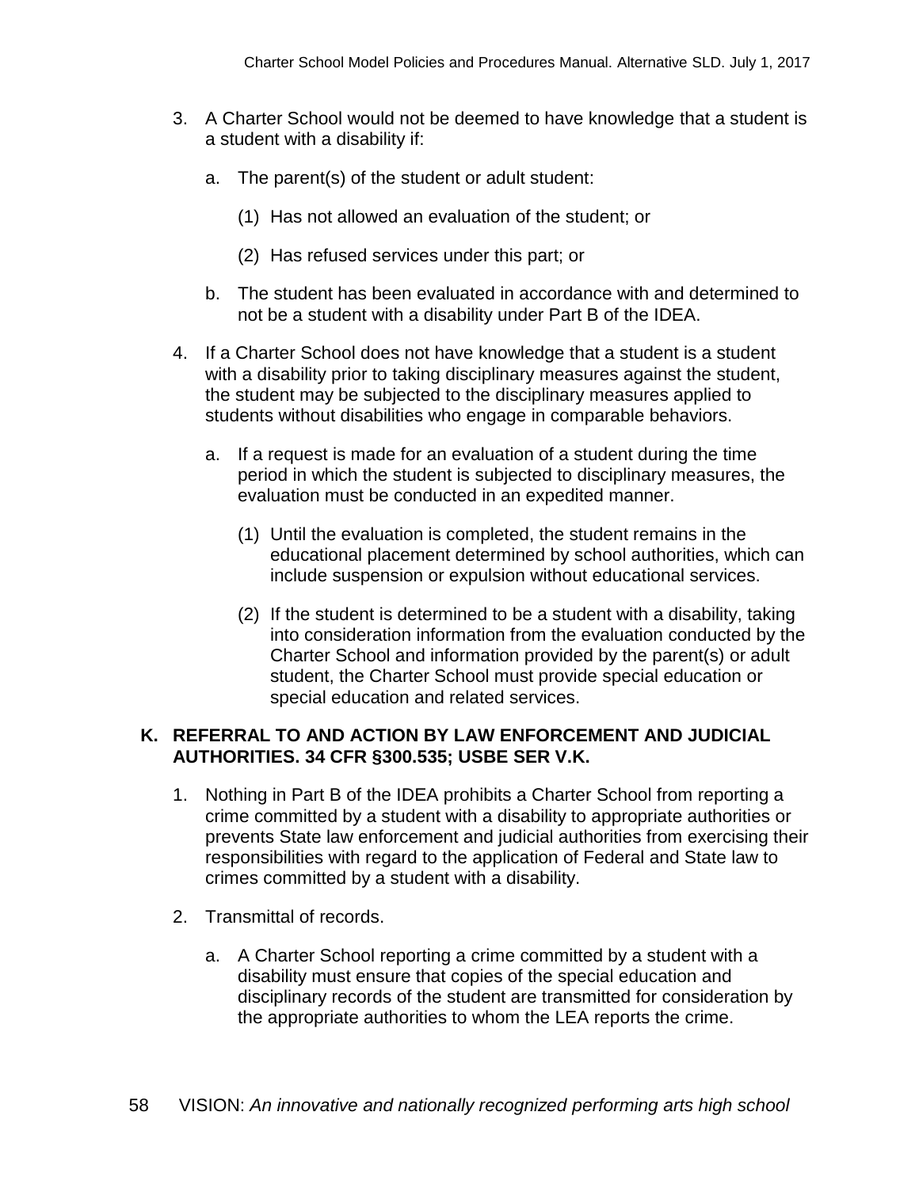3. A Charter School would not be deemed to have knowledge that a student is a student with a disability if:

   a. The parent(s) of the student or adult student:

      (1) Has not allowed an evaluation of the student; or

      (2) Has refused services under this part; or

   b. The student has been evaluated in accordance with and determined to not be a student with a disability under Part B of the IDEA.

4. If a Charter School does not have knowledge that a student is a student with a disability prior to taking disciplinary measures against the student, the student may be subjected to the disciplinary measures applied to students without disabilities who engage in comparable behaviors.

   a. If a request is made for an evaluation of a student during the time period in which the student is subjected to disciplinary measures, the evaluation must be conducted in an expedited manner.

      (1) Until the evaluation is completed, the student remains in the educational placement determined by school authorities, which can include suspension or expulsion without educational services.

      (2) If the student is determined to be a student with a disability, taking into consideration information from the evaluation conducted by the Charter School and information provided by the parent(s) or adult student, the Charter School must provide special education or special education and related services.

## K. REFERRAL TO AND ACTION BY LAW ENFORCEMENT AND JUDICIAL AUTHORITIES. 34 CFR §300.535; USBE SER V.K.

1. Nothing in Part B of the IDEA prohibits a Charter School from reporting a crime committed by a student with a disability to appropriate authorities or prevents State law enforcement and judicial authorities from exercising their responsibilities with regard to the application of Federal and State law to crimes committed by a student with a disability.

2. Transmittal of records.

   a. A Charter School reporting a crime committed by a student with a disability must ensure that copies of the special education and disciplinary records of the student are transmitted for consideration by the appropriate authorities to whom the LEA reports the crime.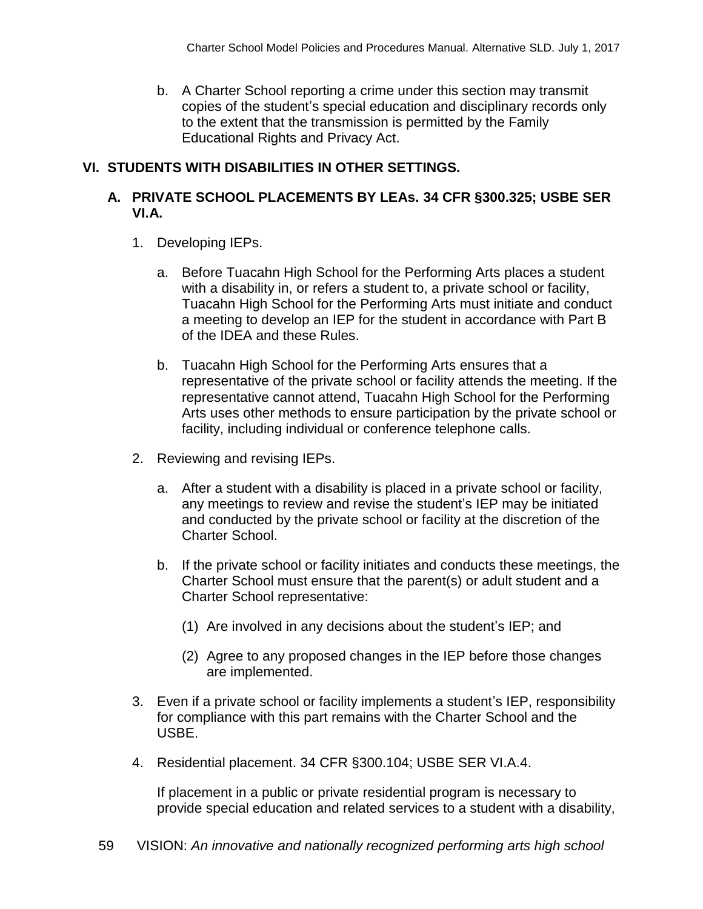b. A Charter School reporting a crime under this section may transmit copies of the student's special education and disciplinary records only to the extent that the transmission is permitted by the Family Educational Rights and Privacy Act.

## VI. STUDENTS WITH DISABILITIES IN OTHER SETTINGS.

### A. PRIVATE SCHOOL PLACEMENTS BY LEAs. 34 CFR §300.325; USBE SER VI.A.

1. Developing IEPs.

   a. Before Tuacahn High School for the Performing Arts places a student with a disability in, or refers a student to, a private school or facility, Tuacahn High School for the Performing Arts must initiate and conduct a meeting to develop an IEP for the student in accordance with Part B of the IDEA and these Rules.

   b. Tuacahn High School for the Performing Arts ensures that a representative of the private school or facility attends the meeting. If the representative cannot attend, Tuacahn High School for the Performing Arts uses other methods to ensure participation by the private school or facility, including individual or conference telephone calls.

2. Reviewing and revising IEPs.

   a. After a student with a disability is placed in a private school or facility, any meetings to review and revise the student's IEP may be initiated and conducted by the private school or facility at the discretion of the Charter School.

   b. If the private school or facility initiates and conducts these meetings, the Charter School must ensure that the parent(s) or adult student and a Charter School representative:

      (1) Are involved in any decisions about the student's IEP; and

      (2) Agree to any proposed changes in the IEP before those changes are implemented.

3. Even if a private school or facility implements a student's IEP, responsibility for compliance with this part remains with the Charter School and the USBE.

4. Residential placement. 34 CFR §300.104; USBE SER VI.A.4.

   If placement in a public or private residential program is necessary to provide special education and related services to a student with a disability,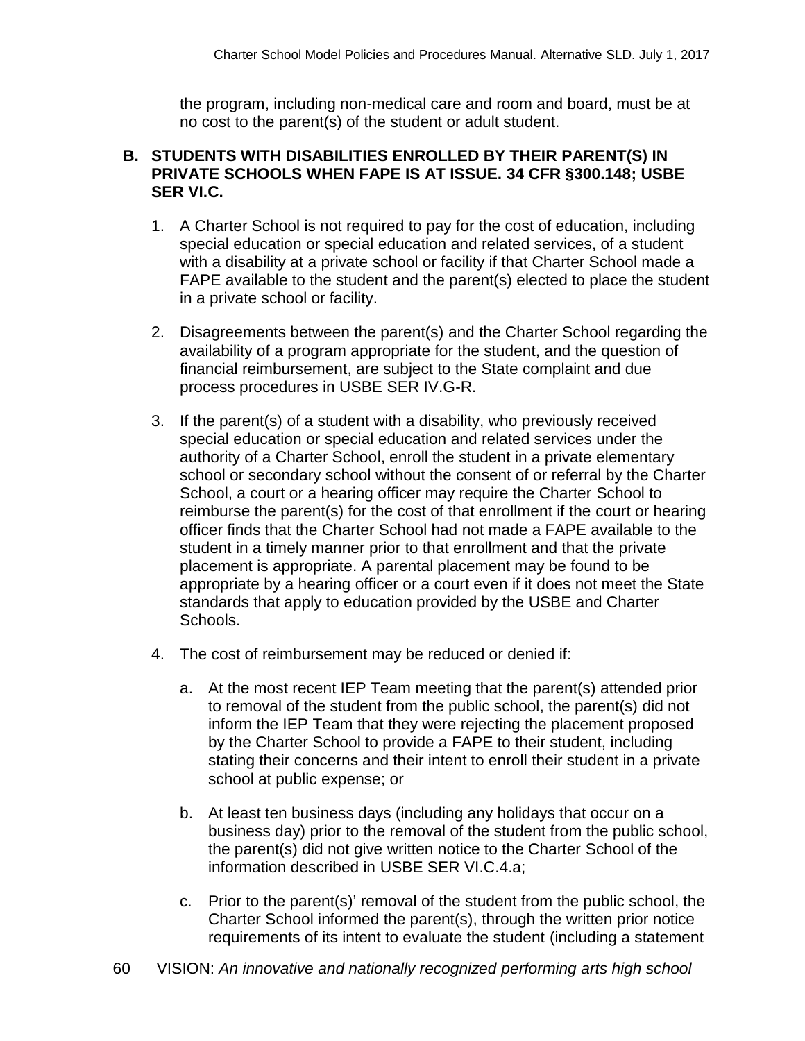the program, including non-medical care and room and board, must be at no cost to the parent(s) of the student or adult student.

### B. STUDENTS WITH DISABILITIES ENROLLED BY THEIR PARENT(S) IN PRIVATE SCHOOLS WHEN FAPE IS AT ISSUE. 34 CFR §300.148; USBE SER VI.C.

1. A Charter School is not required to pay for the cost of education, including special education or special education and related services, of a student with a disability at a private school or facility if that Charter School made a FAPE available to the student and the parent(s) elected to place the student in a private school or facility.

2. Disagreements between the parent(s) and the Charter School regarding the availability of a program appropriate for the student, and the question of financial reimbursement, are subject to the State complaint and due process procedures in USBE SER IV.G-R.

3. If the parent(s) of a student with a disability, who previously received special education or special education and related services under the authority of a Charter School, enroll the student in a private elementary school or secondary school without the consent of or referral by the Charter School, a court or a hearing officer may require the Charter School to reimburse the parent(s) for the cost of that enrollment if the court or hearing officer finds that the Charter School had not made a FAPE available to the student in a timely manner prior to that enrollment and that the private placement is appropriate. A parental placement may be found to be appropriate by a hearing officer or a court even if it does not meet the State standards that apply to education provided by the USBE and Charter Schools.

4. The cost of reimbursement may be reduced or denied if:

   a. At the most recent IEP Team meeting that the parent(s) attended prior to removal of the student from the public school, the parent(s) did not inform the IEP Team that they were rejecting the placement proposed by the Charter School to provide a FAPE to their student, including stating their concerns and their intent to enroll their student in a private school at public expense; or

   b. At least ten business days (including any holidays that occur on a business day) prior to the removal of the student from the public school, the parent(s) did not give written notice to the Charter School of the information described in USBE SER VI.C.4.a;

   c. Prior to the parent(s)' removal of the student from the public school, the Charter School informed the parent(s), through the written prior notice requirements of its intent to evaluate the student (including a statement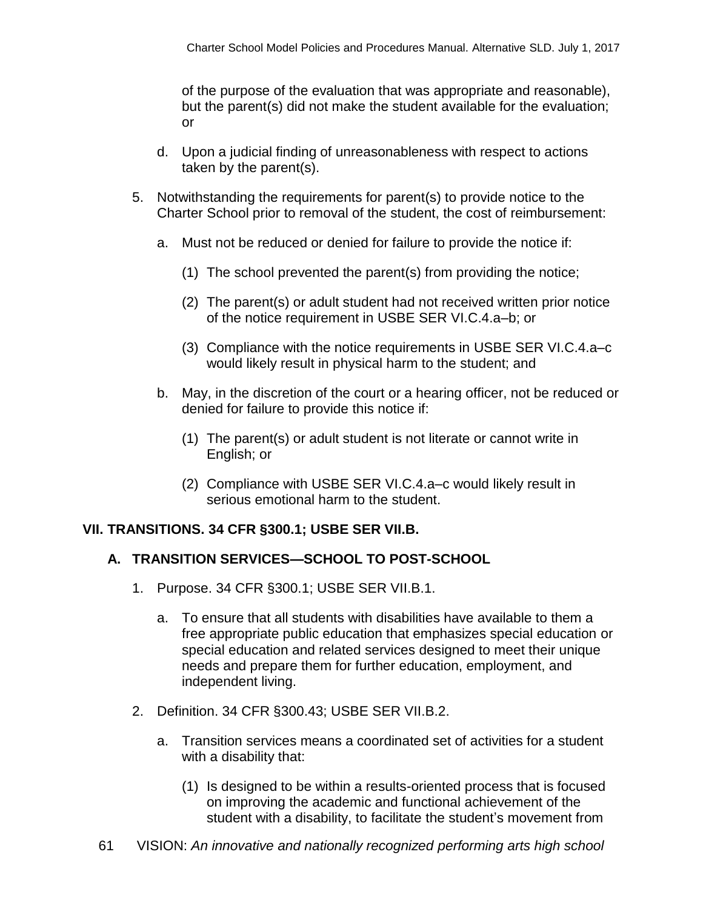of the purpose of the evaluation that was appropriate and reasonable), but the parent(s) did not make the student available for the evaluation; or

d. Upon a judicial finding of unreasonableness with respect to actions taken by the parent(s).

5. Notwithstanding the requirements for parent(s) to provide notice to the Charter School prior to removal of the student, the cost of reimbursement:

   a. Must not be reduced or denied for failure to provide the notice if:

      (1) The school prevented the parent(s) from providing the notice;

      (2) The parent(s) or adult student had not received written prior notice of the notice requirement in USBE SER VI.C.4.a–b; or

      (3) Compliance with the notice requirements in USBE SER VI.C.4.a–c would likely result in physical harm to the student; and

   b. May, in the discretion of the court or a hearing officer, not be reduced or denied for failure to provide this notice if:

      (1) The parent(s) or adult student is not literate or cannot write in English; or

      (2) Compliance with USBE SER VI.C.4.a–c would likely result in serious emotional harm to the student.

## VII. TRANSITIONS. 34 CFR §300.1; USBE SER VII.B.

### A. TRANSITION SERVICES—SCHOOL TO POST-SCHOOL

1. Purpose. 34 CFR §300.1; USBE SER VII.B.1.

   a. To ensure that all students with disabilities have available to them a free appropriate public education that emphasizes special education or special education and related services designed to meet their unique needs and prepare them for further education, employment, and independent living.

2. Definition. 34 CFR §300.43; USBE SER VII.B.2.

   a. Transition services means a coordinated set of activities for a student with a disability that:

      (1) Is designed to be within a results-oriented process that is focused on improving the academic and functional achievement of the student with a disability, to facilitate the student's movement from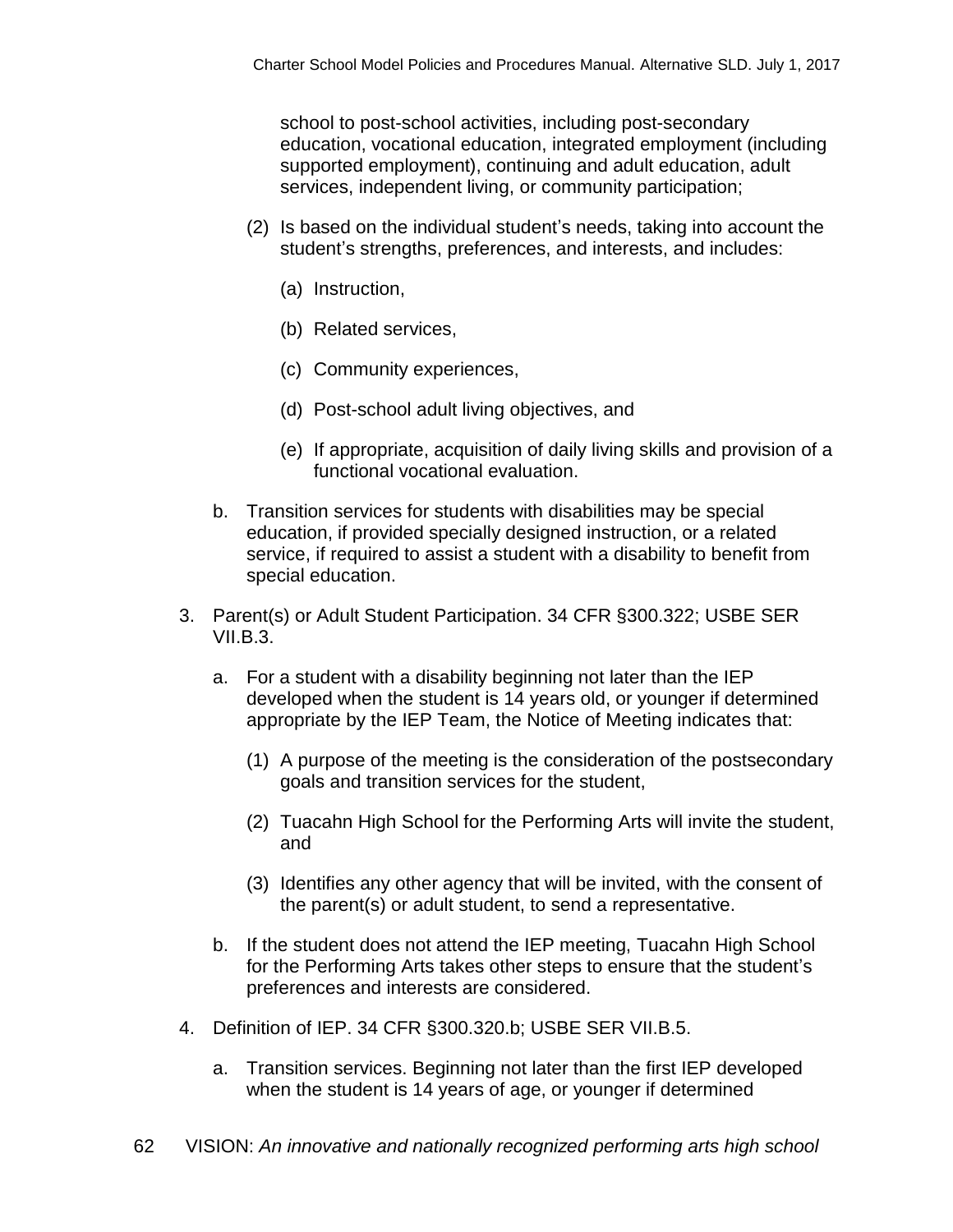school to post-school activities, including post-secondary education, vocational education, integrated employment (including supported employment), continuing and adult education, adult services, independent living, or community participation;

(2) Is based on the individual student's needs, taking into account the student's strengths, preferences, and interests, and includes:

(a) Instruction,

(b) Related services,

(c) Community experiences,

(d) Post-school adult living objectives, and

(e) If appropriate, acquisition of daily living skills and provision of a functional vocational evaluation.

b. Transition services for students with disabilities may be special education, if provided specially designed instruction, or a related service, if required to assist a student with a disability to benefit from special education.

3. Parent(s) or Adult Student Participation. 34 CFR §300.322; USBE SER VII.B.3.

   a. For a student with a disability beginning not later than the IEP developed when the student is 14 years old, or younger if determined appropriate by the IEP Team, the Notice of Meeting indicates that:

      (1) A purpose of the meeting is the consideration of the postsecondary goals and transition services for the student,

      (2) Tuacahn High School for the Performing Arts will invite the student, and

      (3) Identifies any other agency that will be invited, with the consent of the parent(s) or adult student, to send a representative.

   b. If the student does not attend the IEP meeting, Tuacahn High School for the Performing Arts takes other steps to ensure that the student's preferences and interests are considered.

4. Definition of IEP. 34 CFR §300.320.b; USBE SER VII.B.5.

   a. Transition services. Beginning not later than the first IEP developed when the student is 14 years of age, or younger if determined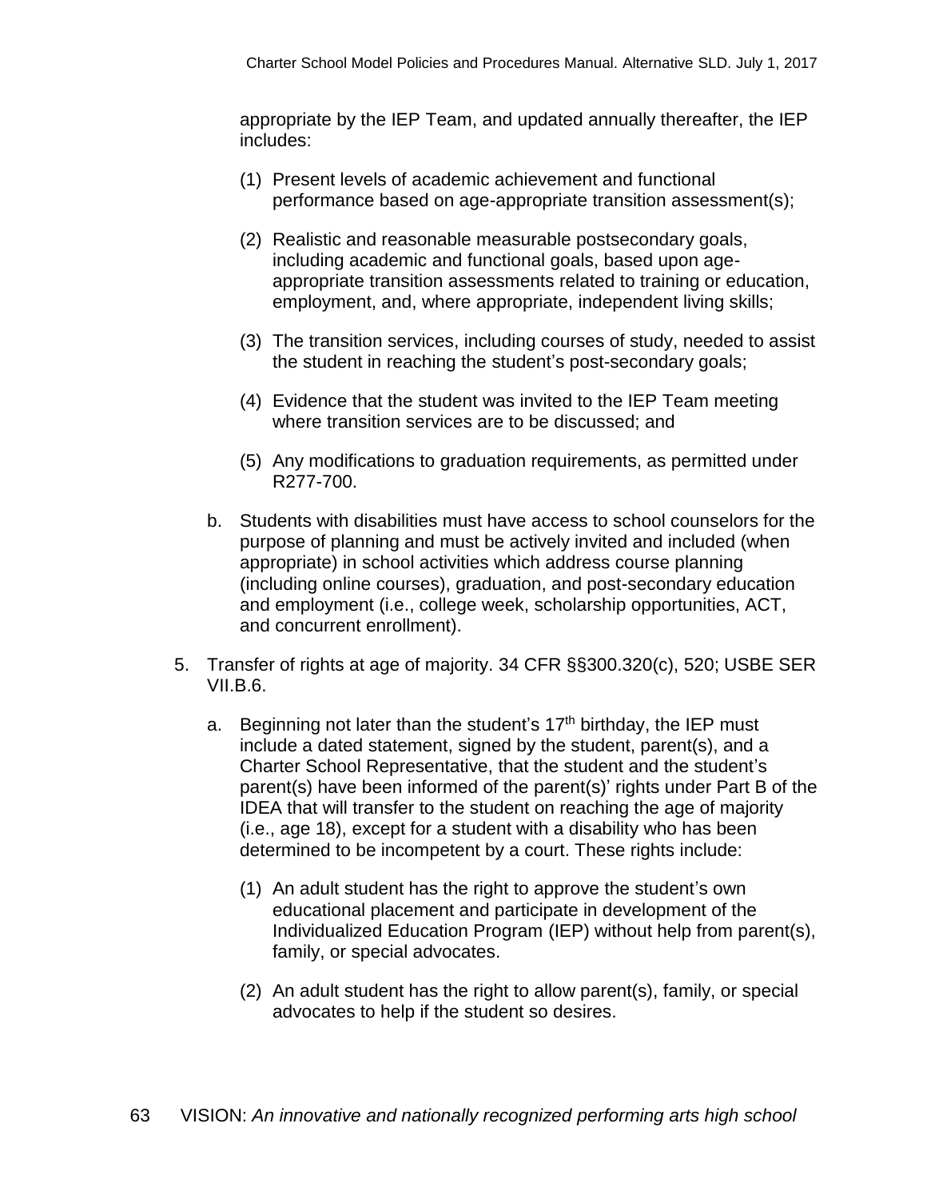appropriate by the IEP Team, and updated annually thereafter, the IEP includes:

(1) Present levels of academic achievement and functional performance based on age-appropriate transition assessment(s);

(2) Realistic and reasonable measurable postsecondary goals, including academic and functional goals, based upon age-appropriate transition assessments related to training or education, employment, and, where appropriate, independent living skills;

(3) The transition services, including courses of study, needed to assist the student in reaching the student's post-secondary goals;

(4) Evidence that the student was invited to the IEP Team meeting where transition services are to be discussed; and

(5) Any modifications to graduation requirements, as permitted under R277-700.

b. Students with disabilities must have access to school counselors for the purpose of planning and must be actively invited and included (when appropriate) in school activities which address course planning (including online courses), graduation, and post-secondary education and employment (i.e., college week, scholarship opportunities, ACT, and concurrent enrollment).

5. Transfer of rights at age of majority. 34 CFR §§300.320(c), 520; USBE SER VII.B.6.

   a. Beginning not later than the student's 17th birthday, the IEP must include a dated statement, signed by the student, parent(s), and a Charter School Representative, that the student and the student's parent(s) have been informed of the parent(s)' rights under Part B of the IDEA that will transfer to the student on reaching the age of majority (i.e., age 18), except for a student with a disability who has been determined to be incompetent by a court. These rights include:

   (1) An adult student has the right to approve the student's own educational placement and participate in development of the Individualized Education Program (IEP) without help from parent(s), family, or special advocates.

   (2) An adult student has the right to allow parent(s), family, or special advocates to help if the student so desires.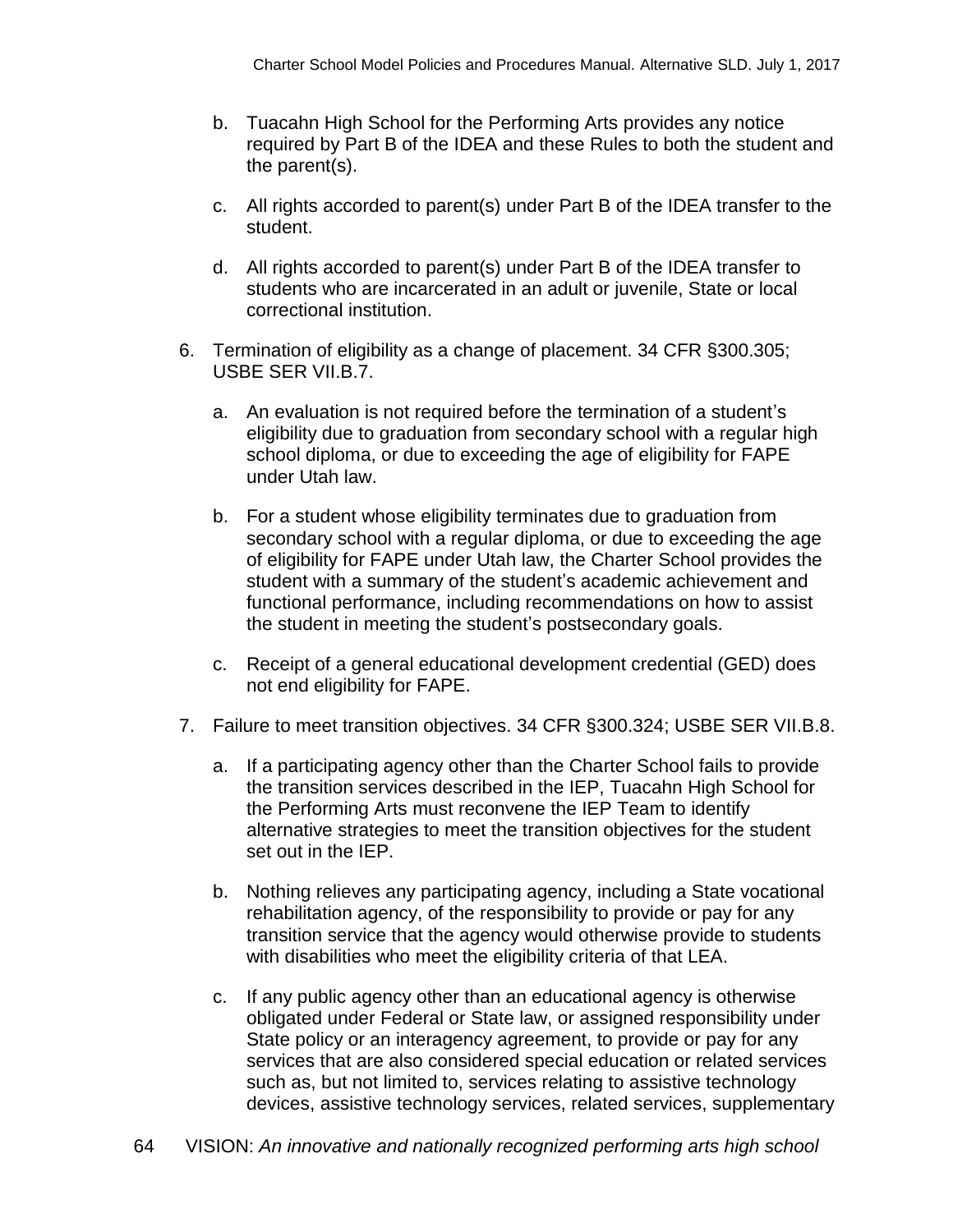b. Tuacahn High School for the Performing Arts provides any notice required by Part B of the IDEA and these Rules to both the student and the parent(s).

   c. All rights accorded to parent(s) under Part B of the IDEA transfer to the student.

   d. All rights accorded to parent(s) under Part B of the IDEA transfer to students who are incarcerated in an adult or juvenile, State or local correctional institution.

6. Termination of eligibility as a change of placement. 34 CFR §300.305; USBE SER VII.B.7.

   a. An evaluation is not required before the termination of a student's eligibility due to graduation from secondary school with a regular high school diploma, or due to exceeding the age of eligibility for FAPE under Utah law.

   b. For a student whose eligibility terminates due to graduation from secondary school with a regular diploma, or due to exceeding the age of eligibility for FAPE under Utah law, the Charter School provides the student with a summary of the student's academic achievement and functional performance, including recommendations on how to assist the student in meeting the student's postsecondary goals.

   c. Receipt of a general educational development credential (GED) does not end eligibility for FAPE.

7. Failure to meet transition objectives. 34 CFR §300.324; USBE SER VII.B.8.

   a. If a participating agency other than the Charter School fails to provide the transition services described in the IEP, Tuacahn High School for the Performing Arts must reconvene the IEP Team to identify alternative strategies to meet the transition objectives for the student set out in the IEP.

   b. Nothing relieves any participating agency, including a State vocational rehabilitation agency, of the responsibility to provide or pay for any transition service that the agency would otherwise provide to students with disabilities who meet the eligibility criteria of that LEA.

   c. If any public agency other than an educational agency is otherwise obligated under Federal or State law, or assigned responsibility under State policy or an interagency agreement, to provide or pay for any services that are also considered special education or related services such as, but not limited to, services relating to assistive technology devices, assistive technology services, related services, supplementary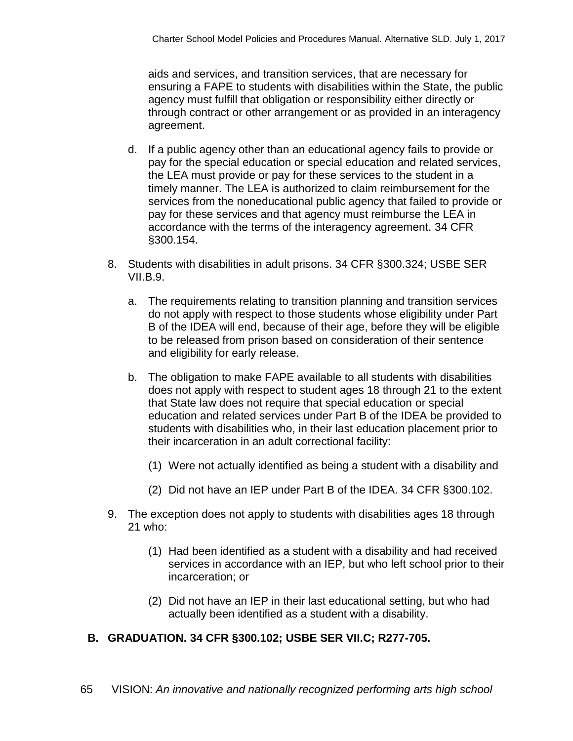aids and services, and transition services, that are necessary for ensuring a FAPE to students with disabilities within the State, the public agency must fulfill that obligation or responsibility either directly or through contract or other arrangement or as provided in an interagency agreement.

d. If a public agency other than an educational agency fails to provide or pay for the special education or special education and related services, the LEA must provide or pay for these services to the student in a timely manner. The LEA is authorized to claim reimbursement for the services from the noneducational public agency that failed to provide or pay for these services and that agency must reimburse the LEA in accordance with the terms of the interagency agreement. 34 CFR §300.154.

8. Students with disabilities in adult prisons. 34 CFR §300.324; USBE SER VII.B.9.

   a. The requirements relating to transition planning and transition services do not apply with respect to those students whose eligibility under Part B of the IDEA will end, because of their age, before they will be eligible to be released from prison based on consideration of their sentence and eligibility for early release.

   b. The obligation to make FAPE available to all students with disabilities does not apply with respect to student ages 18 through 21 to the extent that State law does not require that special education or special education and related services under Part B of the IDEA be provided to students with disabilities who, in their last education placement prior to their incarceration in an adult correctional facility:

      (1) Were not actually identified as being a student with a disability and

      (2) Did not have an IEP under Part B of the IDEA. 34 CFR §300.102.

9. The exception does not apply to students with disabilities ages 18 through 21 who:

   (1) Had been identified as a student with a disability and had received services in accordance with an IEP, but who left school prior to their incarceration; or

   (2) Did not have an IEP in their last educational setting, but who had actually been identified as a student with a disability.

**B. GRADUATION. 34 CFR §300.102; USBE SER VII.C; R277-705.**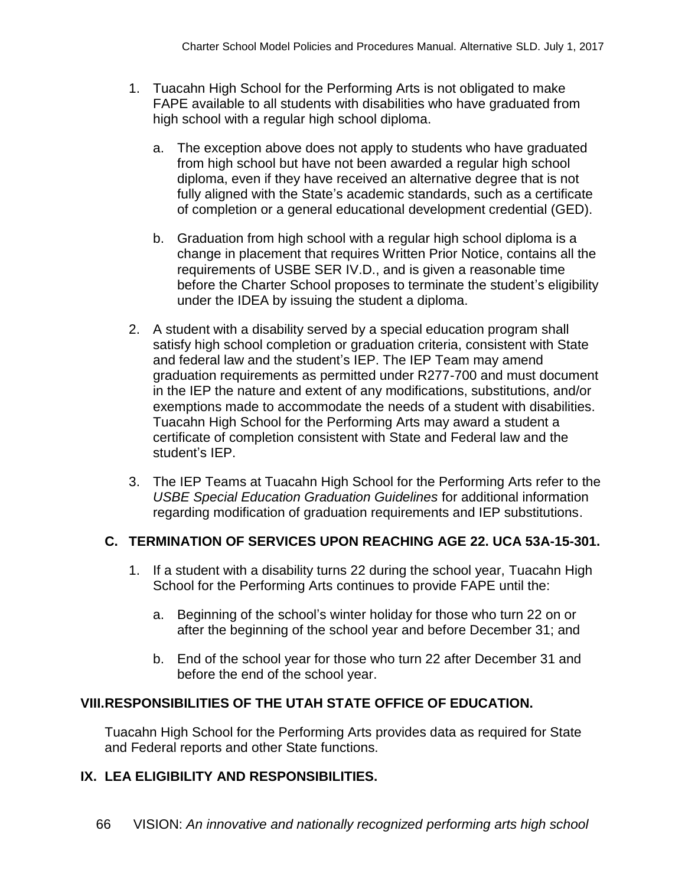1. Tuacahn High School for the Performing Arts is not obligated to make FAPE available to all students with disabilities who have graduated from high school with a regular high school diploma.

    a. The exception above does not apply to students who have graduated from high school but have not been awarded a regular high school diploma, even if they have received an alternative degree that is not fully aligned with the State's academic standards, such as a certificate of completion or a general educational development credential (GED).

    b. Graduation from high school with a regular high school diploma is a change in placement that requires Written Prior Notice, contains all the requirements of USBE SER IV.D., and is given a reasonable time before the Charter School proposes to terminate the student's eligibility under the IDEA by issuing the student a diploma.

2. A student with a disability served by a special education program shall satisfy high school completion or graduation criteria, consistent with State and federal law and the student's IEP. The IEP Team may amend graduation requirements as permitted under R277-700 and must document in the IEP the nature and extent of any modifications, substitutions, and/or exemptions made to accommodate the needs of a student with disabilities. Tuacahn High School for the Performing Arts may award a student a certificate of completion consistent with State and Federal law and the student's IEP.

3. The IEP Teams at Tuacahn High School for the Performing Arts refer to the *USBE Special Education Graduation Guidelines* for additional information regarding modification of graduation requirements and IEP substitutions.

### C. TERMINATION OF SERVICES UPON REACHING AGE 22. UCA 53A-15-301.

1. If a student with a disability turns 22 during the school year, Tuacahn High School for the Performing Arts continues to provide FAPE until the:

    a. Beginning of the school's winter holiday for those who turn 22 on or after the beginning of the school year and before December 31; and

    b. End of the school year for those who turn 22 after December 31 and before the end of the school year.

## VIII. RESPONSIBILITIES OF THE UTAH STATE OFFICE OF EDUCATION.

Tuacahn High School for the Performing Arts provides data as required for State and Federal reports and other State functions.

## IX. LEA ELIGIBILITY AND RESPONSIBILITIES.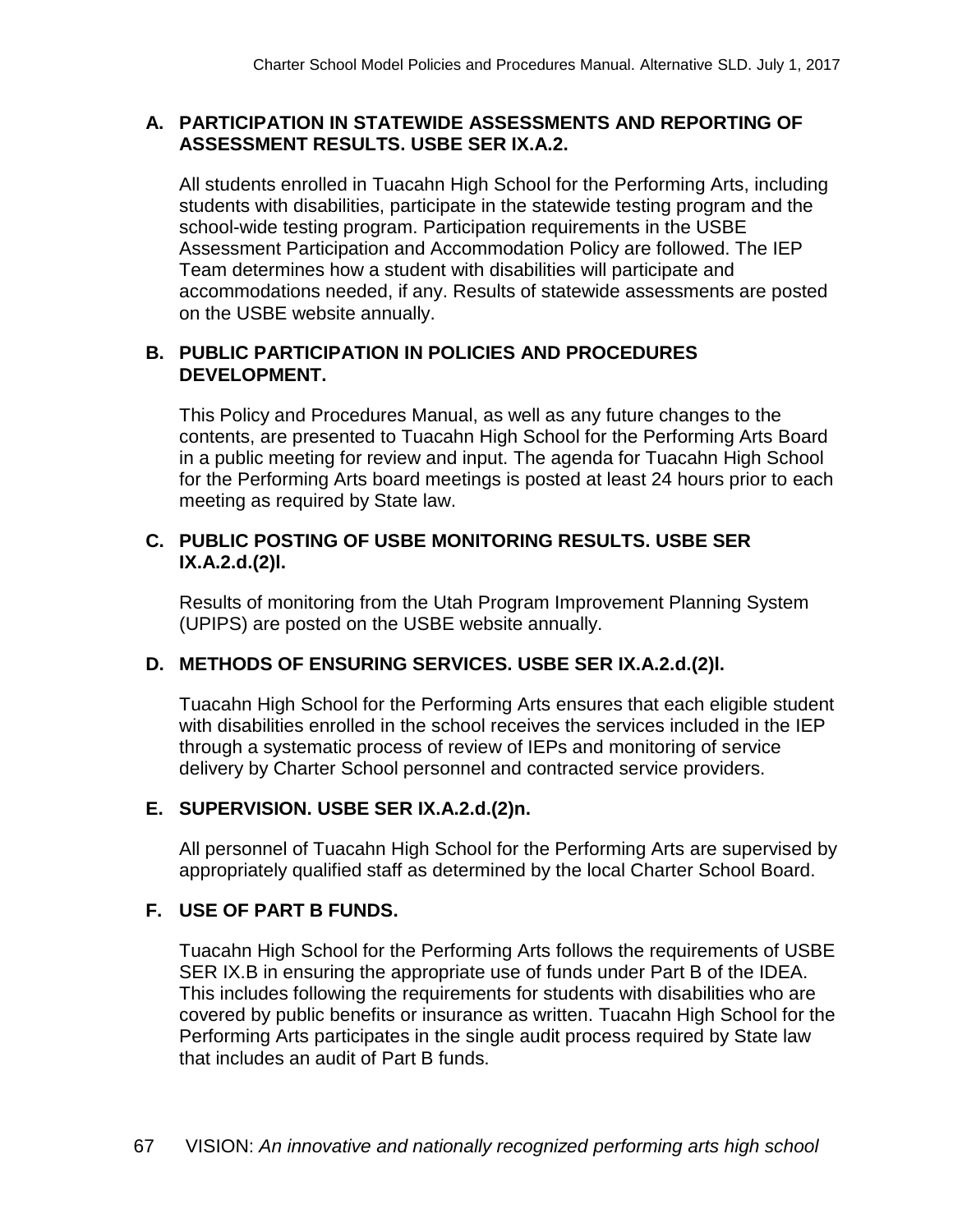## A. PARTICIPATION IN STATEWIDE ASSESSMENTS AND REPORTING OF ASSESSMENT RESULTS. USBE SER IX.A.2.

All students enrolled in Tuacahn High School for the Performing Arts, including students with disabilities, participate in the statewide testing program and the school-wide testing program. Participation requirements in the USBE Assessment Participation and Accommodation Policy are followed. The IEP Team determines how a student with disabilities will participate and accommodations needed, if any. Results of statewide assessments are posted on the USBE website annually.

## B. PUBLIC PARTICIPATION IN POLICIES AND PROCEDURES DEVELOPMENT.

This Policy and Procedures Manual, as well as any future changes to the contents, are presented to Tuacahn High School for the Performing Arts Board in a public meeting for review and input. The agenda for Tuacahn High School for the Performing Arts board meetings is posted at least 24 hours prior to each meeting as required by State law.

## C. PUBLIC POSTING OF USBE MONITORING RESULTS. USBE SER IX.A.2.d.(2)l.

Results of monitoring from the Utah Program Improvement Planning System (UPIPS) are posted on the USBE website annually.

## D. METHODS OF ENSURING SERVICES. USBE SER IX.A.2.d.(2)l.

Tuacahn High School for the Performing Arts ensures that each eligible student with disabilities enrolled in the school receives the services included in the IEP through a systematic process of review of IEPs and monitoring of service delivery by Charter School personnel and contracted service providers.

## E. SUPERVISION. USBE SER IX.A.2.d.(2)n.

All personnel of Tuacahn High School for the Performing Arts are supervised by appropriately qualified staff as determined by the local Charter School Board.

## F. USE OF PART B FUNDS.

Tuacahn High School for the Performing Arts follows the requirements of USBE SER IX.B in ensuring the appropriate use of funds under Part B of the IDEA. This includes following the requirements for students with disabilities who are covered by public benefits or insurance as written. Tuacahn High School for the Performing Arts participates in the single audit process required by State law that includes an audit of Part B funds.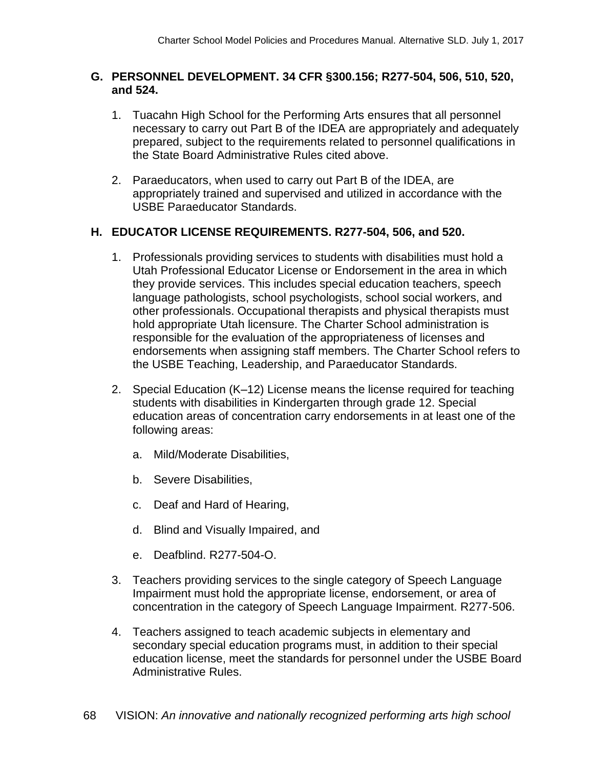## G. PERSONNEL DEVELOPMENT. 34 CFR §300.156; R277-504, 506, 510, 520, and 524.

1. Tuacahn High School for the Performing Arts ensures that all personnel necessary to carry out Part B of the IDEA are appropriately and adequately prepared, subject to the requirements related to personnel qualifications in the State Board Administrative Rules cited above.

2. Paraeducators, when used to carry out Part B of the IDEA, are appropriately trained and supervised and utilized in accordance with the USBE Paraeducator Standards.

## H. EDUCATOR LICENSE REQUIREMENTS. R277-504, 506, and 520.

1. Professionals providing services to students with disabilities must hold a Utah Professional Educator License or Endorsement in the area in which they provide services. This includes special education teachers, speech language pathologists, school psychologists, school social workers, and other professionals. Occupational therapists and physical therapists must hold appropriate Utah licensure. The Charter School administration is responsible for the evaluation of the appropriateness of licenses and endorsements when assigning staff members. The Charter School refers to the USBE Teaching, Leadership, and Paraeducator Standards.

2. Special Education (K–12) License means the license required for teaching students with disabilities in Kindergarten through grade 12. Special education areas of concentration carry endorsements in at least one of the following areas:

   a. Mild/Moderate Disabilities,

   b. Severe Disabilities,

   c. Deaf and Hard of Hearing,

   d. Blind and Visually Impaired, and

   e. Deafblind. R277-504-O.

3. Teachers providing services to the single category of Speech Language Impairment must hold the appropriate license, endorsement, or area of concentration in the category of Speech Language Impairment. R277-506.

4. Teachers assigned to teach academic subjects in elementary and secondary special education programs must, in addition to their special education license, meet the standards for personnel under the USBE Board Administrative Rules.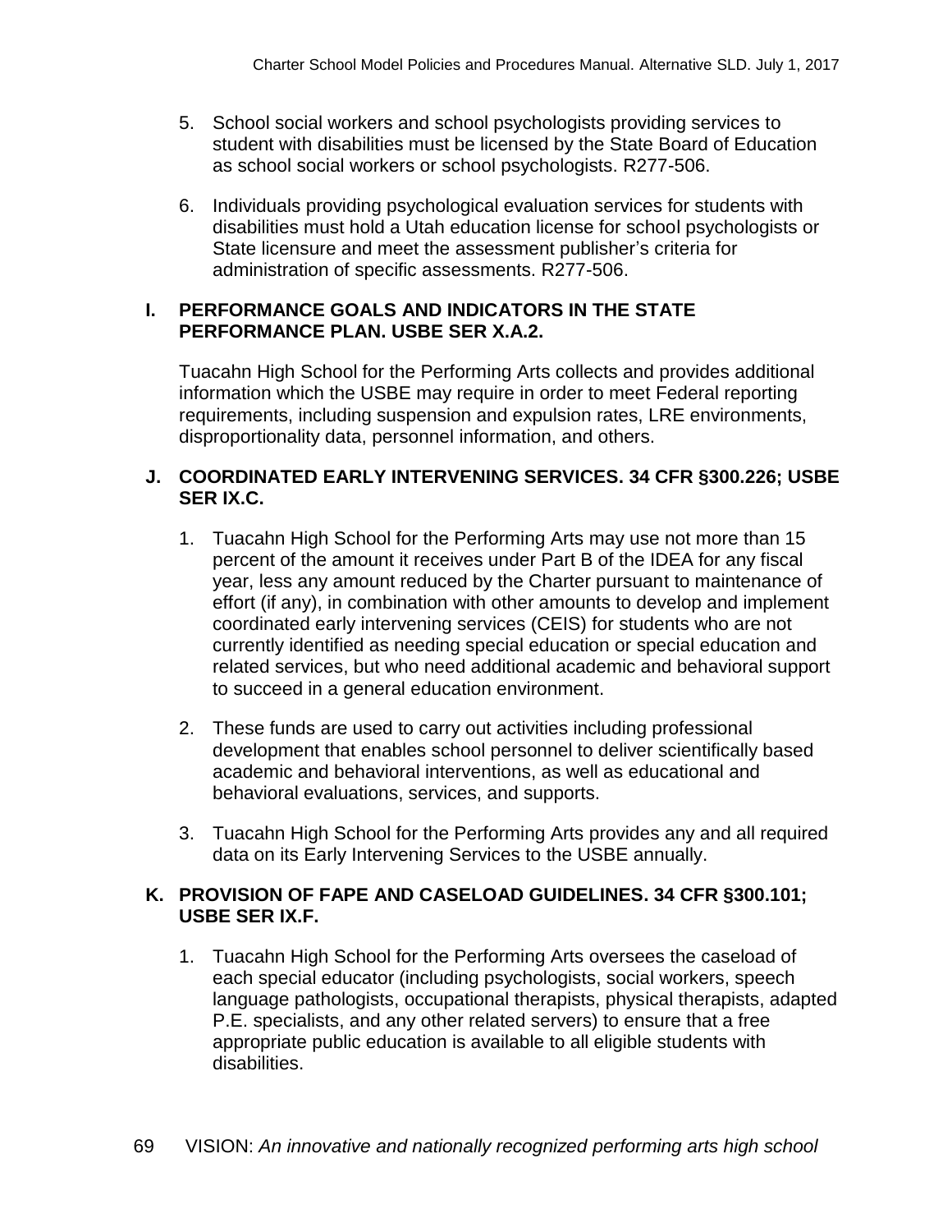5. School social workers and school psychologists providing services to student with disabilities must be licensed by the State Board of Education as school social workers or school psychologists. R277-506.

6. Individuals providing psychological evaluation services for students with disabilities must hold a Utah education license for school psychologists or State licensure and meet the assessment publisher's criteria for administration of specific assessments. R277-506.

## I. PERFORMANCE GOALS AND INDICATORS IN THE STATE PERFORMANCE PLAN. USBE SER X.A.2.

Tuacahn High School for the Performing Arts collects and provides additional information which the USBE may require in order to meet Federal reporting requirements, including suspension and expulsion rates, LRE environments, disproportionality data, personnel information, and others.

## J. COORDINATED EARLY INTERVENING SERVICES. 34 CFR §300.226; USBE SER IX.C.

1. Tuacahn High School for the Performing Arts may use not more than 15 percent of the amount it receives under Part B of the IDEA for any fiscal year, less any amount reduced by the Charter pursuant to maintenance of effort (if any), in combination with other amounts to develop and implement coordinated early intervening services (CEIS) for students who are not currently identified as needing special education or special education and related services, but who need additional academic and behavioral support to succeed in a general education environment.

2. These funds are used to carry out activities including professional development that enables school personnel to deliver scientifically based academic and behavioral interventions, as well as educational and behavioral evaluations, services, and supports.

3. Tuacahn High School for the Performing Arts provides any and all required data on its Early Intervening Services to the USBE annually.

## K. PROVISION OF FAPE AND CASELOAD GUIDELINES. 34 CFR §300.101; USBE SER IX.F.

1. Tuacahn High School for the Performing Arts oversees the caseload of each special educator (including psychologists, social workers, speech language pathologists, occupational therapists, physical therapists, adapted P.E. specialists, and any other related servers) to ensure that a free appropriate public education is available to all eligible students with disabilities.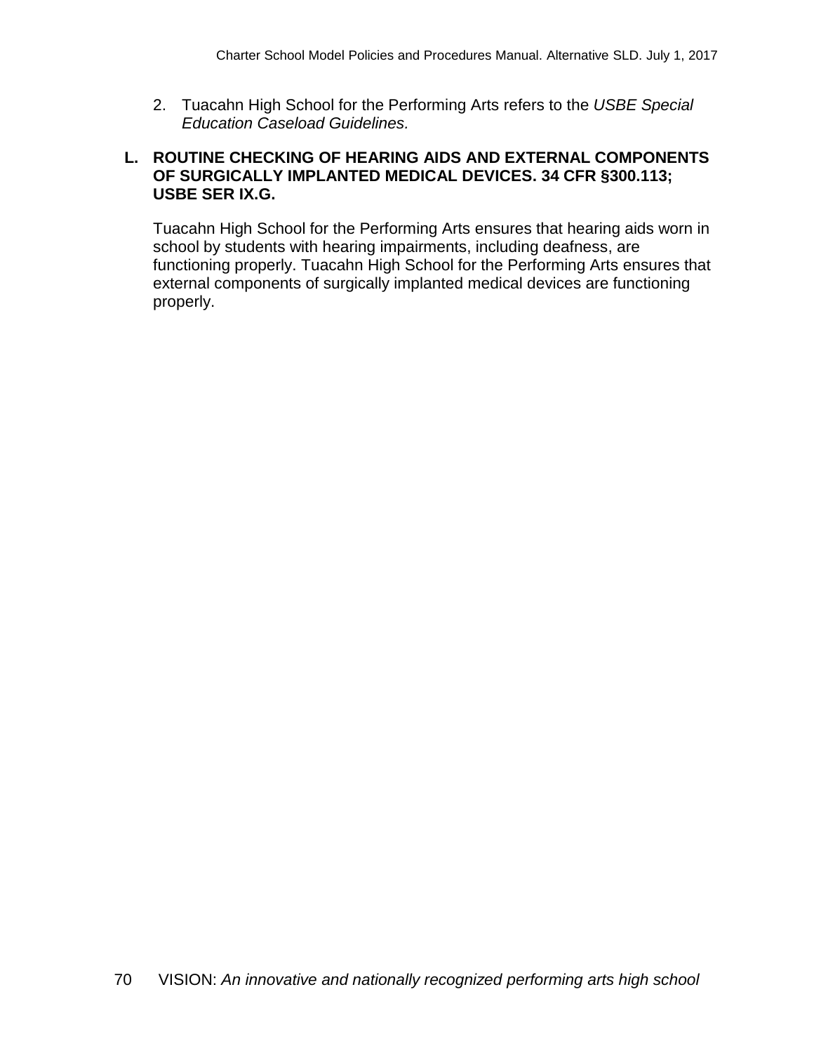2. Tuacahn High School for the Performing Arts refers to the *USBE Special Education Caseload Guidelines.*

**L. ROUTINE CHECKING OF HEARING AIDS AND EXTERNAL COMPONENTS OF SURGICALLY IMPLANTED MEDICAL DEVICES. 34 CFR §300.113; USBE SER IX.G.**

Tuacahn High School for the Performing Arts ensures that hearing aids worn in school by students with hearing impairments, including deafness, are functioning properly. Tuacahn High School for the Performing Arts ensures that external components of surgically implanted medical devices are functioning properly.